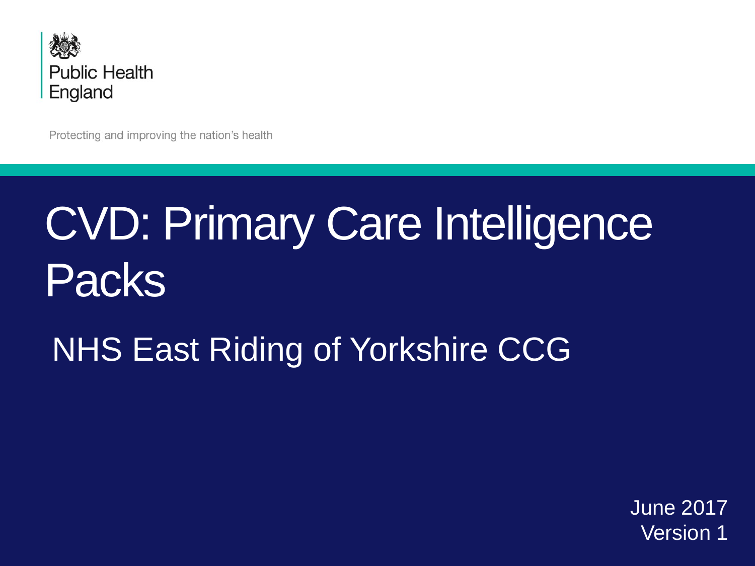Public Health England

Protecting and improving the nation's health

# CVD: Primary Care Intelligence Packs

## NHS East Riding of Yorkshire CCG

June 2017
Version 1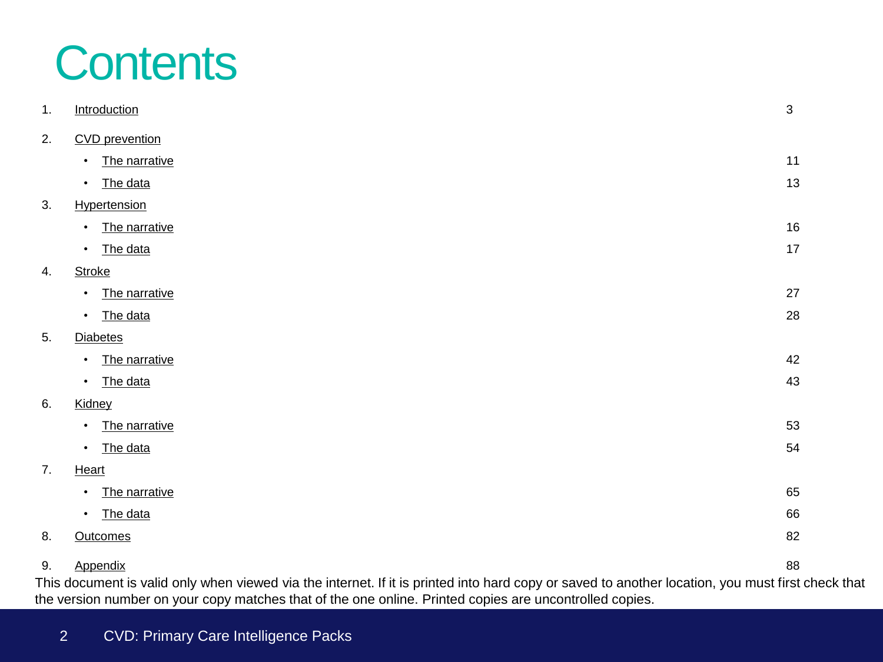# Contents

1. Introduction — 3
2. CVD prevention
   - The narrative — 11
   - The data — 13
3. Hypertension
   - The narrative — 16
   - The data — 17
4. Stroke
   - The narrative — 27
   - The data — 28
5. Diabetes
   - The narrative — 42
   - The data — 43
6. Kidney
   - The narrative — 53
   - The data — 54
7. Heart
   - The narrative — 65
   - The data — 66
8. Outcomes — 82
9. Appendix — 88

This document is valid only when viewed via the internet. If it is printed into hard copy or saved to another location, you must first check that the version number on your copy matches that of the one online. Printed copies are uncontrolled copies.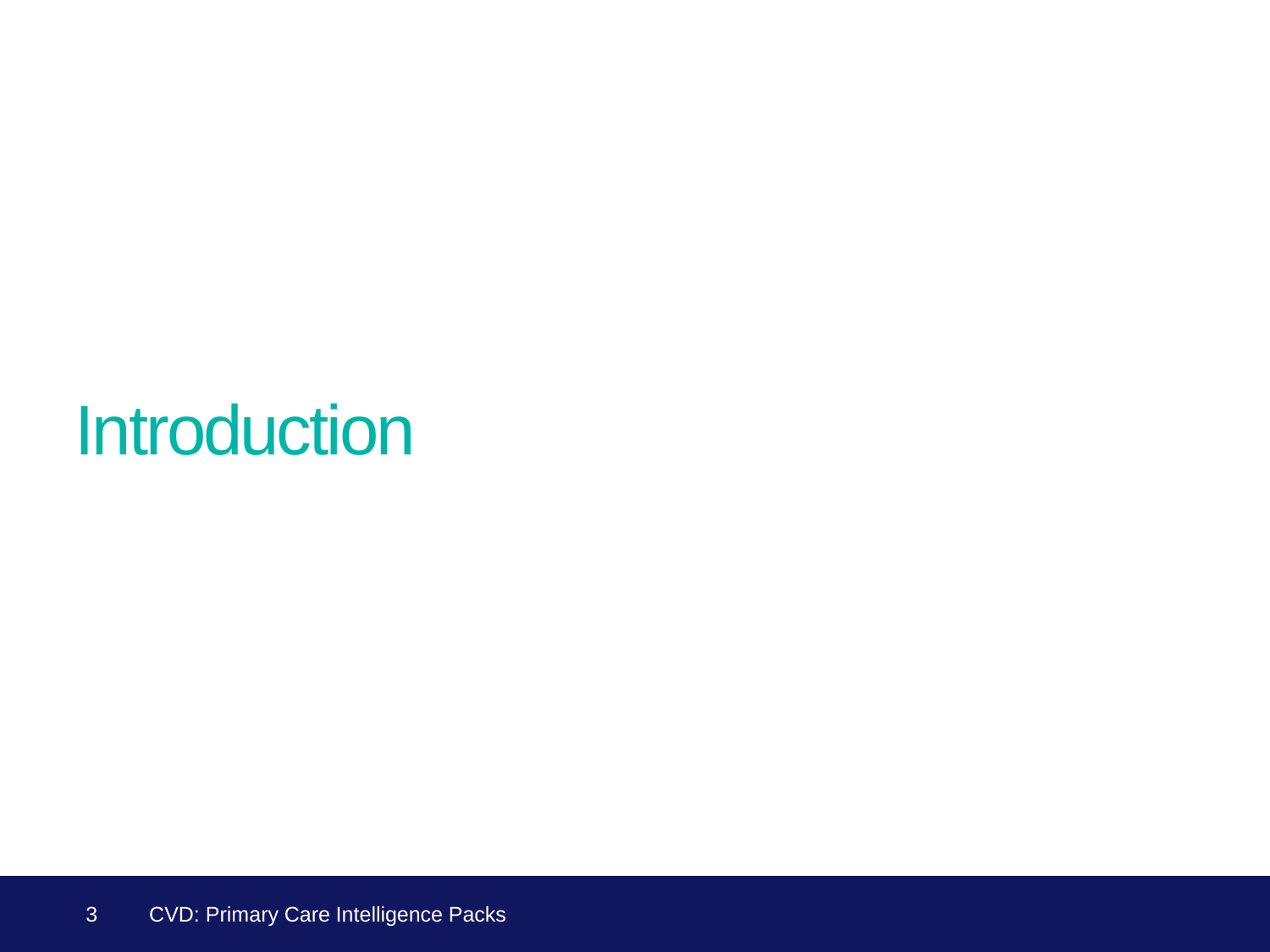# Introduction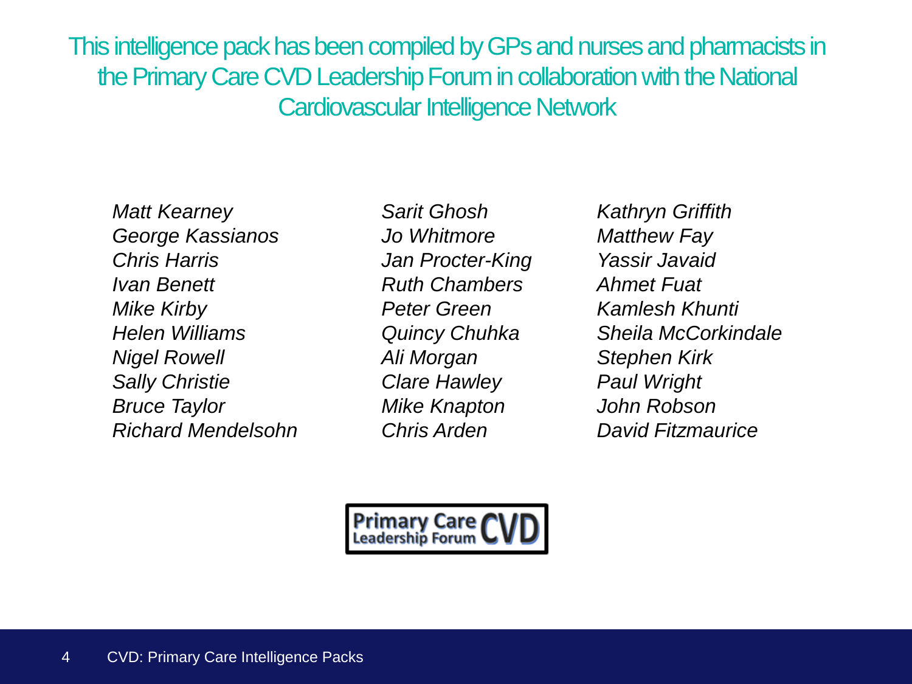This intelligence pack has been compiled by GPs and nurses and pharmacists in the Primary Care CVD Leadership Forum in collaboration with the National Cardiovascular Intelligence Network

*Matt Kearney*
*George Kassianos*
*Chris Harris*
*Ivan Benett*
*Mike Kirby*
*Helen Williams*
*Nigel Rowell*
*Sally Christie*
*Bruce Taylor*
*Richard Mendelsohn*
*Sarit Ghosh*
*Jo Whitmore*
*Jan Procter-King*
*Ruth Chambers*
*Peter Green*
*Quincy Chuhka*
*Ali Morgan*
*Clare Hawley*
*Mike Knapton*
*Chris Arden*
*Kathryn Griffith*
*Matthew Fay*
*Yassir Javaid*
*Ahmet Fuat*
*Kamlesh Khunti*
*Sheila McCorkindale*
*Stephen Kirk*
*Paul Wright*
*John Robson*
*David Fitzmaurice*

Primary Care Leadership Forum CVD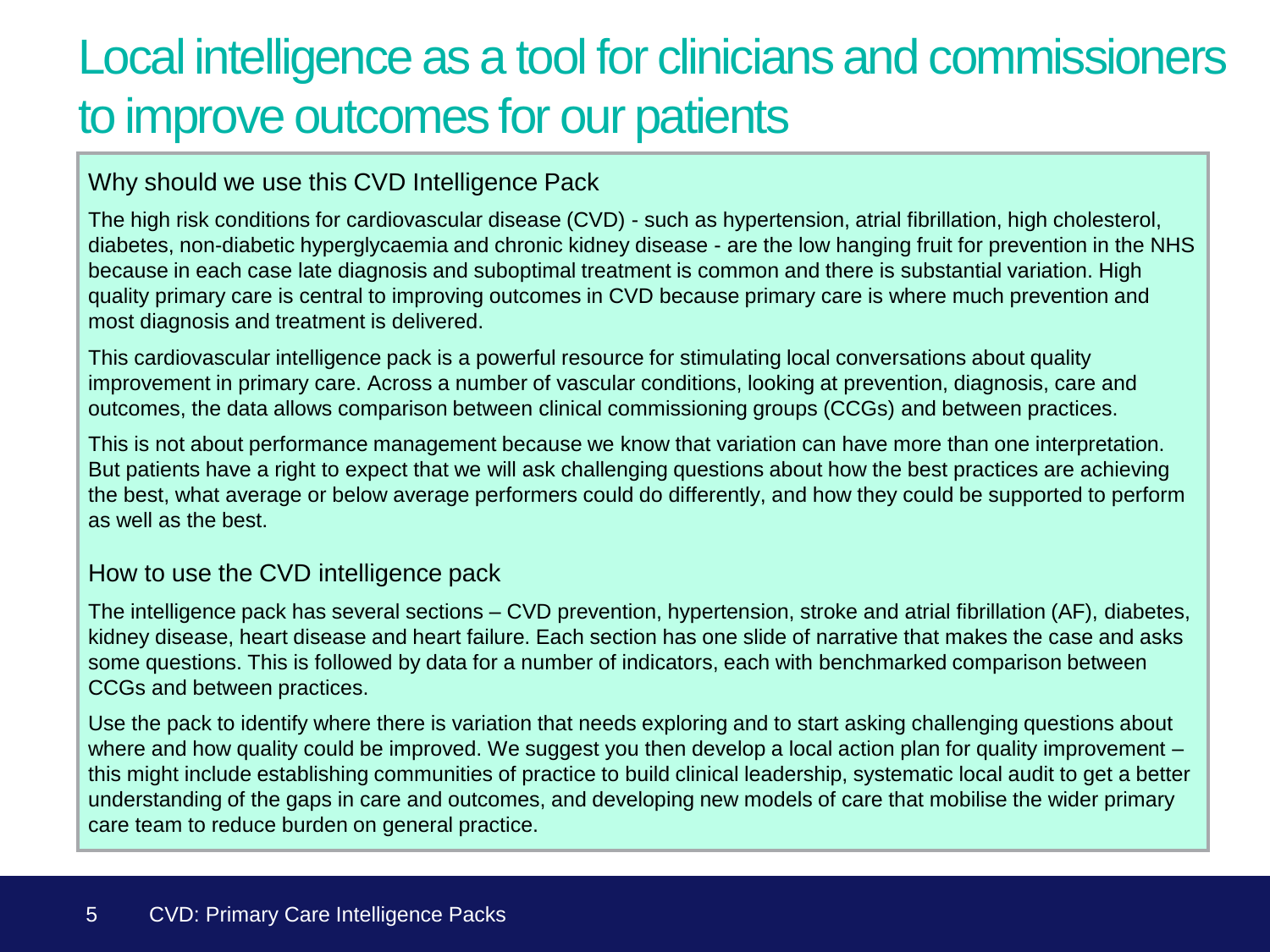# Local intelligence as a tool for clinicians and commissioners to improve outcomes for our patients

## Why should we use this CVD Intelligence Pack

The high risk conditions for cardiovascular disease (CVD) - such as hypertension, atrial fibrillation, high cholesterol, diabetes, non-diabetic hyperglycaemia and chronic kidney disease - are the low hanging fruit for prevention in the NHS because in each case late diagnosis and suboptimal treatment is common and there is substantial variation. High quality primary care is central to improving outcomes in CVD because primary care is where much prevention and most diagnosis and treatment is delivered.

This cardiovascular intelligence pack is a powerful resource for stimulating local conversations about quality improvement in primary care. Across a number of vascular conditions, looking at prevention, diagnosis, care and outcomes, the data allows comparison between clinical commissioning groups (CCGs) and between practices.

This is not about performance management because we know that variation can have more than one interpretation. But patients have a right to expect that we will ask challenging questions about how the best practices are achieving the best, what average or below average performers could do differently, and how they could be supported to perform as well as the best.

## How to use the CVD intelligence pack

The intelligence pack has several sections – CVD prevention, hypertension, stroke and atrial fibrillation (AF), diabetes, kidney disease, heart disease and heart failure. Each section has one slide of narrative that makes the case and asks some questions. This is followed by data for a number of indicators, each with benchmarked comparison between CCGs and between practices.

Use the pack to identify where there is variation that needs exploring and to start asking challenging questions about where and how quality could be improved. We suggest you then develop a local action plan for quality improvement – this might include establishing communities of practice to build clinical leadership, systematic local audit to get a better understanding of the gaps in care and outcomes, and developing new models of care that mobilise the wider primary care team to reduce burden on general practice.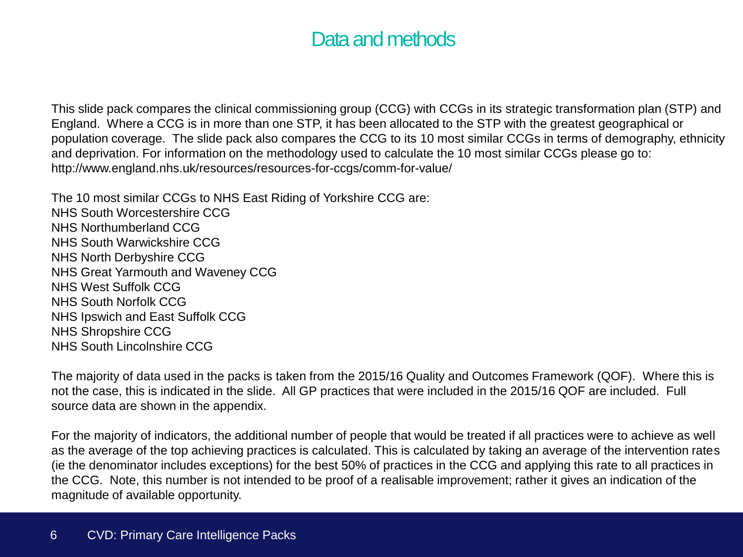# Data and methods

This slide pack compares the clinical commissioning group (CCG) with CCGs in its strategic transformation plan (STP) and England. Where a CCG is in more than one STP, it has been allocated to the STP with the greatest geographical or population coverage. The slide pack also compares the CCG to its 10 most similar CCGs in terms of demography, ethnicity and deprivation. For information on the methodology used to calculate the 10 most similar CCGs please go to: http://www.england.nhs.uk/resources/resources-for-ccgs/comm-for-value/

The 10 most similar CCGs to NHS East Riding of Yorkshire CCG are:
NHS South Worcestershire CCG
NHS Northumberland CCG
NHS South Warwickshire CCG
NHS North Derbyshire CCG
NHS Great Yarmouth and Waveney CCG
NHS West Suffolk CCG
NHS South Norfolk CCG
NHS Ipswich and East Suffolk CCG
NHS Shropshire CCG
NHS South Lincolnshire CCG

The majority of data used in the packs is taken from the 2015/16 Quality and Outcomes Framework (QOF). Where this is not the case, this is indicated in the slide. All GP practices that were included in the 2015/16 QOF are included. Full source data are shown in the appendix.

For the majority of indicators, the additional number of people that would be treated if all practices were to achieve as well as the average of the top achieving practices is calculated. This is calculated by taking an average of the intervention rates (ie the denominator includes exceptions) for the best 50% of practices in the CCG and applying this rate to all practices in the CCG. Note, this number is not intended to be proof of a realisable improvement; rather it gives an indication of the magnitude of available opportunity.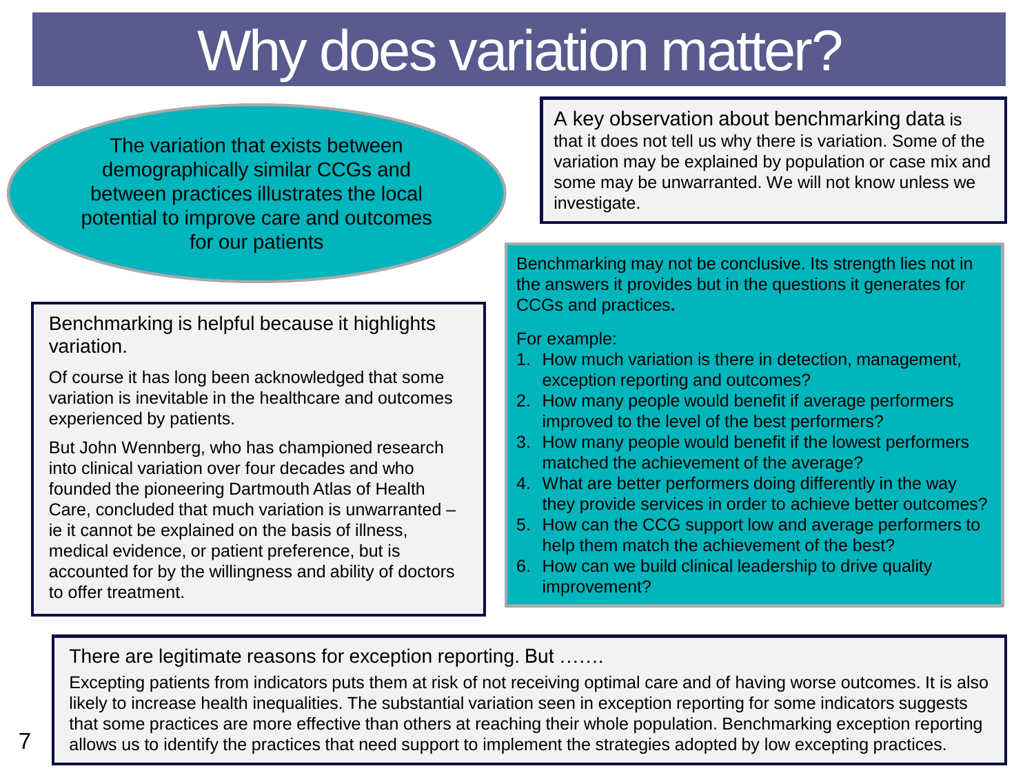# Why does variation matter?

The variation that exists between demographically similar CCGs and between practices illustrates the local potential to improve care and outcomes for our patients

**Benchmarking is helpful because it highlights variation.**

Of course it has long been acknowledged that some variation is inevitable in the healthcare and outcomes experienced by patients.

But John Wennberg, who has championed research into clinical variation over four decades and who founded the pioneering Dartmouth Atlas of Health Care, concluded that much variation is unwarranted – ie it cannot be explained on the basis of illness, medical evidence, or patient preference, but is accounted for by the willingness and ability of doctors to offer treatment.

**A key observation about benchmarking data** is that it does not tell us why there is variation. Some of the variation may be explained by population or case mix and some may be unwarranted. We will not know unless we investigate.

Benchmarking may not be conclusive. Its strength lies not in the answers it provides but in the questions it generates for CCGs and practices.

For example:

1. How much variation is there in detection, management, exception reporting and outcomes?
2. How many people would benefit if average performers improved to the level of the best performers?
3. How many people would benefit if the lowest performers matched the achievement of the average?
4. What are better performers doing differently in the way they provide services in order to achieve better outcomes?
5. How can the CCG support low and average performers to help them match the achievement of the best?
6. How can we build clinical leadership to drive quality improvement?

**There are legitimate reasons for exception reporting. But …….**

Excepting patients from indicators puts them at risk of not receiving optimal care and of having worse outcomes. It is also likely to increase health inequalities. The substantial variation seen in exception reporting for some indicators suggests that some practices are more effective than others at reaching their whole population. Benchmarking exception reporting allows us to identify the practices that need support to implement the strategies adopted by low excepting practices.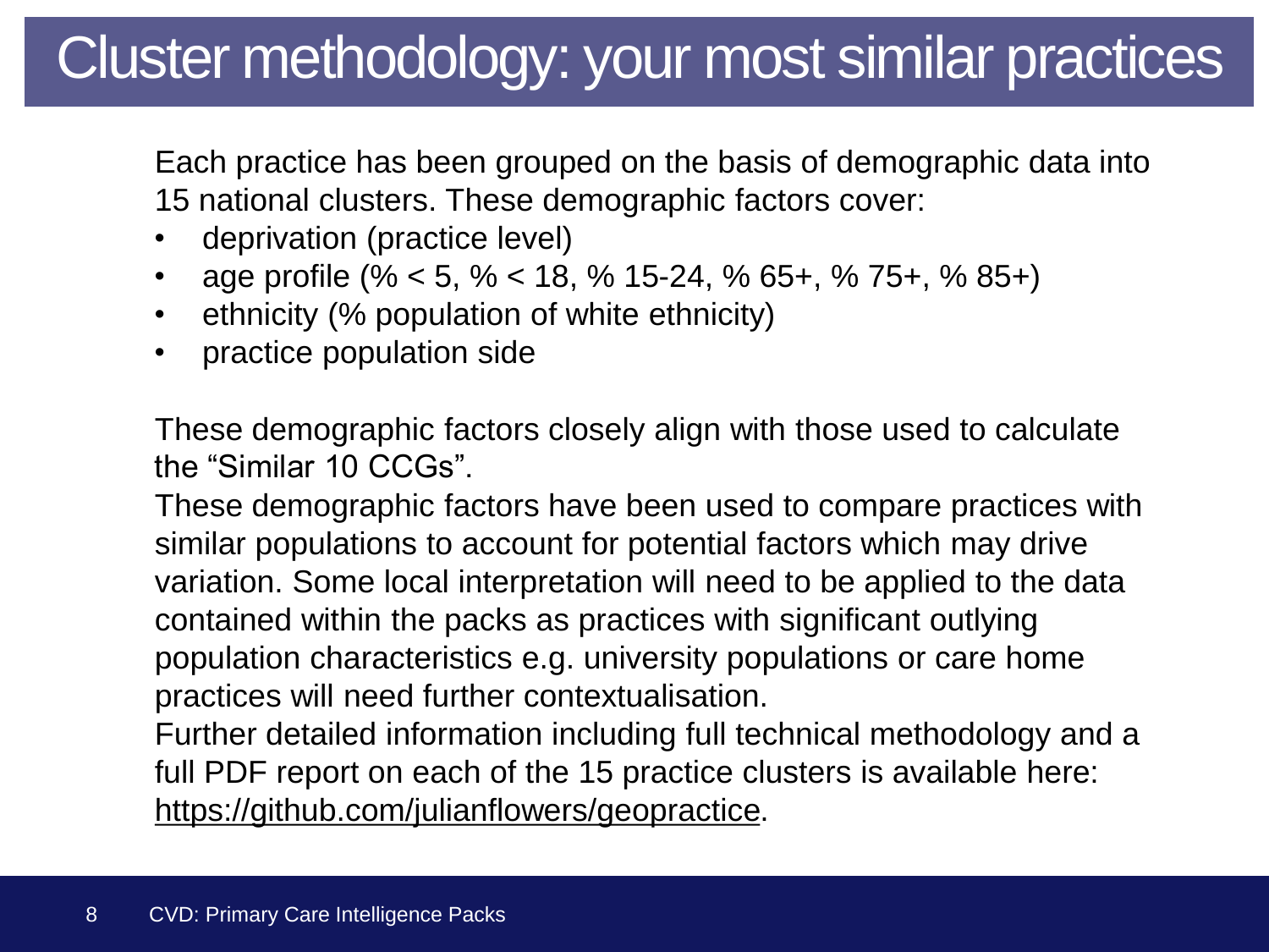# Cluster methodology: your most similar practices

Each practice has been grouped on the basis of demographic data into 15 national clusters. These demographic factors cover:

- deprivation (practice level)
- age profile (% < 5, % < 18, % 15-24, % 65+, % 75+, % 85+)
- ethnicity (% population of white ethnicity)
- practice population side

These demographic factors closely align with those used to calculate the "Similar 10 CCGs".

These demographic factors have been used to compare practices with similar populations to account for potential factors which may drive variation. Some local interpretation will need to be applied to the data contained within the packs as practices with significant outlying population characteristics e.g. university populations or care home practices will need further contextualisation.

Further detailed information including full technical methodology and a full PDF report on each of the 15 practice clusters is available here: https://github.com/julianflowers/geopractice.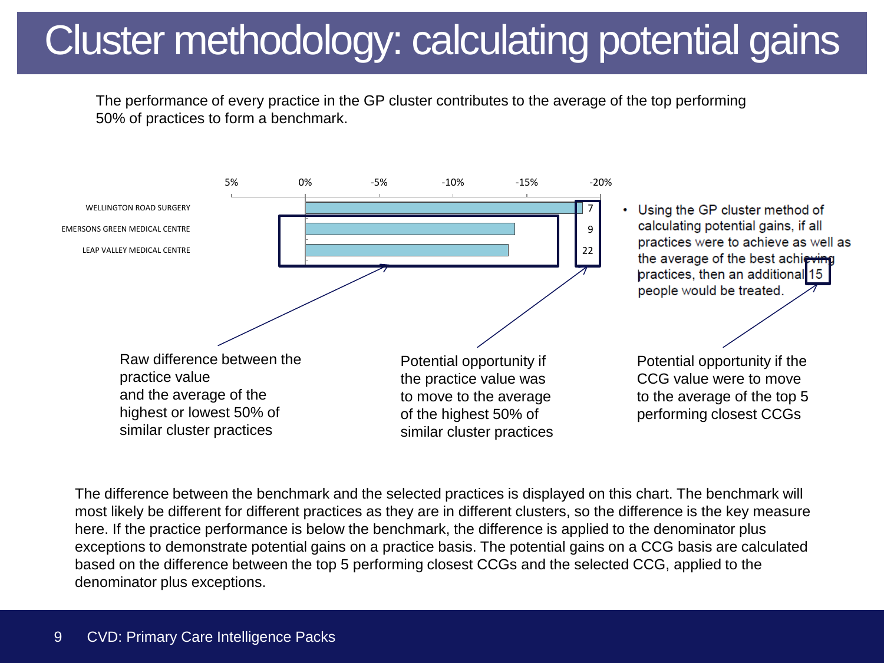# Cluster methodology: calculating potential gains

The performance of every practice in the GP cluster contributes to the average of the top performing 50% of practices to form a benchmark.

| Practice | Difference | Potential opportunity |
|---|---|---|
| WELLINGTON ROAD SURGERY | | 7 |
| EMERSONS GREEN MEDICAL CENTRE | | 9 |
| LEAP VALLEY MEDICAL CENTRE | | 22 |

Axis: 5%, 0%, -5%, -10%, -15%, -20%

- Using the GP cluster method of calculating potential gains, if all practices were to achieve as well as the average of the best achieving practices, then an additional 15 people would be treated.

Raw difference between the practice value and the average of the highest or lowest 50% of similar cluster practices

Potential opportunity if the practice value was to move to the average of the highest 50% of similar cluster practices

Potential opportunity if the CCG value were to move to the average of the top 5 performing closest CCGs

The difference between the benchmark and the selected practices is displayed on this chart. The benchmark will most likely be different for different practices as they are in different clusters, so the difference is the key measure here. If the practice performance is below the benchmark, the difference is applied to the denominator plus exceptions to demonstrate potential gains on a practice basis. The potential gains on a CCG basis are calculated based on the difference between the top 5 performing closest CCGs and the selected CCG, applied to the denominator plus exceptions.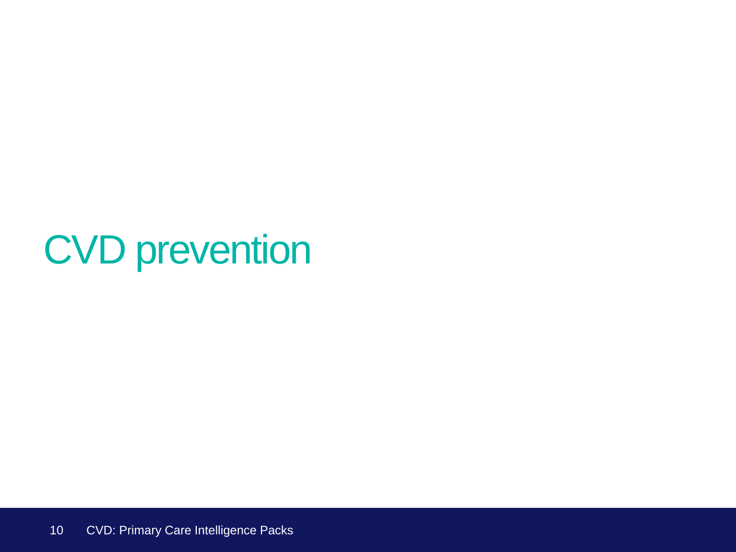# CVD prevention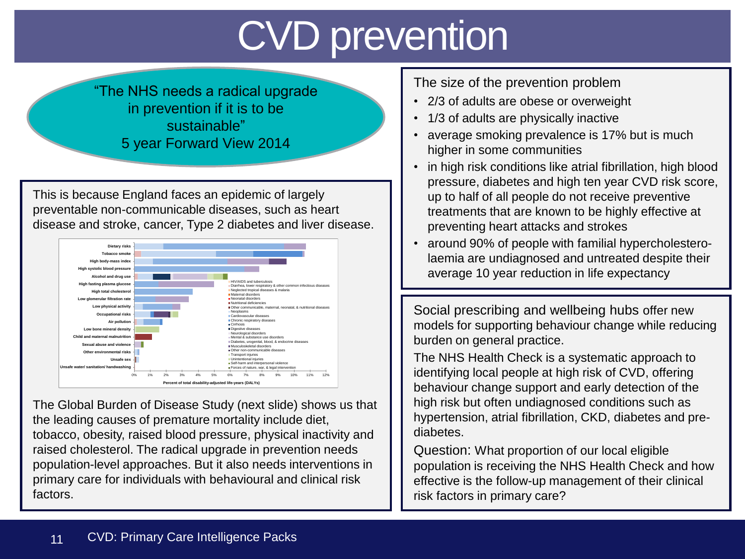# CVD prevention

"The NHS needs a radical upgrade in prevention if it is to be sustainable"
5 year Forward View 2014

This is because England faces an epidemic of largely preventable non-communicable diseases, such as heart disease and stroke, cancer, Type 2 diabetes and liver disease.

The Global Burden of Disease Study (next slide) shows us that the leading causes of premature mortality include diet, tobacco, obesity, raised blood pressure, physical inactivity and raised cholesterol. The radical upgrade in prevention needs population-level approaches. But it also needs interventions in primary care for individuals with behavioural and clinical risk factors.

The size of the prevention problem

- 2/3 of adults are obese or overweight
- 1/3 of adults are physically inactive
- average smoking prevalence is 17% but is much higher in some communities
- in high risk conditions like atrial fibrillation, high blood pressure, diabetes and high ten year CVD risk score, up to half of all people do not receive preventive treatments that are known to be highly effective at preventing heart attacks and strokes
- around 90% of people with familial hypercholesterolaemia are undiagnosed and untreated despite their average 10 year reduction in life expectancy

Social prescribing and wellbeing hubs offer new models for supporting behaviour change while reducing burden on general practice.

The NHS Health Check is a systematic approach to identifying local people at high risk of CVD, offering behaviour change support and early detection of the high risk but often undiagnosed conditions such as hypertension, atrial fibrillation, CKD, diabetes and pre-diabetes.

Question: What proportion of our local eligible population is receiving the NHS Health Check and how effective is the follow-up management of their clinical risk factors in primary care?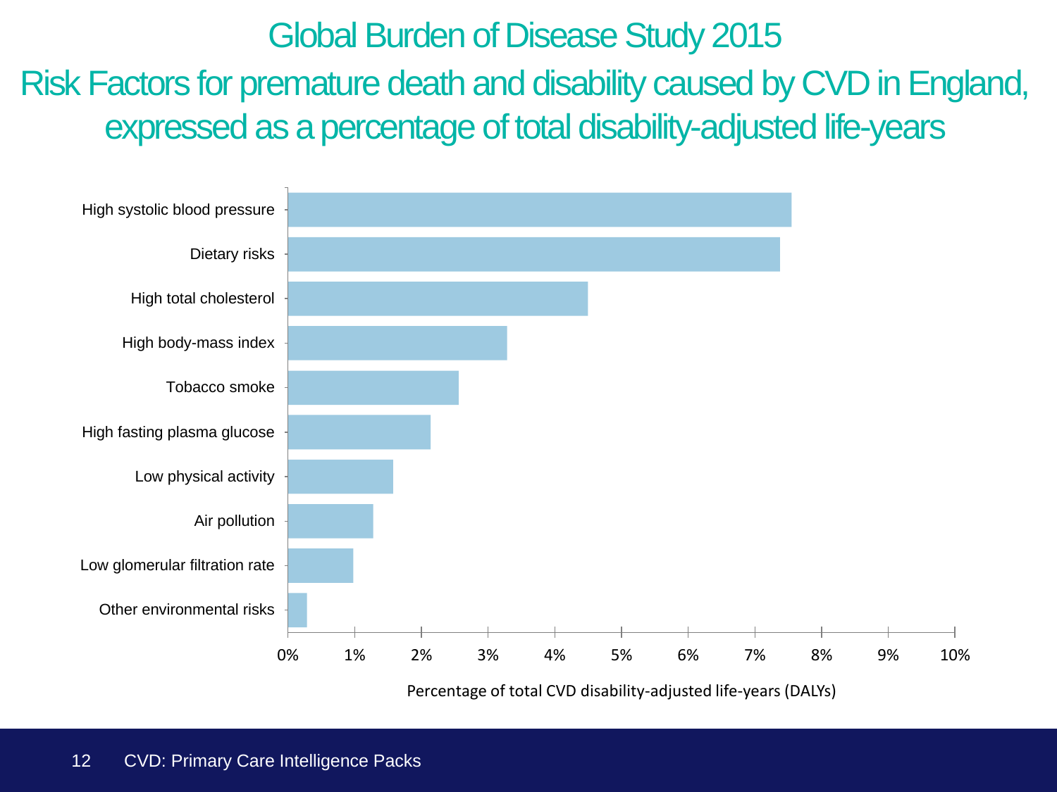# Global Burden of Disease Study 2015

## Risk Factors for premature death and disability caused by CVD in England, expressed as a percentage of total disability-adjusted life-years

| Risk factor | Percentage of total CVD disability-adjusted life-years (DALYs) |
|---|---|
| High systolic blood pressure | ~7.5% |
| Dietary risks | ~7.4% |
| High total cholesterol | ~4.5% |
| High body-mass index | ~3.3% |
| Tobacco smoke | ~2.6% |
| High fasting plasma glucose | ~2.1% |
| Low physical activity | ~1.6% |
| Air pollution | ~1.3% |
| Low glomerular filtration rate | ~1.0% |
| Other environmental risks | ~0.3% |

Percentage of total CVD disability-adjusted life-years (DALYs)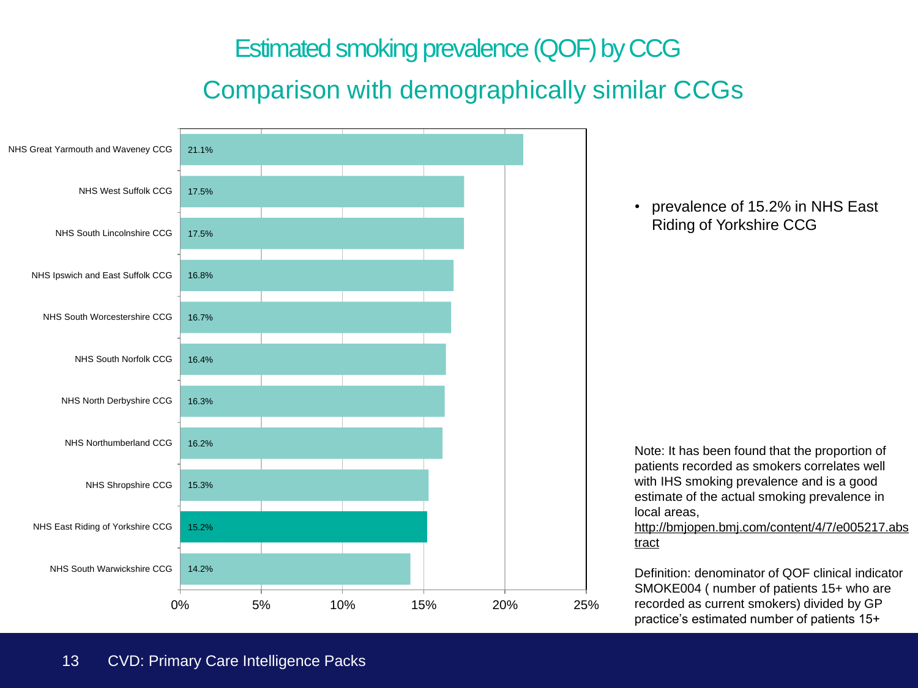# Estimated smoking prevalence (QOF) by CCG

## Comparison with demographically similar CCGs

| CCG | Prevalence |
|---|---|
| NHS Great Yarmouth and Waveney CCG | 21.1% |
| NHS West Suffolk CCG | 17.5% |
| NHS South Lincolnshire CCG | 17.5% |
| NHS Ipswich and East Suffolk CCG | 16.8% |
| NHS South Worcestershire CCG | 16.7% |
| NHS South Norfolk CCG | 16.4% |
| NHS North Derbyshire CCG | 16.3% |
| NHS Northumberland CCG | 16.2% |
| NHS Shropshire CCG | 15.3% |
| NHS East Riding of Yorkshire CCG | 15.2% |
| NHS South Warwickshire CCG | 14.2% |

- prevalence of 15.2% in NHS East Riding of Yorkshire CCG

Note: It has been found that the proportion of patients recorded as smokers correlates well with IHS smoking prevalence and is a good estimate of the actual smoking prevalence in local areas, http://bmjopen.bmj.com/content/4/7/e005217.abstract

Definition: denominator of QOF clinical indicator SMOKE004 ( number of patients 15+ who are recorded as current smokers) divided by GP practice's estimated number of patients 15+

CVD: Primary Care Intelligence Packs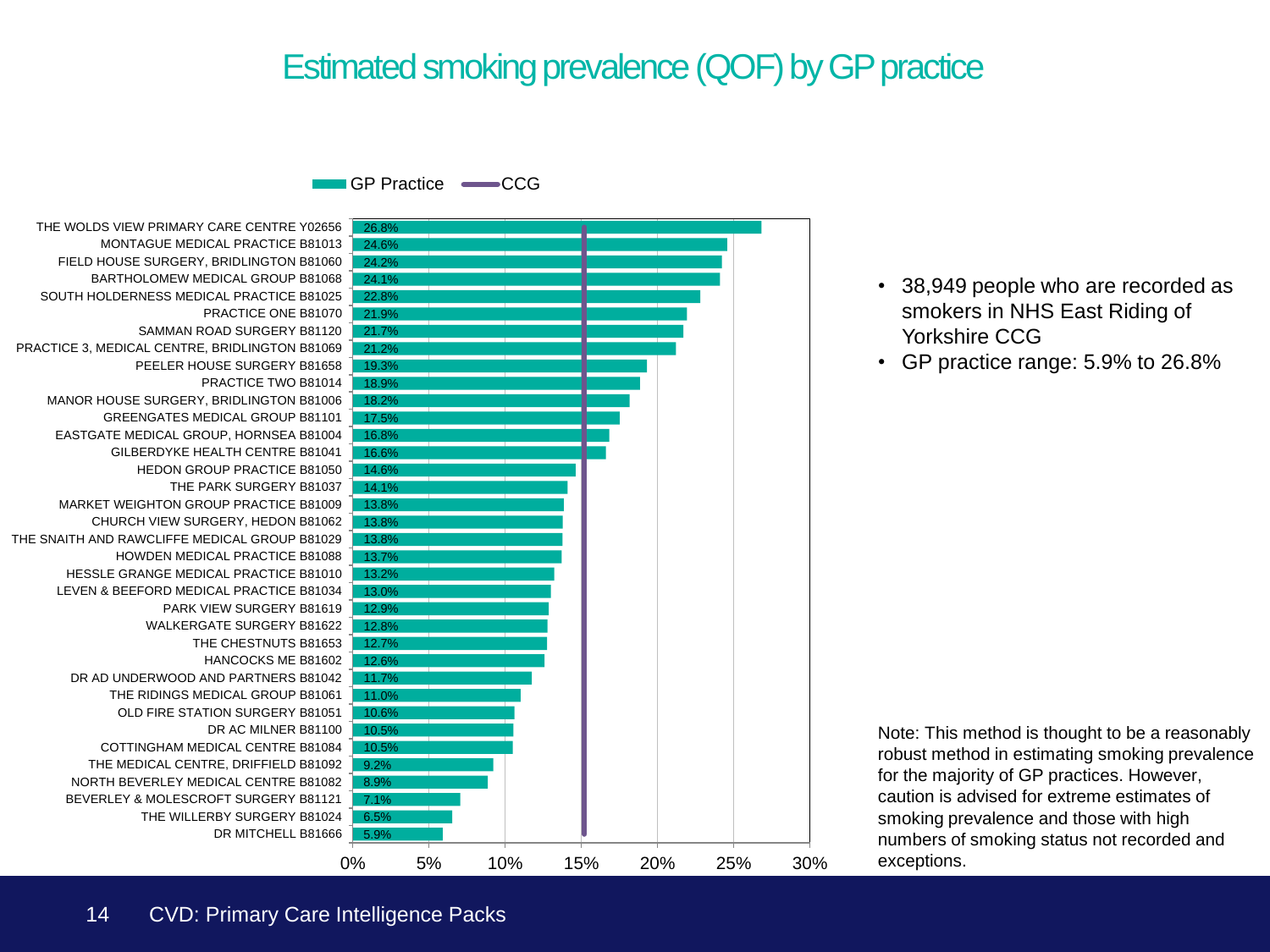# Estimated smoking prevalence (QOF) by GP practice

| GP Practice | Smoking prevalence |
| --- | --- |
| THE WOLDS VIEW PRIMARY CARE CENTRE Y02656 | 26.8% |
| MONTAGUE MEDICAL PRACTICE B81013 | 24.6% |
| FIELD HOUSE SURGERY, BRIDLINGTON B81060 | 24.2% |
| BARTHOLOMEW MEDICAL GROUP B81068 | 24.1% |
| SOUTH HOLDERNESS MEDICAL PRACTICE B81025 | 22.8% |
| PRACTICE ONE B81070 | 21.9% |
| SAMMAN ROAD SURGERY B81120 | 21.7% |
| PRACTICE 3, MEDICAL CENTRE, BRIDLINGTON B81069 | 21.2% |
| PEELER HOUSE SURGERY B81658 | 19.3% |
| PRACTICE TWO B81014 | 18.9% |
| MANOR HOUSE SURGERY, BRIDLINGTON B81006 | 18.2% |
| GREENGATES MEDICAL GROUP B81101 | 17.5% |
| EASTGATE MEDICAL GROUP, HORNSEA B81004 | 16.8% |
| GILBERDYKE HEALTH CENTRE B81041 | 16.6% |
| HEDON GROUP PRACTICE B81050 | 14.6% |
| THE PARK SURGERY B81037 | 14.1% |
| MARKET WEIGHTON GROUP PRACTICE B81009 | 13.8% |
| CHURCH VIEW SURGERY, HEDON B81062 | 13.8% |
| THE SNAITH AND RAWCLIFFE MEDICAL GROUP B81029 | 13.8% |
| HOWDEN MEDICAL PRACTICE B81088 | 13.7% |
| HESSLE GRANGE MEDICAL PRACTICE B81010 | 13.2% |
| LEVEN & BEEFORD MEDICAL PRACTICE B81034 | 13.0% |
| PARK VIEW SURGERY B81619 | 12.9% |
| WALKERGATE SURGERY B81622 | 12.8% |
| THE CHESTNUTS B81653 | 12.7% |
| HANCOCKS ME B81602 | 12.6% |
| DR AD UNDERWOOD AND PARTNERS B81042 | 11.7% |
| THE RIDINGS MEDICAL GROUP B81061 | 11.0% |
| OLD FIRE STATION SURGERY B81051 | 10.6% |
| DR AC MILNER B81100 | 10.5% |
| COTTINGHAM MEDICAL CENTRE B81084 | 10.5% |
| THE MEDICAL CENTRE, DRIFFIELD B81092 | 9.2% |
| NORTH BEVERLEY MEDICAL CENTRE B81082 | 8.9% |
| BEVERLEY & MOLESCROFT SURGERY B81121 | 7.1% |
| THE WILLERBY SURGERY B81024 | 6.5% |
| DR MITCHELL B81666 | 5.9% |

Legend: GP Practice (bars); CCG (line, approximately 15%)

- 38,949 people who are recorded as smokers in NHS East Riding of Yorkshire CCG
- GP practice range: 5.9% to 26.8%

Note: This method is thought to be a reasonably robust method in estimating smoking prevalence for the majority of GP practices. However, caution is advised for extreme estimates of smoking prevalence and those with high numbers of smoking status not recorded and exceptions.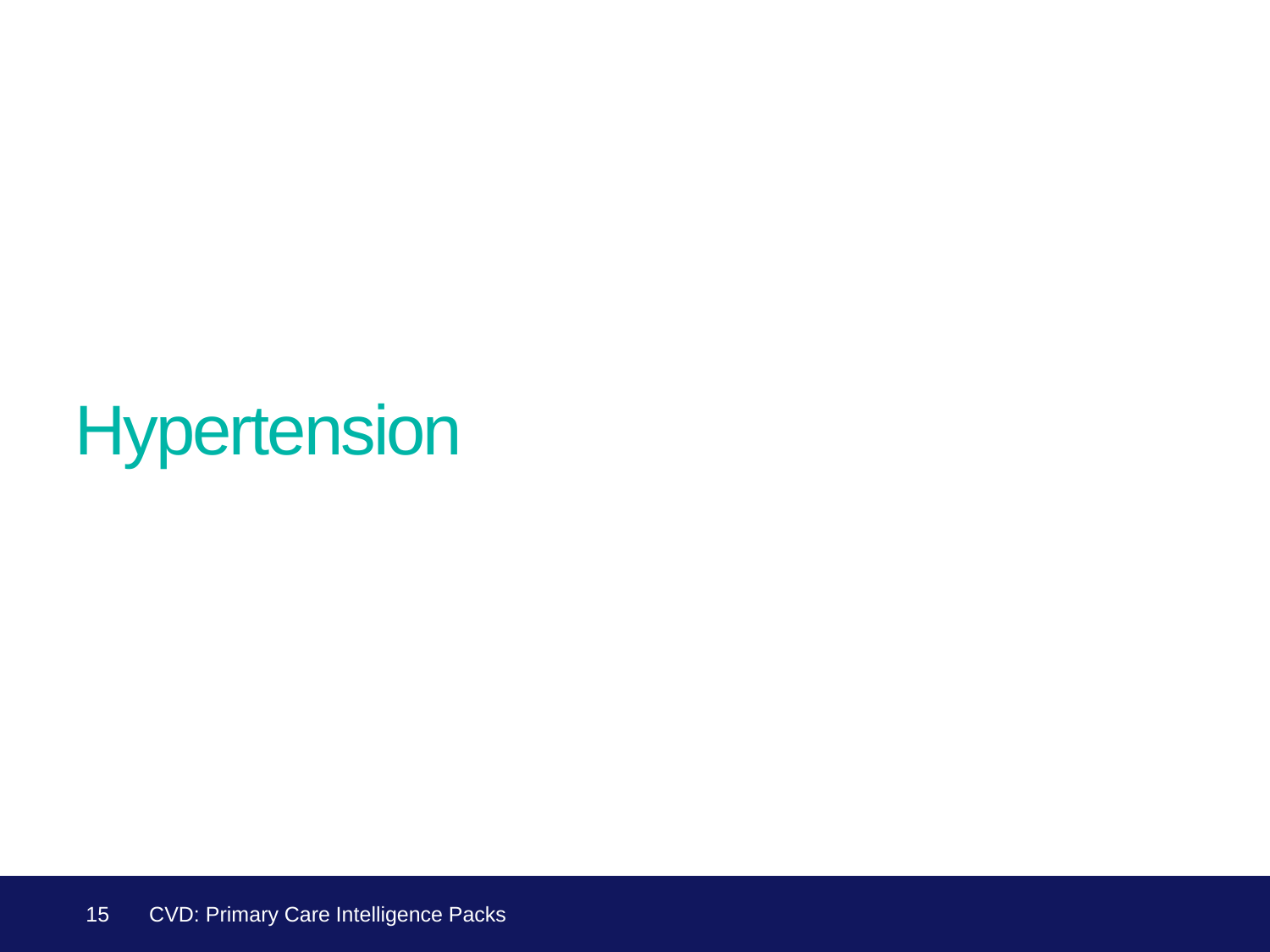# Hypertension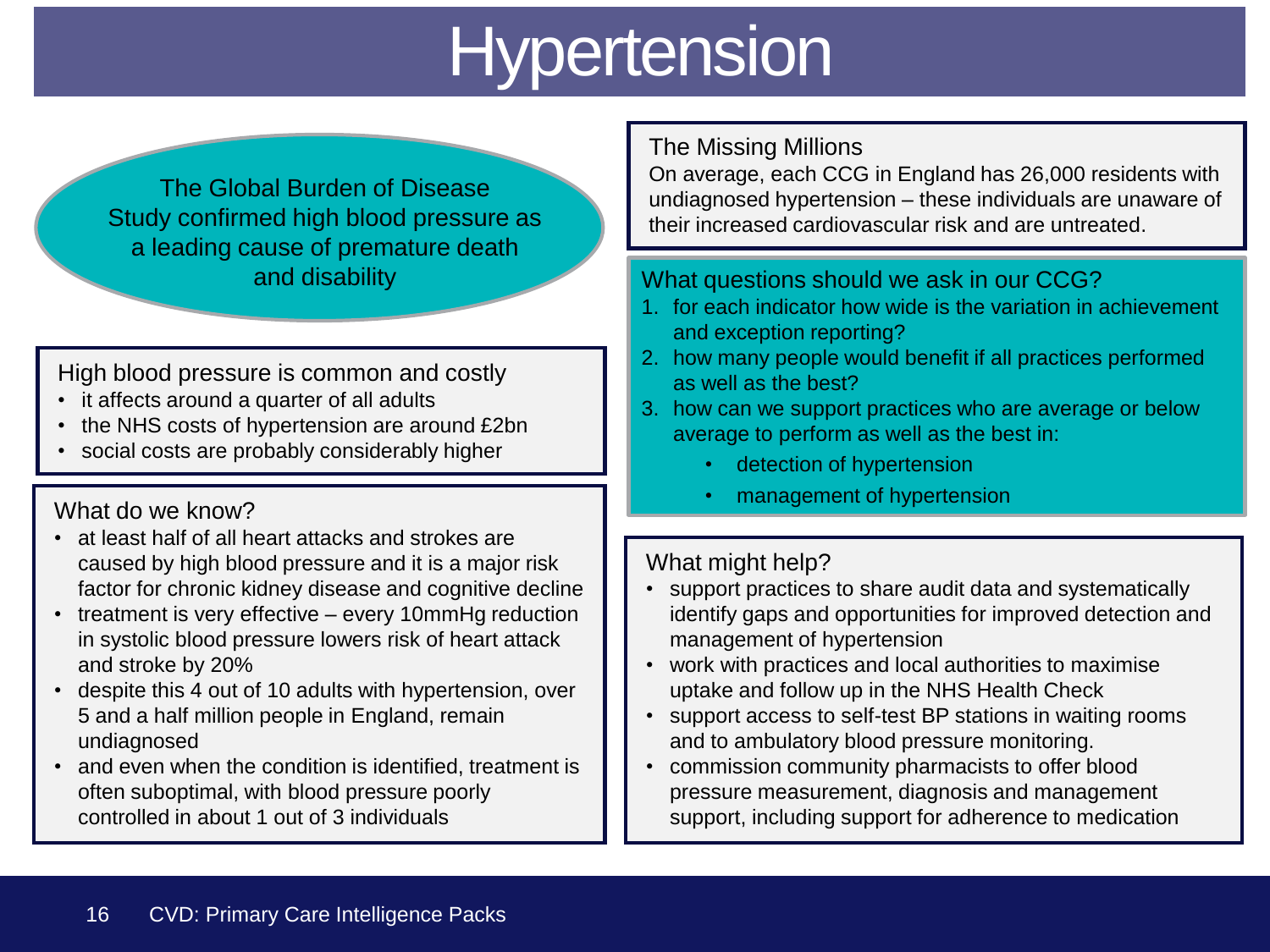# Hypertension

The Global Burden of Disease Study confirmed high blood pressure as a leading cause of premature death and disability

## High blood pressure is common and costly

- it affects around a quarter of all adults
- the NHS costs of hypertension are around £2bn
- social costs are probably considerably higher

## What do we know?

- at least half of all heart attacks and strokes are caused by high blood pressure and it is a major risk factor for chronic kidney disease and cognitive decline
- treatment is very effective – every 10mmHg reduction in systolic blood pressure lowers risk of heart attack and stroke by 20%
- despite this 4 out of 10 adults with hypertension, over 5 and a half million people in England, remain undiagnosed
- and even when the condition is identified, treatment is often suboptimal, with blood pressure poorly controlled in about 1 out of 3 individuals

## The Missing Millions

On average, each CCG in England has 26,000 residents with undiagnosed hypertension – these individuals are unaware of their increased cardiovascular risk and are untreated.

## What questions should we ask in our CCG?

1. for each indicator how wide is the variation in achievement and exception reporting?
2. how many people would benefit if all practices performed as well as the best?
3. how can we support practices who are average or below average to perform as well as the best in:
   - detection of hypertension
   - management of hypertension

## What might help?

- support practices to share audit data and systematically identify gaps and opportunities for improved detection and management of hypertension
- work with practices and local authorities to maximise uptake and follow up in the NHS Health Check
- support access to self-test BP stations in waiting rooms and to ambulatory blood pressure monitoring.
- commission community pharmacists to offer blood pressure measurement, diagnosis and management support, including support for adherence to medication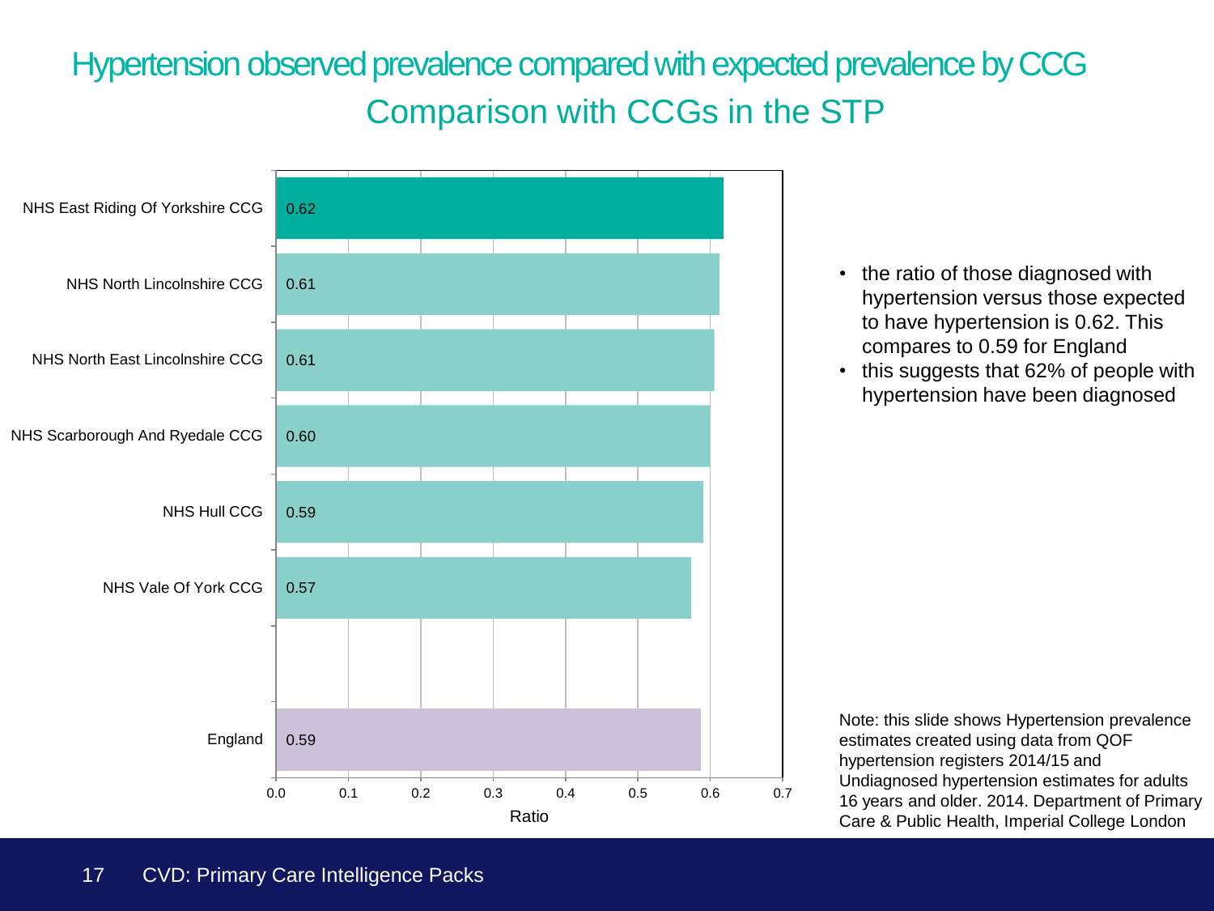# Hypertension observed prevalence compared with expected prevalence by CCG

## Comparison with CCGs in the STP

| CCG | Ratio |
| --- | --- |
| NHS East Riding Of Yorkshire CCG | 0.62 |
| NHS North Lincolnshire CCG | 0.61 |
| NHS North East Lincolnshire CCG | 0.61 |
| NHS Scarborough And Ryedale CCG | 0.60 |
| NHS Hull CCG | 0.59 |
| NHS Vale Of York CCG | 0.57 |
| England | 0.59 |

- the ratio of those diagnosed with hypertension versus those expected to have hypertension is 0.62. This compares to 0.59 for England
- this suggests that 62% of people with hypertension have been diagnosed

Note: this slide shows Hypertension prevalence estimates created using data from QOF hypertension registers 2014/15 and Undiagnosed hypertension estimates for adults 16 years and older. 2014. Department of Primary Care & Public Health, Imperial College London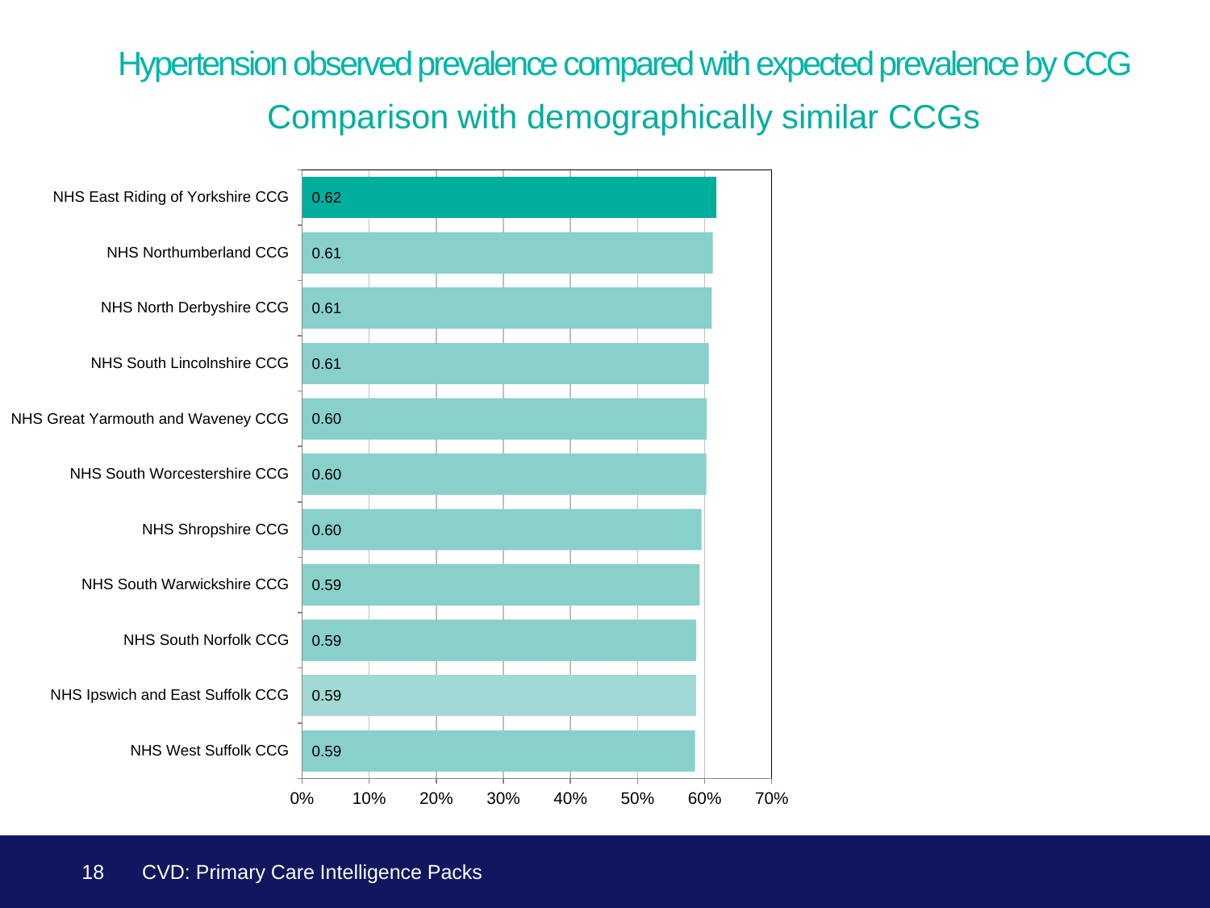# Hypertension observed prevalence compared with expected prevalence by CCG

## Comparison with demographically similar CCGs

| CCG | Value |
|---|---|
| NHS East Riding of Yorkshire CCG | 0.62 |
| NHS Northumberland CCG | 0.61 |
| NHS North Derbyshire CCG | 0.61 |
| NHS South Lincolnshire CCG | 0.61 |
| NHS Great Yarmouth and Waveney CCG | 0.60 |
| NHS South Worcestershire CCG | 0.60 |
| NHS Shropshire CCG | 0.60 |
| NHS South Warwickshire CCG | 0.59 |
| NHS South Norfolk CCG | 0.59 |
| NHS Ipswich and East Suffolk CCG | 0.59 |
| NHS West Suffolk CCG | 0.59 |

0% 10% 20% 30% 40% 50% 60% 70%

CVD: Primary Care Intelligence Packs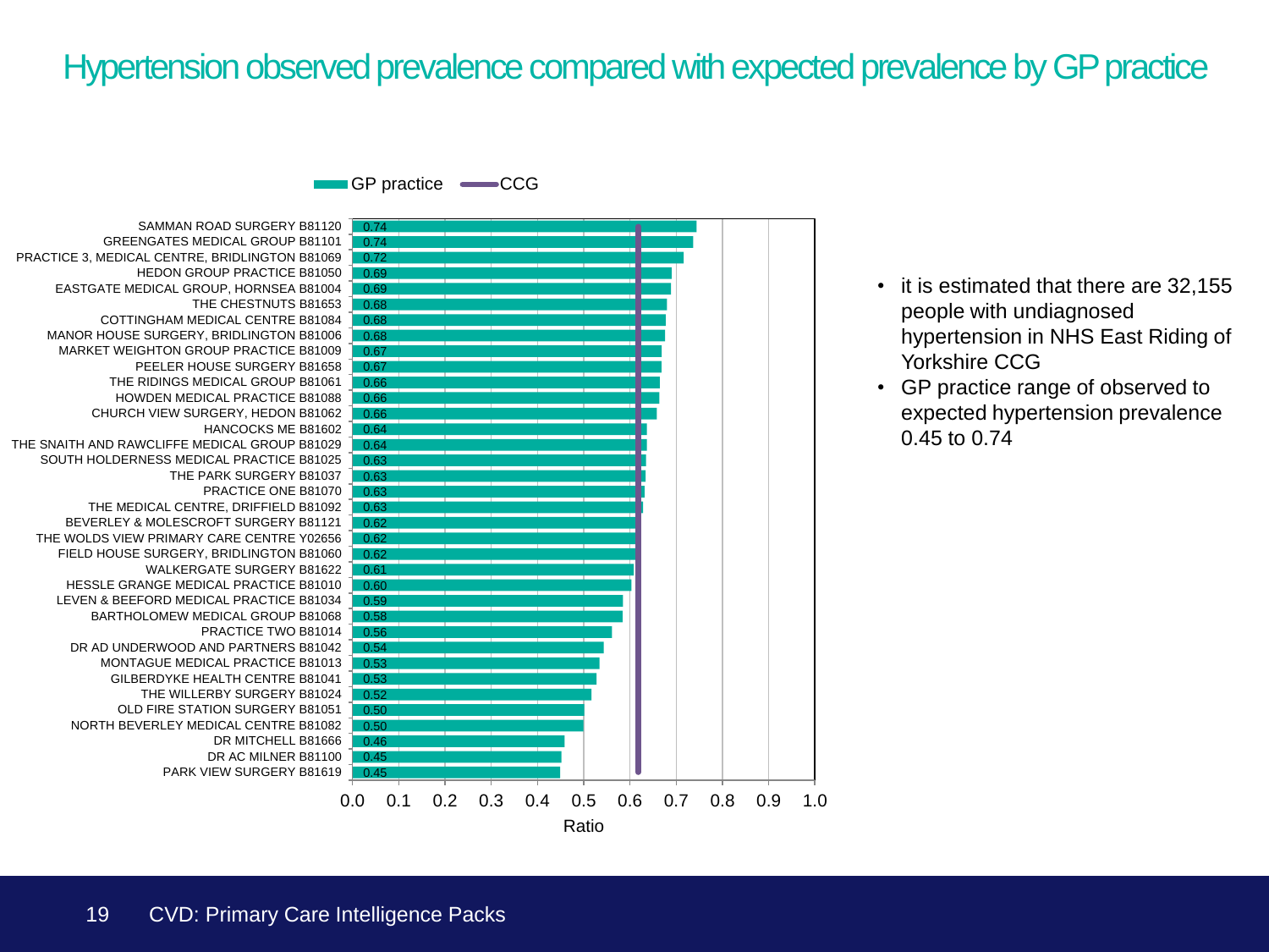# Hypertension observed prevalence compared with expected prevalence by GP practice

| GP practice | Ratio |
|---|---|
| SAMMAN ROAD SURGERY B81120 | 0.74 |
| GREENGATES MEDICAL GROUP B81101 | 0.74 |
| PRACTICE 3, MEDICAL CENTRE, BRIDLINGTON B81069 | 0.72 |
| HEDON GROUP PRACTICE B81050 | 0.69 |
| EASTGATE MEDICAL GROUP, HORNSEA B81004 | 0.69 |
| THE CHESTNUTS B81653 | 0.68 |
| COTTINGHAM MEDICAL CENTRE B81084 | 0.68 |
| MANOR HOUSE SURGERY, BRIDLINGTON B81006 | 0.68 |
| MARKET WEIGHTON GROUP PRACTICE B81009 | 0.67 |
| PEELER HOUSE SURGERY B81658 | 0.67 |
| THE RIDINGS MEDICAL GROUP B81061 | 0.66 |
| HOWDEN MEDICAL PRACTICE B81088 | 0.66 |
| CHURCH VIEW SURGERY, HEDON B81062 | 0.66 |
| HANCOCKS ME B81602 | 0.64 |
| THE SNAITH AND RAWCLIFFE MEDICAL GROUP B81029 | 0.64 |
| SOUTH HOLDERNESS MEDICAL PRACTICE B81025 | 0.63 |
| THE PARK SURGERY B81037 | 0.63 |
| PRACTICE ONE B81070 | 0.63 |
| THE MEDICAL CENTRE, DRIFFIELD B81092 | 0.63 |
| BEVERLEY & MOLESCROFT SURGERY B81121 | 0.62 |
| THE WOLDS VIEW PRIMARY CARE CENTRE Y02656 | 0.62 |
| FIELD HOUSE SURGERY, BRIDLINGTON B81060 | 0.62 |
| WALKERGATE SURGERY B81622 | 0.61 |
| HESSLE GRANGE MEDICAL PRACTICE B81010 | 0.60 |
| LEVEN & BEEFORD MEDICAL PRACTICE B81034 | 0.59 |
| BARTHOLOMEW MEDICAL GROUP B81068 | 0.58 |
| PRACTICE TWO B81014 | 0.56 |
| DR AD UNDERWOOD AND PARTNERS B81042 | 0.54 |
| MONTAGUE MEDICAL PRACTICE B81013 | 0.53 |
| GILBERDYKE HEALTH CENTRE B81041 | 0.53 |
| THE WILLERBY SURGERY B81024 | 0.52 |
| OLD FIRE STATION SURGERY B81051 | 0.50 |
| NORTH BEVERLEY MEDICAL CENTRE B81082 | 0.50 |
| DR MITCHELL B81666 | 0.46 |
| DR AC MILNER B81100 | 0.45 |
| PARK VIEW SURGERY B81619 | 0.45 |

- it is estimated that there are 32,155 people with undiagnosed hypertension in NHS East Riding of Yorkshire CCG
- GP practice range of observed to expected hypertension prevalence 0.45 to 0.74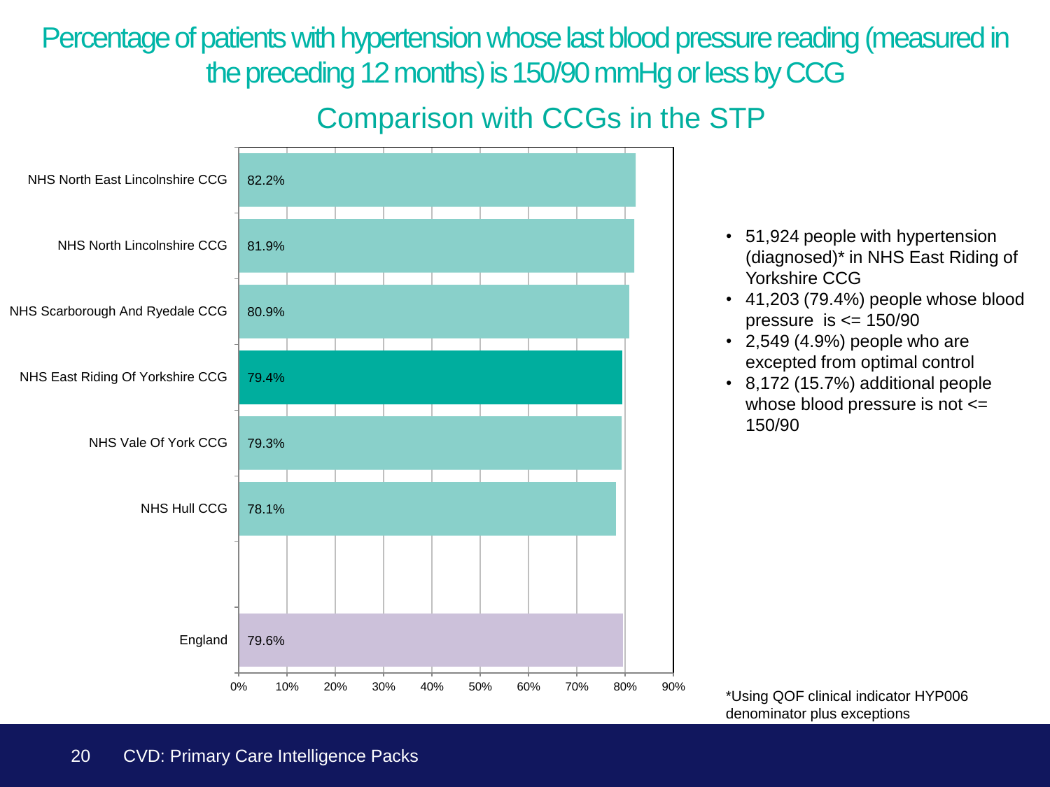# Percentage of patients with hypertension whose last blood pressure reading (measured in the preceding 12 months) is 150/90 mmHg or less by CCG

## Comparison with CCGs in the STP

| CCG | Percentage |
|---|---|
| NHS North East Lincolnshire CCG | 82.2% |
| NHS North Lincolnshire CCG | 81.9% |
| NHS Scarborough And Ryedale CCG | 80.9% |
| NHS East Riding Of Yorkshire CCG | 79.4% |
| NHS Vale Of York CCG | 79.3% |
| NHS Hull CCG | 78.1% |
| England | 79.6% |

- 51,924 people with hypertension (diagnosed)* in NHS East Riding of Yorkshire CCG
- 41,203 (79.4%) people whose blood pressure is <= 150/90
- 2,549 (4.9%) people who are excepted from optimal control
- 8,172 (15.7%) additional people whose blood pressure is not <= 150/90

*Using QOF clinical indicator HYP006 denominator plus exceptions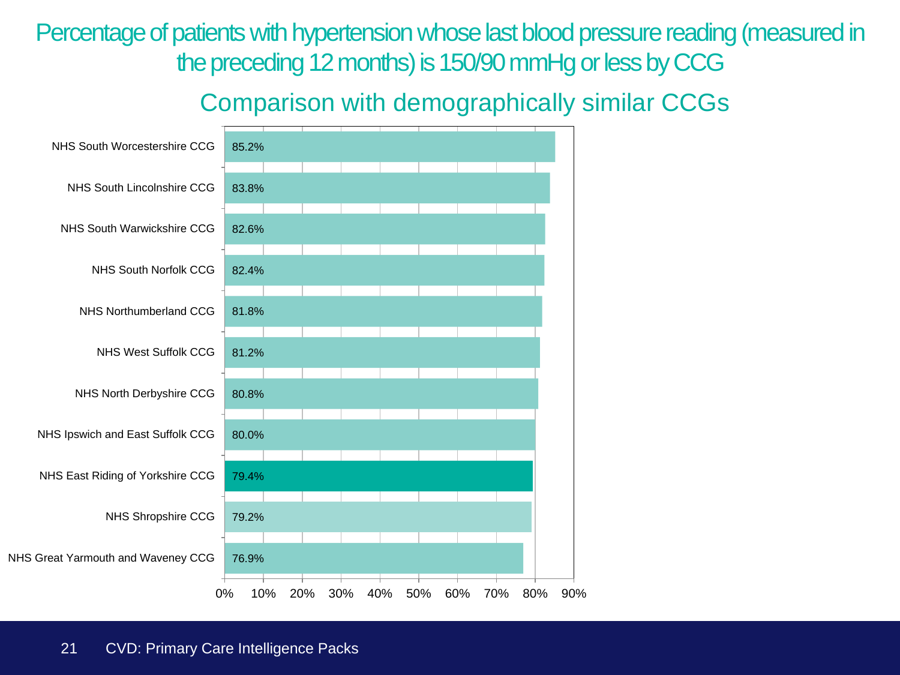# Percentage of patients with hypertension whose last blood pressure reading (measured in the preceding 12 months) is 150/90 mmHg or less by CCG

## Comparison with demographically similar CCGs

| CCG | Percentage |
| --- | --- |
| NHS South Worcestershire CCG | 85.2% |
| NHS South Lincolnshire CCG | 83.8% |
| NHS South Warwickshire CCG | 82.6% |
| NHS South Norfolk CCG | 82.4% |
| NHS Northumberland CCG | 81.8% |
| NHS West Suffolk CCG | 81.2% |
| NHS North Derbyshire CCG | 80.8% |
| NHS Ipswich and East Suffolk CCG | 80.0% |
| NHS East Riding of Yorkshire CCG | 79.4% |
| NHS Shropshire CCG | 79.2% |
| NHS Great Yarmouth and Waveney CCG | 76.9% |

CVD: Primary Care Intelligence Packs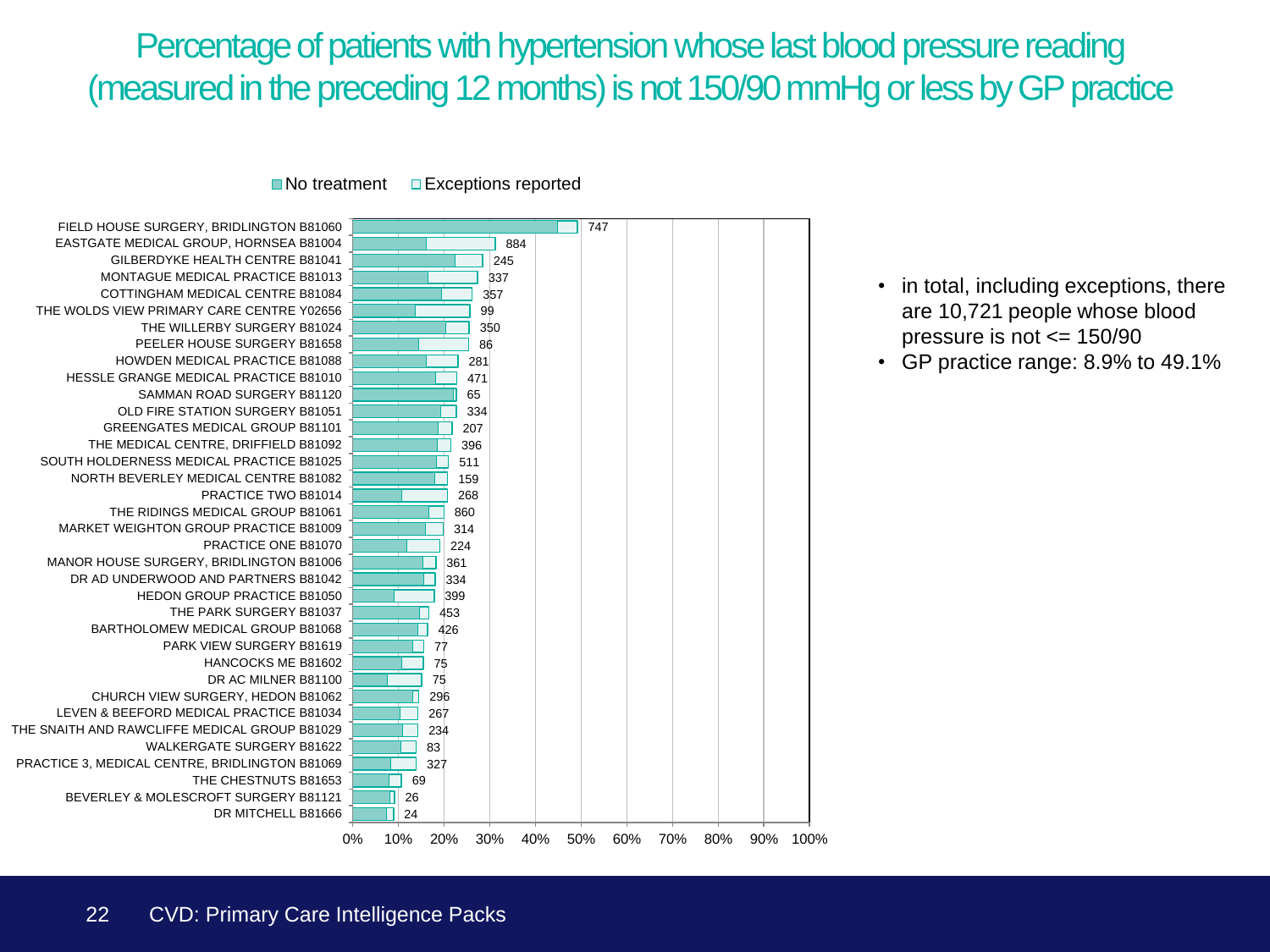# Percentage of patients with hypertension whose last blood pressure reading (measured in the preceding 12 months) is not 150/90 mmHg or less by GP practice

| GP practice | Number |
| --- | --- |
| FIELD HOUSE SURGERY, BRIDLINGTON B81060 | 747 |
| EASTGATE MEDICAL GROUP, HORNSEA B81004 | 884 |
| GILBERDYKE HEALTH CENTRE B81041 | 245 |
| MONTAGUE MEDICAL PRACTICE B81013 | 337 |
| COTTINGHAM MEDICAL CENTRE B81084 | 357 |
| THE WOLDS VIEW PRIMARY CARE CENTRE Y02656 | 99 |
| THE WILLERBY SURGERY B81024 | 350 |
| PEELER HOUSE SURGERY B81658 | 86 |
| HOWDEN MEDICAL PRACTICE B81088 | 281 |
| HESSLE GRANGE MEDICAL PRACTICE B81010 | 471 |
| SAMMAN ROAD SURGERY B81120 | 65 |
| OLD FIRE STATION SURGERY B81051 | 334 |
| GREENGATES MEDICAL GROUP B81101 | 207 |
| THE MEDICAL CENTRE, DRIFFIELD B81092 | 396 |
| SOUTH HOLDERNESS MEDICAL PRACTICE B81025 | 511 |
| NORTH BEVERLEY MEDICAL CENTRE B81082 | 159 |
| PRACTICE TWO B81014 | 268 |
| THE RIDINGS MEDICAL GROUP B81061 | 860 |
| MARKET WEIGHTON GROUP PRACTICE B81009 | 314 |
| PRACTICE ONE B81070 | 224 |
| MANOR HOUSE SURGERY, BRIDLINGTON B81006 | 361 |
| DR AD UNDERWOOD AND PARTNERS B81042 | 334 |
| HEDON GROUP PRACTICE B81050 | 399 |
| THE PARK SURGERY B81037 | 453 |
| BARTHOLOMEW MEDICAL GROUP B81068 | 426 |
| PARK VIEW SURGERY B81619 | 77 |
| HANCOCKS ME B81602 | 75 |
| DR AC MILNER B81100 | 75 |
| CHURCH VIEW SURGERY, HEDON B81062 | 296 |
| LEVEN & BEEFORD MEDICAL PRACTICE B81034 | 267 |
| THE SNAITH AND RAWCLIFFE MEDICAL GROUP B81029 | 234 |
| WALKERGATE SURGERY B81622 | 83 |
| PRACTICE 3, MEDICAL CENTRE, BRIDLINGTON B81069 | 327 |
| THE CHESTNUTS B81653 | 69 |
| BEVERLEY & MOLESCROFT SURGERY B81121 | 26 |
| DR MITCHELL B81666 | 24 |

Legend: No treatment; Exceptions reported

- in total, including exceptions, there are 10,721 people whose blood pressure is not <= 150/90
- GP practice range: 8.9% to 49.1%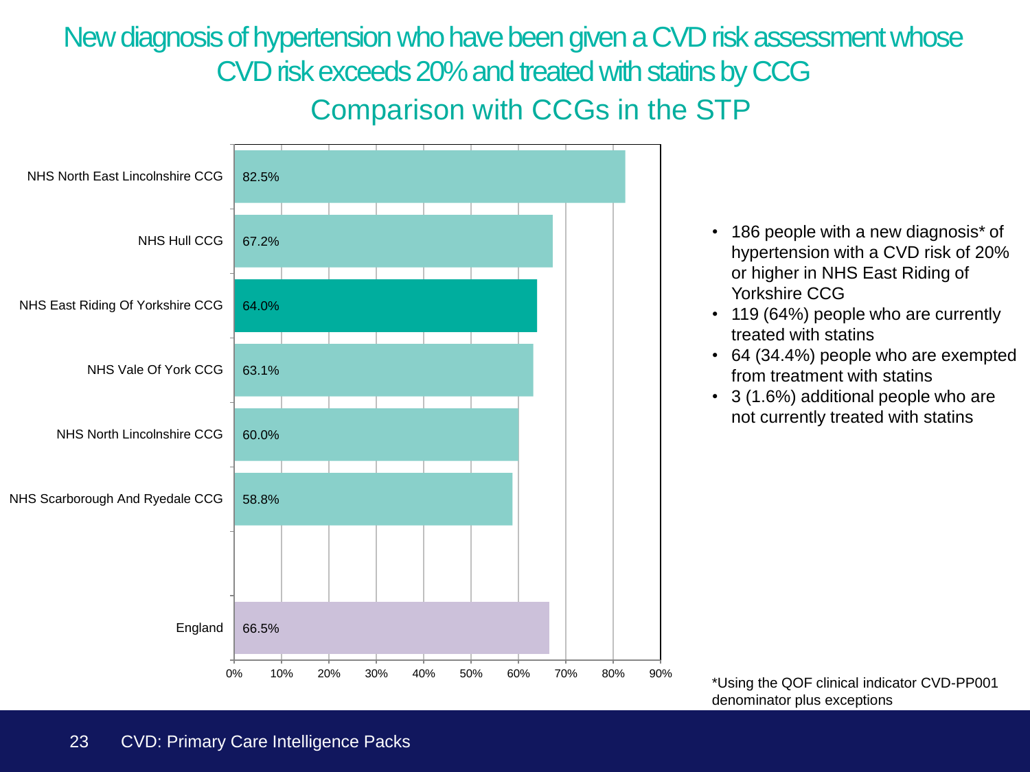# New diagnosis of hypertension who have been given a CVD risk assessment whose CVD risk exceeds 20% and treated with statins by CCG

## Comparison with CCGs in the STP

| CCG | Percentage |
|---|---|
| NHS North East Lincolnshire CCG | 82.5% |
| NHS Hull CCG | 67.2% |
| NHS East Riding Of Yorkshire CCG | 64.0% |
| NHS Vale Of York CCG | 63.1% |
| NHS North Lincolnshire CCG | 60.0% |
| NHS Scarborough And Ryedale CCG | 58.8% |
| England | 66.5% |

- 186 people with a new diagnosis* of hypertension with a CVD risk of 20% or higher in NHS East Riding of Yorkshire CCG
- 119 (64%) people who are currently treated with statins
- 64 (34.4%) people who are exempted from treatment with statins
- 3 (1.6%) additional people who are not currently treated with statins

*Using the QOF clinical indicator CVD-PP001 denominator plus exceptions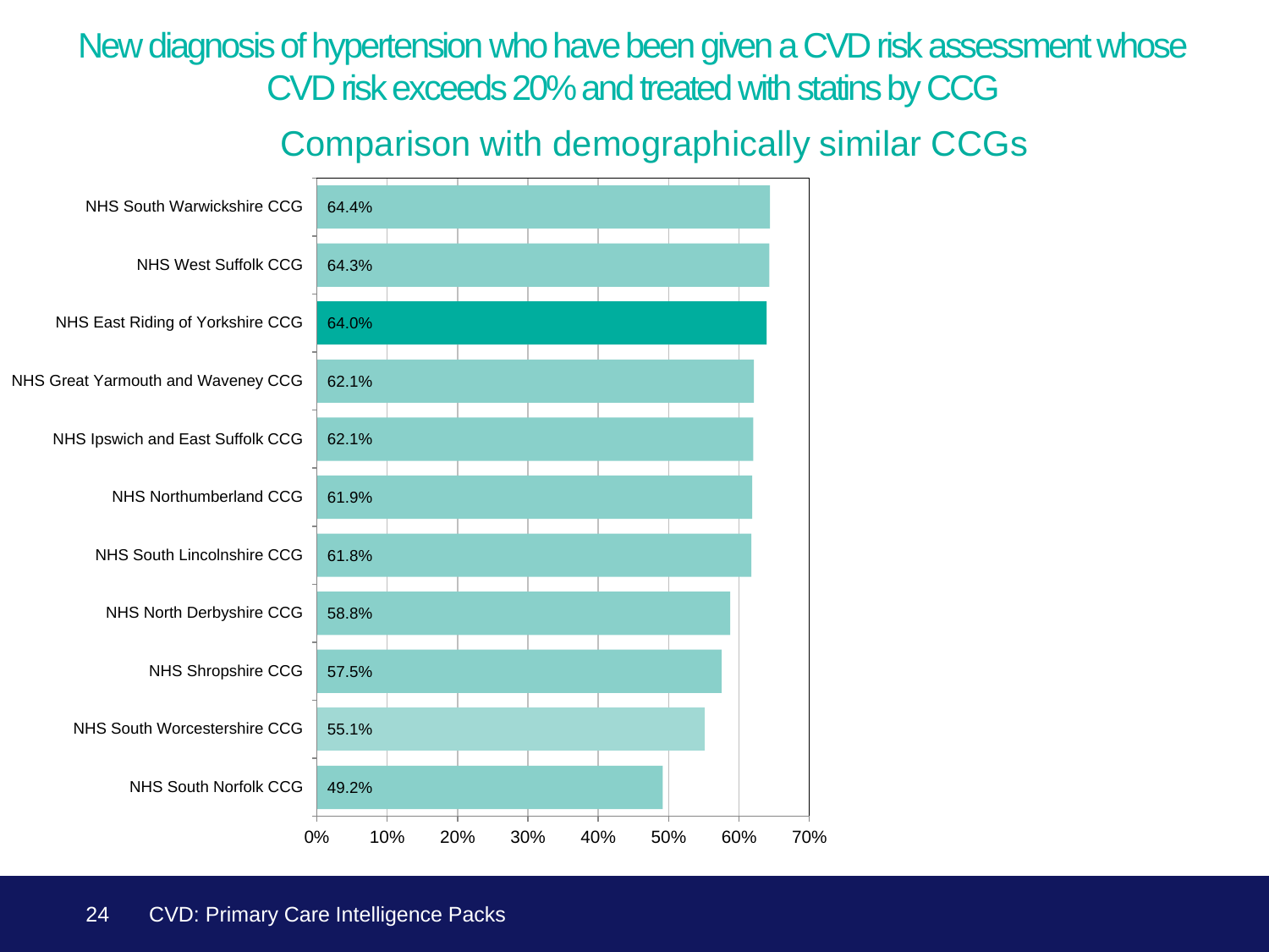# New diagnosis of hypertension who have been given a CVD risk assessment whose CVD risk exceeds 20% and treated with statins by CCG

## Comparison with demographically similar CCGs

| CCG | % |
|---|---|
| NHS South Warwickshire CCG | 64.4% |
| NHS West Suffolk CCG | 64.3% |
| NHS East Riding of Yorkshire CCG | 64.0% |
| NHS Great Yarmouth and Waveney CCG | 62.1% |
| NHS Ipswich and East Suffolk CCG | 62.1% |
| NHS Northumberland CCG | 61.9% |
| NHS South Lincolnshire CCG | 61.8% |
| NHS North Derbyshire CCG | 58.8% |
| NHS Shropshire CCG | 57.5% |
| NHS South Worcestershire CCG | 55.1% |
| NHS South Norfolk CCG | 49.2% |

CVD: Primary Care Intelligence Packs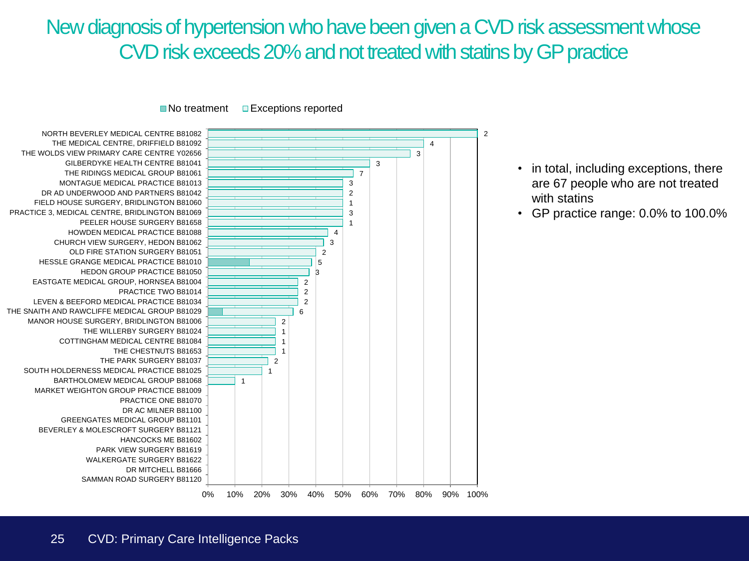# New diagnosis of hypertension who have been given a CVD risk assessment whose CVD risk exceeds 20% and not treated with statins by GP practice

No treatment | Exceptions reported

| GP practice | Value label |
|---|---|
| NORTH BEVERLEY MEDICAL CENTRE B81082 | 2 |
| THE MEDICAL CENTRE, DRIFFIELD B81092 | 4 |
| THE WOLDS VIEW PRIMARY CARE CENTRE Y02656 | 3 |
| GILBERDYKE HEALTH CENTRE B81041 | 3 |
| THE RIDINGS MEDICAL GROUP B81061 | 7 |
| MONTAGUE MEDICAL PRACTICE B81013 | 3 |
| DR AD UNDERWOOD AND PARTNERS B81042 | 2 |
| FIELD HOUSE SURGERY, BRIDLINGTON B81060 | 1 |
| PRACTICE 3, MEDICAL CENTRE, BRIDLINGTON B81069 | 3 |
| PEELER HOUSE SURGERY B81658 | 1 |
| HOWDEN MEDICAL PRACTICE B81088 | 4 |
| CHURCH VIEW SURGERY, HEDON B81062 | 3 |
| OLD FIRE STATION SURGERY B81051 | 2 |
| HESSLE GRANGE MEDICAL PRACTICE B81010 | 5 |
| HEDON GROUP PRACTICE B81050 | 3 |
| EASTGATE MEDICAL GROUP, HORNSEA B81004 | 2 |
| PRACTICE TWO B81014 | 2 |
| LEVEN & BEEFORD MEDICAL PRACTICE B81034 | 2 |
| THE SNAITH AND RAWCLIFFE MEDICAL GROUP B81029 | 6 |
| MANOR HOUSE SURGERY, BRIDLINGTON B81006 | 2 |
| THE WILLERBY SURGERY B81024 | 1 |
| COTTINGHAM MEDICAL CENTRE B81084 | 1 |
| THE CHESTNUTS B81653 | 1 |
| THE PARK SURGERY B81037 | 2 |
| SOUTH HOLDERNESS MEDICAL PRACTICE B81025 | 1 |
| BARTHOLOMEW MEDICAL GROUP B81068 | 1 |
| MARKET WEIGHTON GROUP PRACTICE B81009 | |
| PRACTICE ONE B81070 | |
| DR AC MILNER B81100 | |
| GREENGATES MEDICAL GROUP B81101 | |
| BEVERLEY & MOLESCROFT SURGERY B81121 | |
| HANCOCKS ME B81602 | |
| PARK VIEW SURGERY B81619 | |
| WALKERGATE SURGERY B81622 | |
| DR MITCHELL B81666 | |
| SAMMAN ROAD SURGERY B81120 | |

0% 10% 20% 30% 40% 50% 60% 70% 80% 90% 100%

- in total, including exceptions, there are 67 people who are not treated with statins
- GP practice range: 0.0% to 100.0%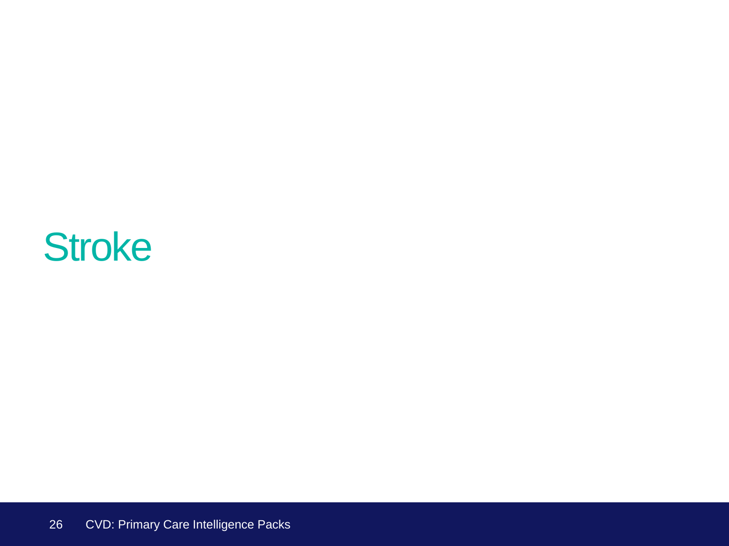# Stroke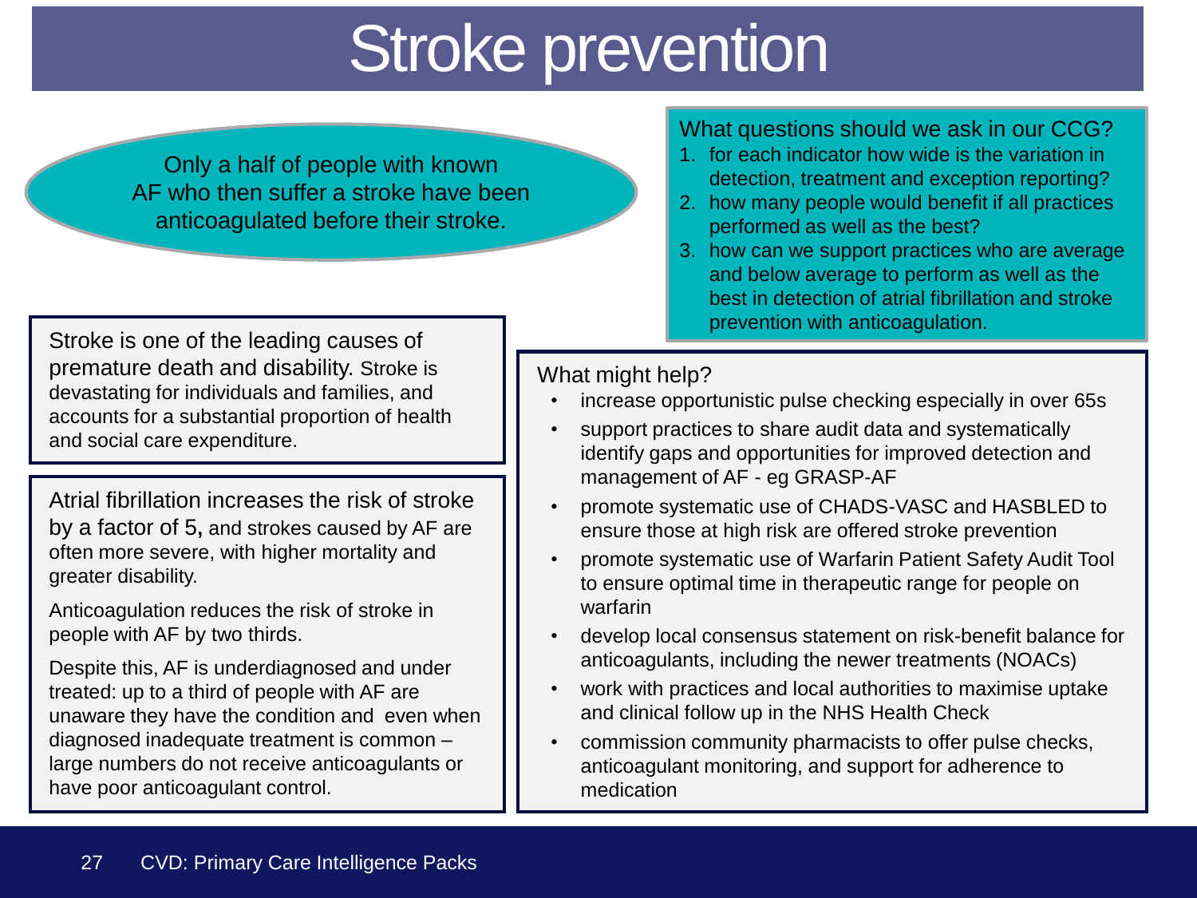# Stroke prevention

Only a half of people with known AF who then suffer a stroke have been anticoagulated before their stroke.

What questions should we ask in our CCG?

1. for each indicator how wide is the variation in detection, treatment and exception reporting?
2. how many people would benefit if all practices performed as well as the best?
3. how can we support practices who are average and below average to perform as well as the best in detection of atrial fibrillation and stroke prevention with anticoagulation.

Stroke is one of the leading causes of premature death and disability. Stroke is devastating for individuals and families, and accounts for a substantial proportion of health and social care expenditure.

Atrial fibrillation increases the risk of stroke by a factor of 5, and strokes caused by AF are often more severe, with higher mortality and greater disability.

Anticoagulation reduces the risk of stroke in people with AF by two thirds.

Despite this, AF is underdiagnosed and under treated: up to a third of people with AF are unaware they have the condition and even when diagnosed inadequate treatment is common – large numbers do not receive anticoagulants or have poor anticoagulant control.

What might help?

- increase opportunistic pulse checking especially in over 65s
- support practices to share audit data and systematically identify gaps and opportunities for improved detection and management of AF - eg GRASP-AF
- promote systematic use of CHADS-VASC and HASBLED to ensure those at high risk are offered stroke prevention
- promote systematic use of Warfarin Patient Safety Audit Tool to ensure optimal time in therapeutic range for people on warfarin
- develop local consensus statement on risk-benefit balance for anticoagulants, including the newer treatments (NOACs)
- work with practices and local authorities to maximise uptake and clinical follow up in the NHS Health Check
- commission community pharmacists to offer pulse checks, anticoagulant monitoring, and support for adherence to medication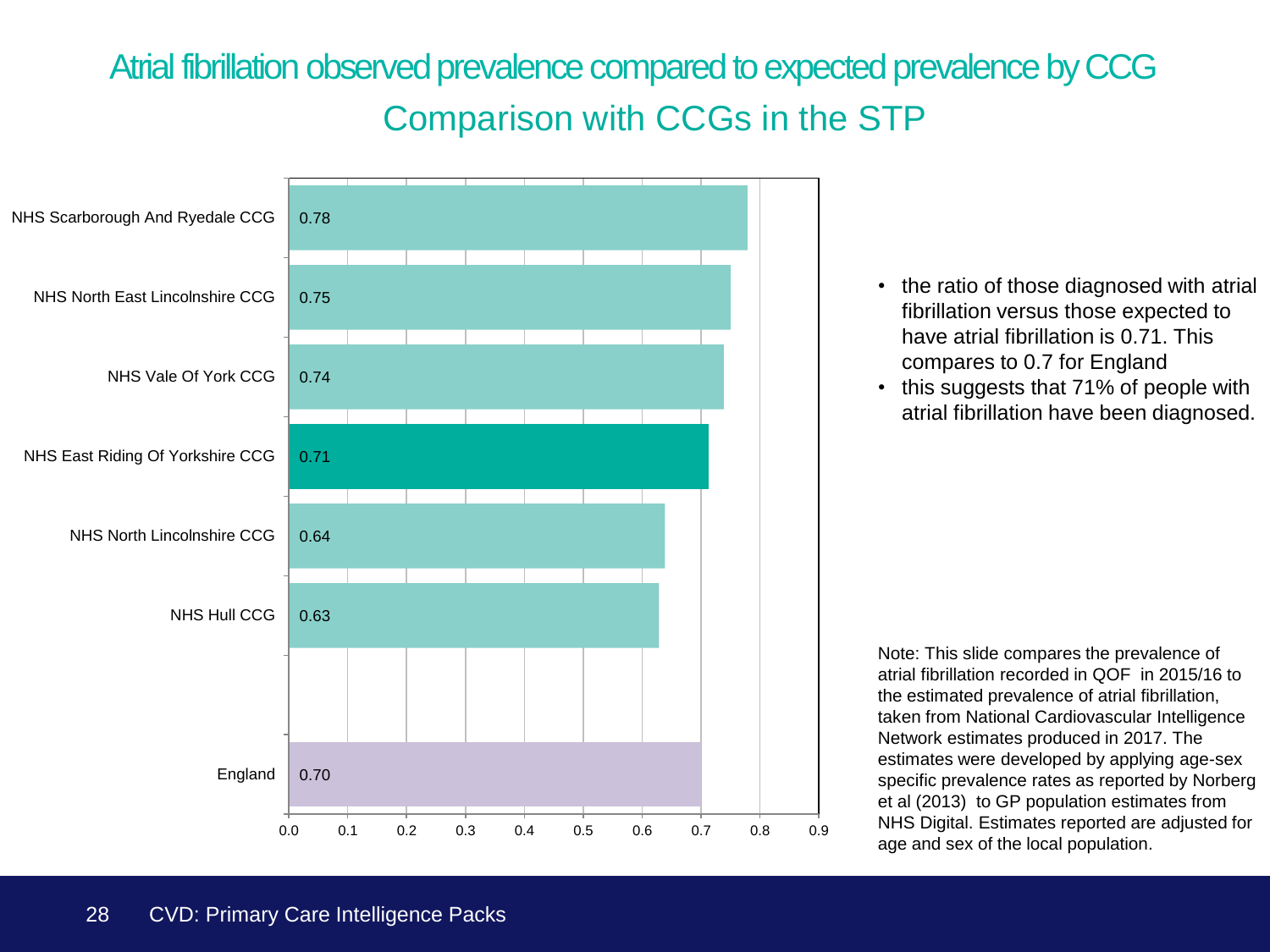# Atrial fibrillation observed prevalence compared to expected prevalence by CCG

## Comparison with CCGs in the STP

| CCG | Ratio |
|---|---|
| NHS Scarborough And Ryedale CCG | 0.78 |
| NHS North East Lincolnshire CCG | 0.75 |
| NHS Vale Of York CCG | 0.74 |
| NHS East Riding Of Yorkshire CCG | 0.71 |
| NHS North Lincolnshire CCG | 0.64 |
| NHS Hull CCG | 0.63 |
| England | 0.70 |

- the ratio of those diagnosed with atrial fibrillation versus those expected to have atrial fibrillation is 0.71. This compares to 0.7 for England
- this suggests that 71% of people with atrial fibrillation have been diagnosed.

Note: This slide compares the prevalence of atrial fibrillation recorded in QOF in 2015/16 to the estimated prevalence of atrial fibrillation, taken from National Cardiovascular Intelligence Network estimates produced in 2017. The estimates were developed by applying age-sex specific prevalence rates as reported by Norberg et al (2013) to GP population estimates from NHS Digital. Estimates reported are adjusted for age and sex of the local population.

CVD: Primary Care Intelligence Packs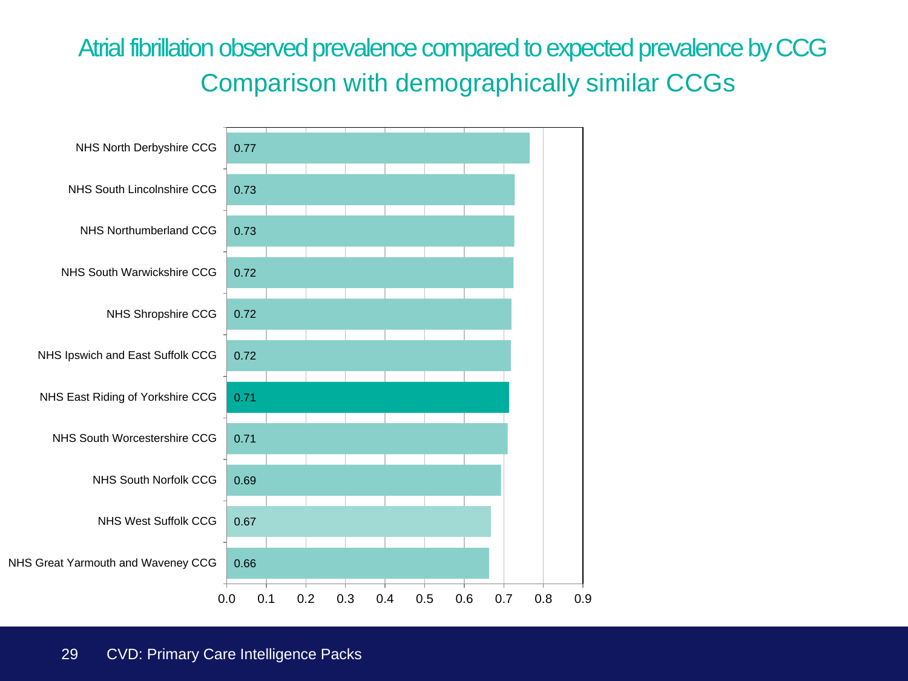# Atrial fibrillation observed prevalence compared to expected prevalence by CCG

## Comparison with demographically similar CCGs

| CCG | Value |
|---|---|
| NHS North Derbyshire CCG | 0.77 |
| NHS South Lincolnshire CCG | 0.73 |
| NHS Northumberland CCG | 0.73 |
| NHS South Warwickshire CCG | 0.72 |
| NHS Shropshire CCG | 0.72 |
| NHS Ipswich and East Suffolk CCG | 0.72 |
| NHS East Riding of Yorkshire CCG | 0.71 |
| NHS South Worcestershire CCG | 0.71 |
| NHS South Norfolk CCG | 0.69 |
| NHS West Suffolk CCG | 0.67 |
| NHS Great Yarmouth and Waveney CCG | 0.66 |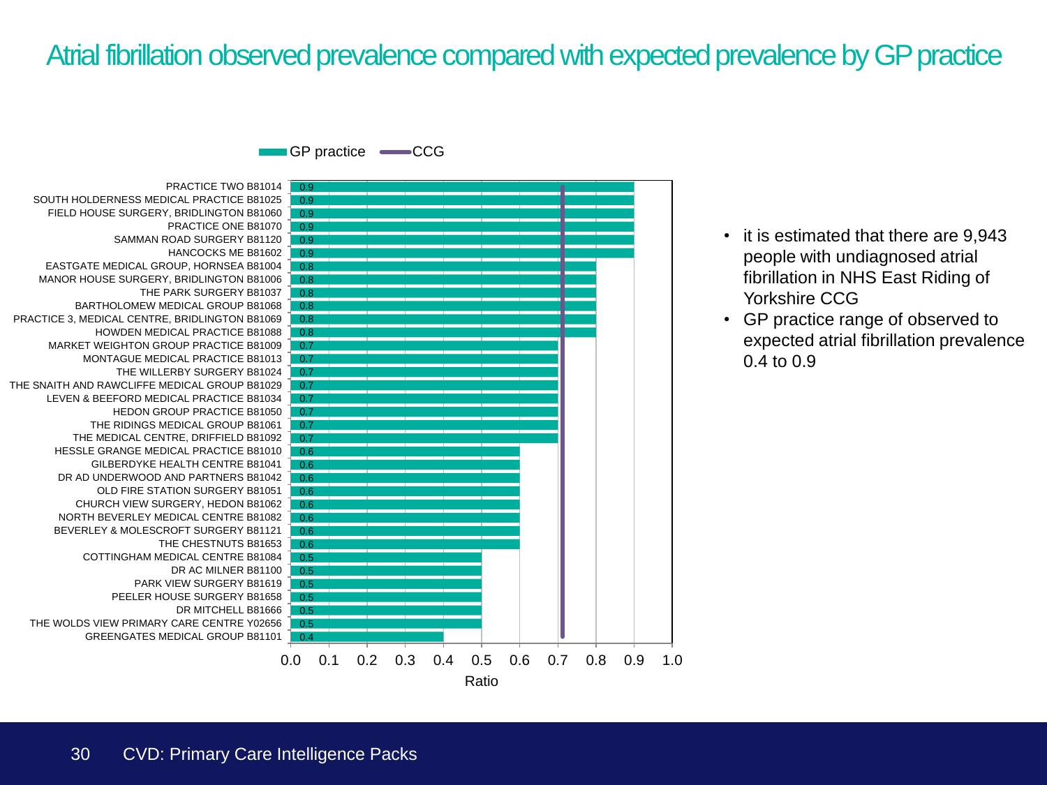# Atrial fibrillation observed prevalence compared with expected prevalence by GP practice

| GP practice | Ratio |
| --- | --- |
| PRACTICE TWO B81014 | 0.9 |
| SOUTH HOLDERNESS MEDICAL PRACTICE B81025 | 0.9 |
| FIELD HOUSE SURGERY, BRIDLINGTON B81060 | 0.9 |
| PRACTICE ONE B81070 | 0.9 |
| SAMMAN ROAD SURGERY B81120 | 0.9 |
| HANCOCKS ME B81602 | 0.9 |
| EASTGATE MEDICAL GROUP, HORNSEA B81004 | 0.8 |
| MANOR HOUSE SURGERY, BRIDLINGTON B81006 | 0.8 |
| THE PARK SURGERY B81037 | 0.8 |
| BARTHOLOMEW MEDICAL GROUP B81068 | 0.8 |
| PRACTICE 3, MEDICAL CENTRE, BRIDLINGTON B81069 | 0.8 |
| HOWDEN MEDICAL PRACTICE B81088 | 0.8 |
| MARKET WEIGHTON GROUP PRACTICE B81009 | 0.7 |
| MONTAGUE MEDICAL PRACTICE B81013 | 0.7 |
| THE WILLERBY SURGERY B81024 | 0.7 |
| THE SNAITH AND RAWCLIFFE MEDICAL GROUP B81029 | 0.7 |
| LEVEN & BEEFORD MEDICAL PRACTICE B81034 | 0.7 |
| HEDON GROUP PRACTICE B81050 | 0.7 |
| THE RIDINGS MEDICAL GROUP B81061 | 0.7 |
| THE MEDICAL CENTRE, DRIFFIELD B81092 | 0.7 |
| HESSLE GRANGE MEDICAL PRACTICE B81010 | 0.6 |
| GILBERDYKE HEALTH CENTRE B81041 | 0.6 |
| DR AD UNDERWOOD AND PARTNERS B81042 | 0.6 |
| OLD FIRE STATION SURGERY B81051 | 0.6 |
| CHURCH VIEW SURGERY, HEDON B81062 | 0.6 |
| NORTH BEVERLEY MEDICAL CENTRE B81082 | 0.6 |
| BEVERLEY & MOLESCROFT SURGERY B81121 | 0.6 |
| THE CHESTNUTS B81653 | 0.6 |
| COTTINGHAM MEDICAL CENTRE B81084 | 0.5 |
| DR AC MILNER B81100 | 0.5 |
| PARK VIEW SURGERY B81619 | 0.5 |
| PEELER HOUSE SURGERY B81658 | 0.5 |
| DR MITCHELL B81666 | 0.5 |
| THE WOLDS VIEW PRIMARY CARE CENTRE Y02656 | 0.5 |
| GREENGATES MEDICAL GROUP B81101 | 0.4 |

Legend: GP practice; CCG (CCG ratio ≈ 0.7)

- it is estimated that there are 9,943 people with undiagnosed atrial fibrillation in NHS East Riding of Yorkshire CCG
- GP practice range of observed to expected atrial fibrillation prevalence 0.4 to 0.9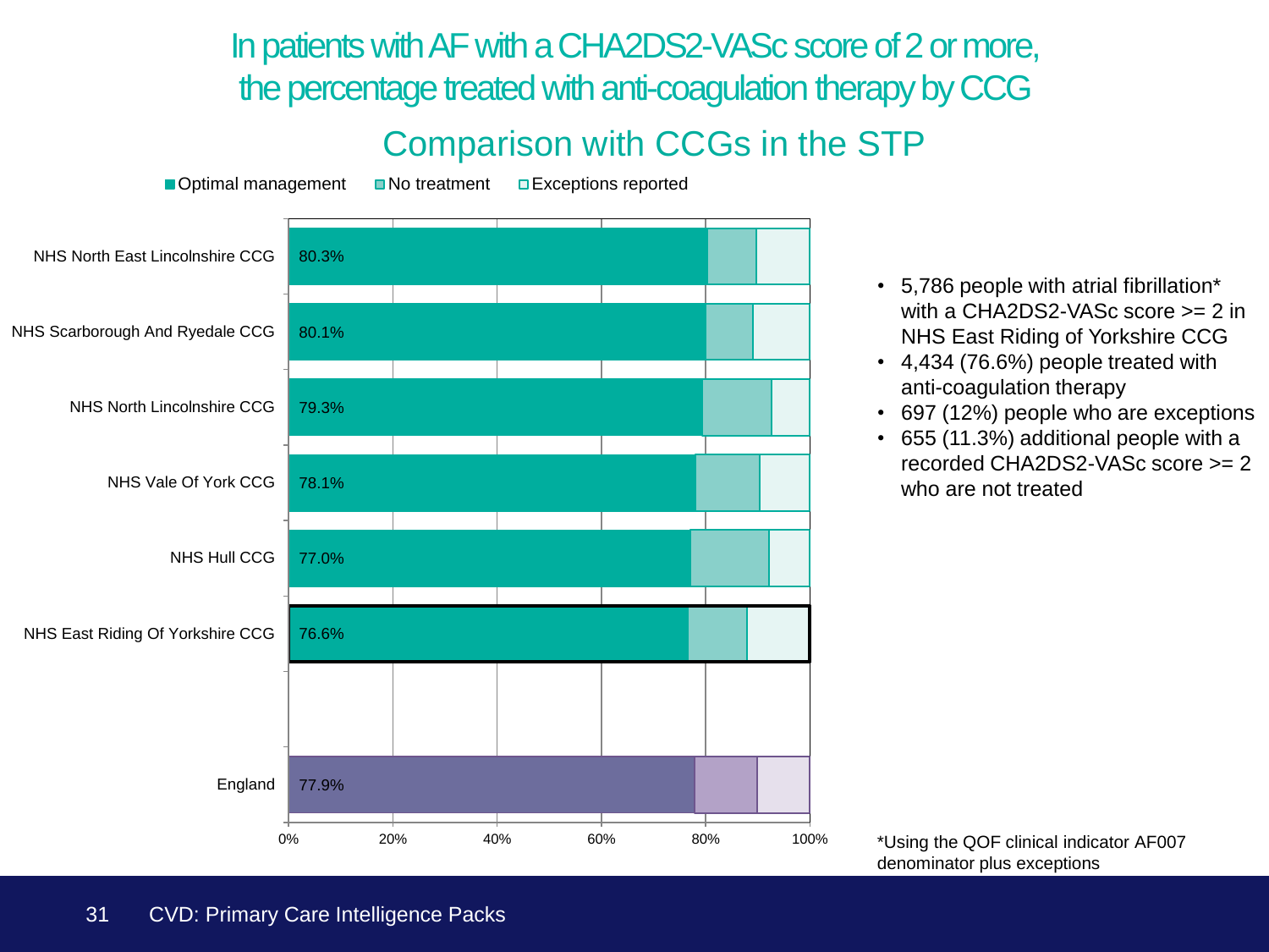# In patients with AF with a CHA2DS2-VASc score of 2 or more, the percentage treated with anti-coagulation therapy by CCG

## Comparison with CCGs in the STP

Optimal management | No treatment | Exceptions reported

| CCG | Optimal management |
|---|---|
| NHS North East Lincolnshire CCG | 80.3% |
| NHS Scarborough And Ryedale CCG | 80.1% |
| NHS North Lincolnshire CCG | 79.3% |
| NHS Vale Of York CCG | 78.1% |
| NHS Hull CCG | 77.0% |
| NHS East Riding Of Yorkshire CCG | 76.6% |
| England | 77.9% |

- 5,786 people with atrial fibrillation* with a CHA2DS2-VASc score >= 2 in NHS East Riding of Yorkshire CCG
- 4,434 (76.6%) people treated with anti-coagulation therapy
- 697 (12%) people who are exceptions
- 655 (11.3%) additional people with a recorded CHA2DS2-VASc score >= 2 who are not treated

*Using the QOF clinical indicator AF007 denominator plus exceptions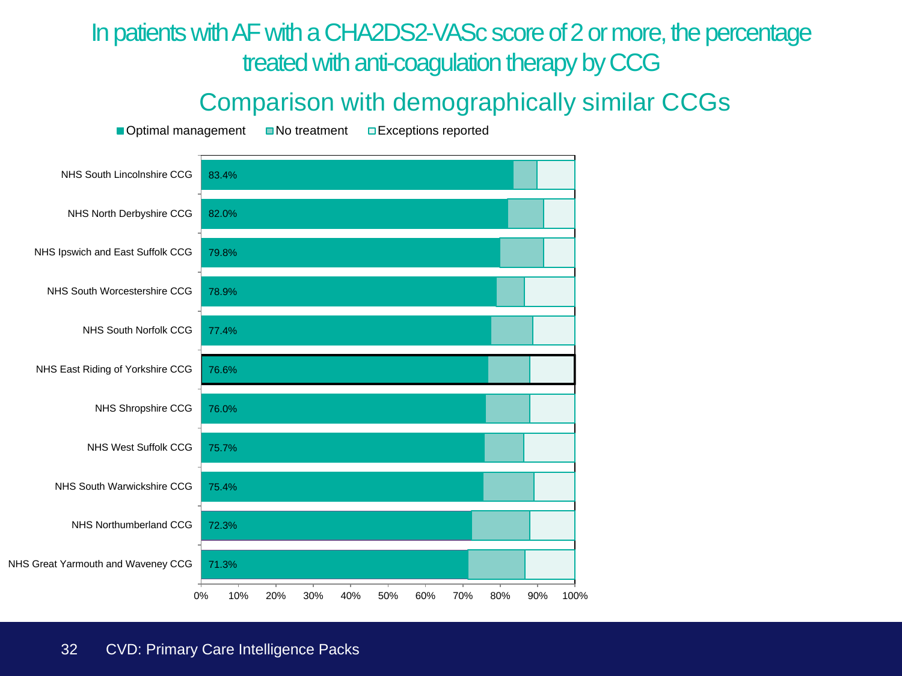# In patients with AF with a CHA2DS2-VASc score of 2 or more, the percentage treated with anti-coagulation therapy by CCG

## Comparison with demographically similar CCGs

■ Optimal management ■ No treatment □ Exceptions reported

| CCG | Optimal management |
|---|---|
| NHS South Lincolnshire CCG | 83.4% |
| NHS North Derbyshire CCG | 82.0% |
| NHS Ipswich and East Suffolk CCG | 79.8% |
| NHS South Worcestershire CCG | 78.9% |
| NHS South Norfolk CCG | 77.4% |
| NHS East Riding of Yorkshire CCG | 76.6% |
| NHS Shropshire CCG | 76.0% |
| NHS West Suffolk CCG | 75.7% |
| NHS South Warwickshire CCG | 75.4% |
| NHS Northumberland CCG | 72.3% |
| NHS Great Yarmouth and Waveney CCG | 71.3% |

0% 10% 20% 30% 40% 50% 60% 70% 80% 90% 100%

CVD: Primary Care Intelligence Packs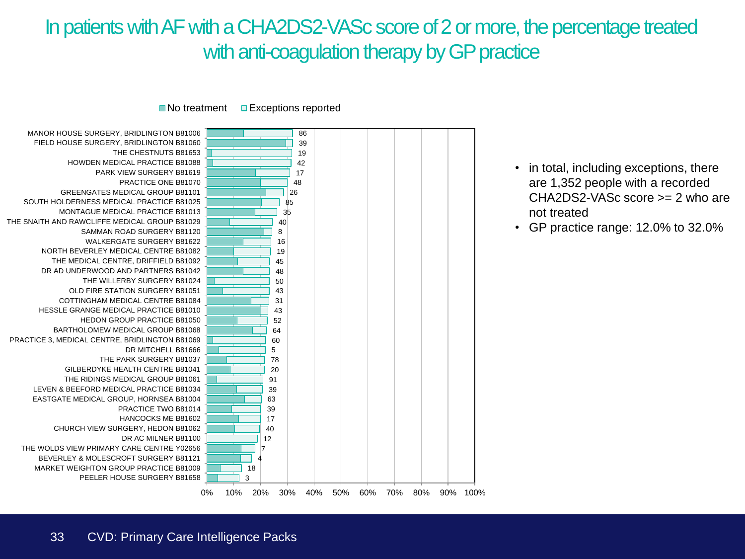# In patients with AF with a CHA2DS2-VASc score of 2 or more, the percentage treated with anti-coagulation therapy by GP practice

Legend: No treatment; Exceptions reported

| GP practice | Number |
|---|---|
| MANOR HOUSE SURGERY, BRIDLINGTON B81006 | 86 |
| FIELD HOUSE SURGERY, BRIDLINGTON B81060 | 39 |
| THE CHESTNUTS B81653 | 19 |
| HOWDEN MEDICAL PRACTICE B81088 | 42 |
| PARK VIEW SURGERY B81619 | 17 |
| PRACTICE ONE B81070 | 48 |
| GREENGATES MEDICAL GROUP B81101 | 26 |
| SOUTH HOLDERNESS MEDICAL PRACTICE B81025 | 85 |
| MONTAGUE MEDICAL PRACTICE B81013 | 35 |
| THE SNAITH AND RAWCLIFFE MEDICAL GROUP B81029 | 40 |
| SAMMAN ROAD SURGERY B81120 | 8 |
| WALKERGATE SURGERY B81622 | 16 |
| NORTH BEVERLEY MEDICAL CENTRE B81082 | 19 |
| THE MEDICAL CENTRE, DRIFFIELD B81092 | 45 |
| DR AD UNDERWOOD AND PARTNERS B81042 | 48 |
| THE WILLERBY SURGERY B81024 | 50 |
| OLD FIRE STATION SURGERY B81051 | 43 |
| COTTINGHAM MEDICAL CENTRE B81084 | 31 |
| HESSLE GRANGE MEDICAL PRACTICE B81010 | 43 |
| HEDON GROUP PRACTICE B81050 | 52 |
| BARTHOLOMEW MEDICAL GROUP B81068 | 64 |
| PRACTICE 3, MEDICAL CENTRE, BRIDLINGTON B81069 | 60 |
| DR MITCHELL B81666 | 5 |
| THE PARK SURGERY B81037 | 78 |
| GILBERDYKE HEALTH CENTRE B81041 | 20 |
| THE RIDINGS MEDICAL GROUP B81061 | 91 |
| LEVEN & BEEFORD MEDICAL PRACTICE B81034 | 39 |
| EASTGATE MEDICAL GROUP, HORNSEA B81004 | 63 |
| PRACTICE TWO B81014 | 39 |
| HANCOCKS ME B81602 | 17 |
| CHURCH VIEW SURGERY, HEDON B81062 | 40 |
| DR AC MILNER B81100 | 12 |
| THE WOLDS VIEW PRIMARY CARE CENTRE Y02656 | 7 |
| BEVERLEY & MOLESCROFT SURGERY B81121 | 4 |
| MARKET WEIGHTON GROUP PRACTICE B81009 | 18 |
| PEELER HOUSE SURGERY B81658 | 3 |

- in total, including exceptions, there are 1,352 people with a recorded CHA2DS2-VASc score >= 2 who are not treated
- GP practice range: 12.0% to 32.0%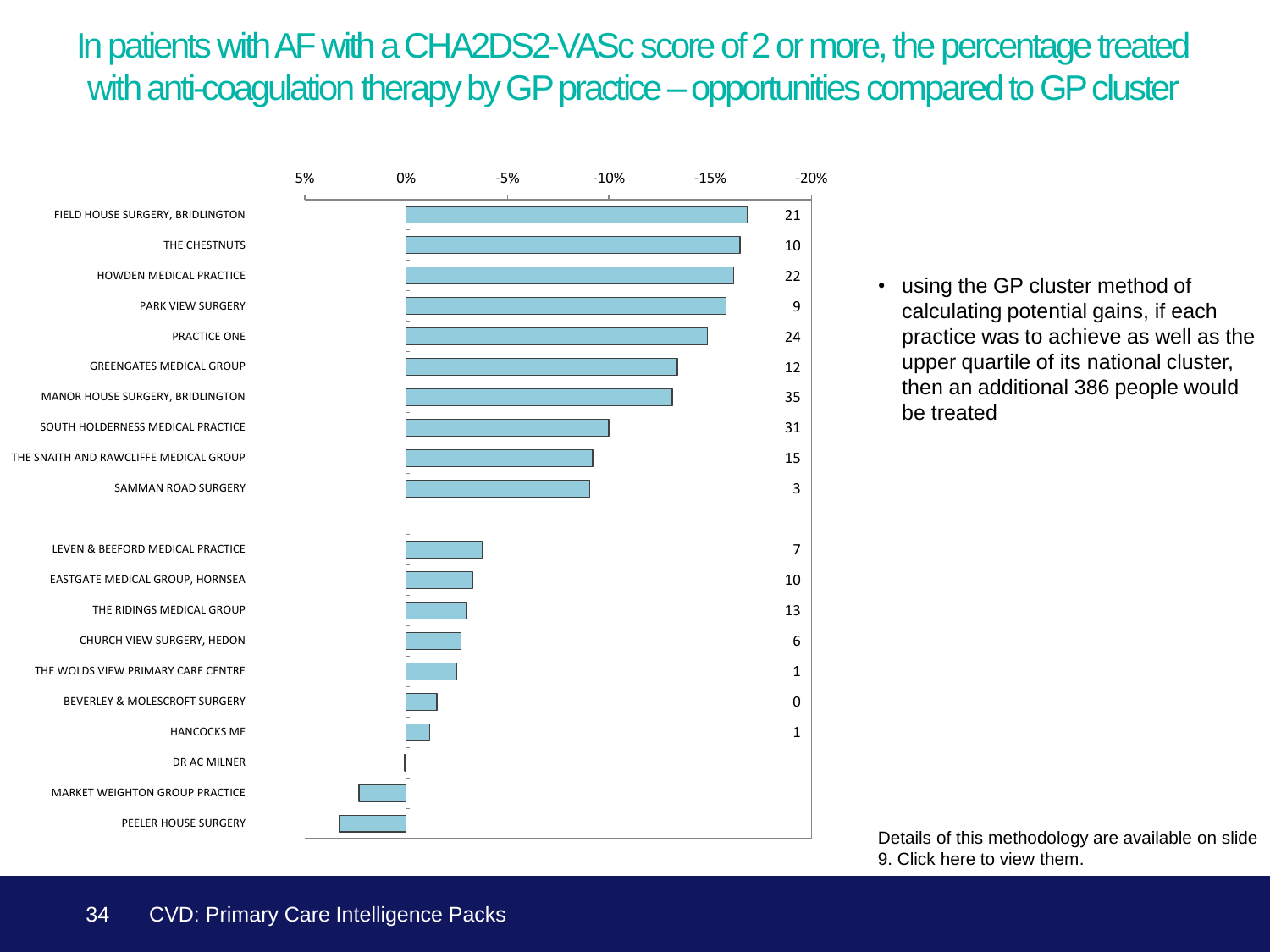# In patients with AF with a CHA2DS2-VASc score of 2 or more, the percentage treated with anti-coagulation therapy by GP practice – opportunities compared to GP cluster

| Practice | Additional patients |
| --- | --- |
| FIELD HOUSE SURGERY, BRIDLINGTON | 21 |
| THE CHESTNUTS | 10 |
| HOWDEN MEDICAL PRACTICE | 22 |
| PARK VIEW SURGERY | 9 |
| PRACTICE ONE | 24 |
| GREENGATES MEDICAL GROUP | 12 |
| MANOR HOUSE SURGERY, BRIDLINGTON | 35 |
| SOUTH HOLDERNESS MEDICAL PRACTICE | 31 |
| THE SNAITH AND RAWCLIFFE MEDICAL GROUP | 15 |
| SAMMAN ROAD SURGERY | 3 |
| LEVEN & BEEFORD MEDICAL PRACTICE | 7 |
| EASTGATE MEDICAL GROUP, HORNSEA | 10 |
| THE RIDINGS MEDICAL GROUP | 13 |
| CHURCH VIEW SURGERY, HEDON | 6 |
| THE WOLDS VIEW PRIMARY CARE CENTRE | 1 |
| BEVERLEY & MOLESCROFT SURGERY | 0 |
| HANCOCKS ME | 1 |
| DR AC MILNER | |
| MARKET WEIGHTON GROUP PRACTICE | |
| PEELER HOUSE SURGERY | |

- using the GP cluster method of calculating potential gains, if each practice was to achieve as well as the upper quartile of its national cluster, then an additional 386 people would be treated

Details of this methodology are available on slide 9. Click here to view them.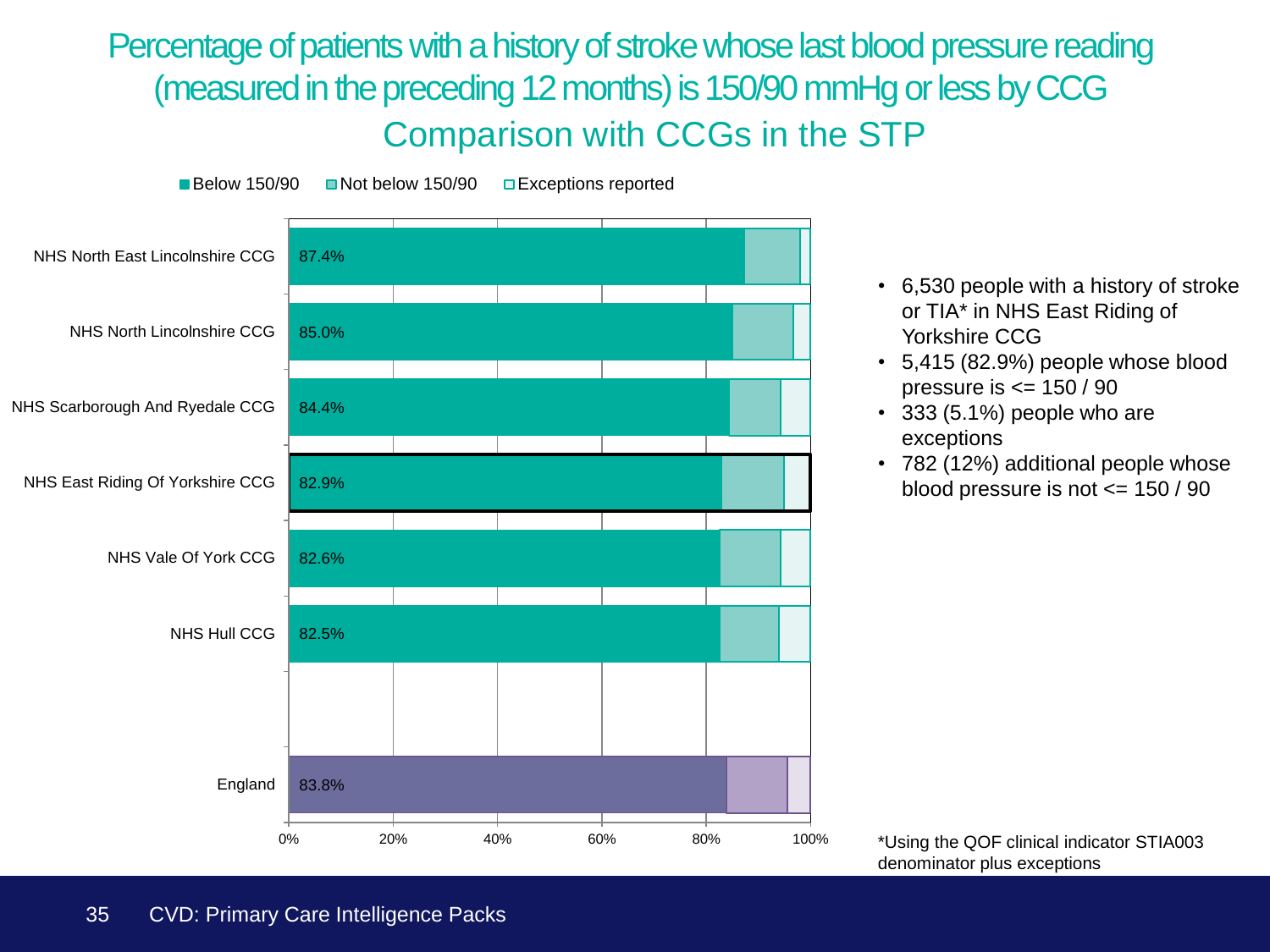# Percentage of patients with a history of stroke whose last blood pressure reading (measured in the preceding 12 months) is 150/90 mmHg or less by CCG

## Comparison with CCGs in the STP

| CCG | Below 150/90 |
| --- | --- |
| NHS North East Lincolnshire CCG | 87.4% |
| NHS North Lincolnshire CCG | 85.0% |
| NHS Scarborough And Ryedale CCG | 84.4% |
| NHS East Riding Of Yorkshire CCG | 82.9% |
| NHS Vale Of York CCG | 82.6% |
| NHS Hull CCG | 82.5% |
| England | 83.8% |

Legend: Below 150/90; Not below 150/90; Exceptions reported

- 6,530 people with a history of stroke or TIA* in NHS East Riding of Yorkshire CCG
- 5,415 (82.9%) people whose blood pressure is <= 150 / 90
- 333 (5.1%) people who are exceptions
- 782 (12%) additional people whose blood pressure is not <= 150 / 90

*Using the QOF clinical indicator STIA003 denominator plus exceptions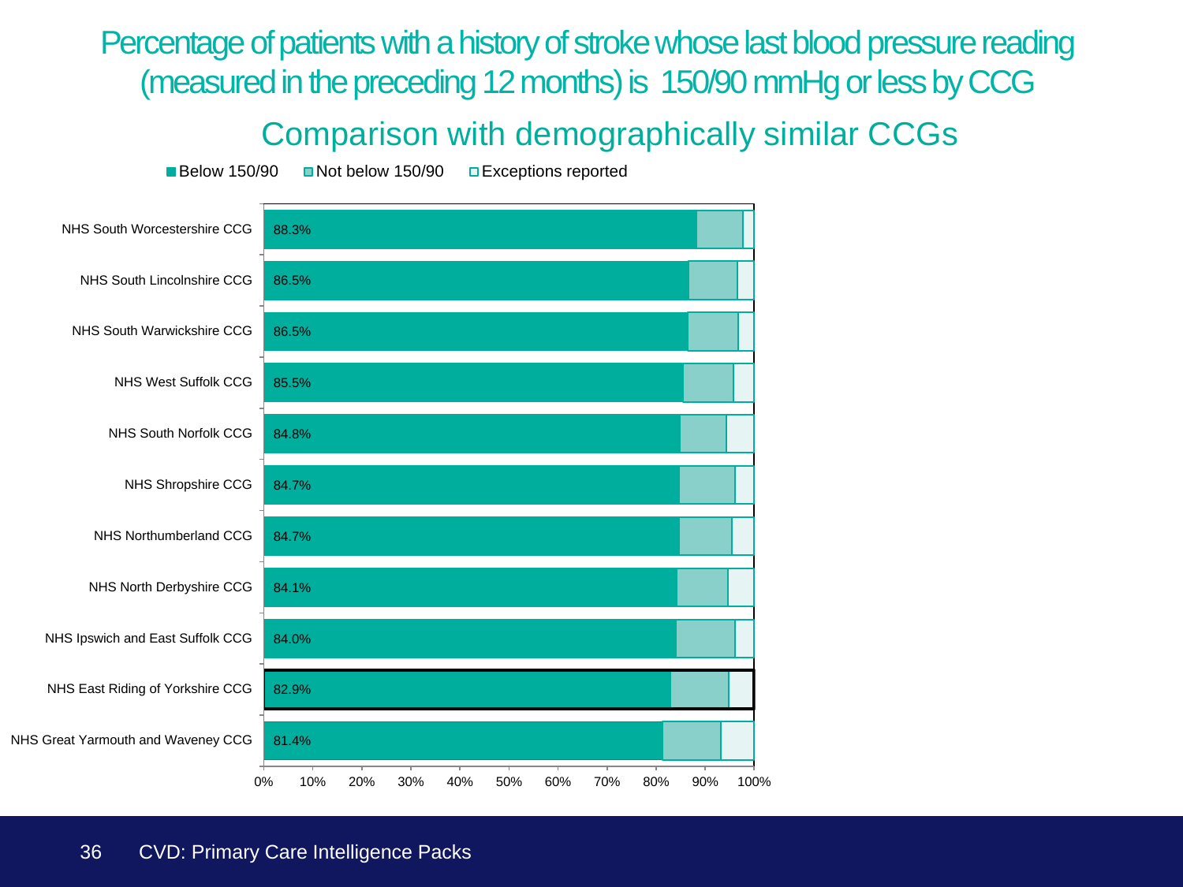# Percentage of patients with a history of stroke whose last blood pressure reading (measured in the preceding 12 months) is 150/90 mmHg or less by CCG

## Comparison with demographically similar CCGs

■ Below 150/90 ■ Not below 150/90 □ Exceptions reported

| CCG | Below 150/90 |
|---|---|
| NHS South Worcestershire CCG | 88.3% |
| NHS South Lincolnshire CCG | 86.5% |
| NHS South Warwickshire CCG | 86.5% |
| NHS West Suffolk CCG | 85.5% |
| NHS South Norfolk CCG | 84.8% |
| NHS Shropshire CCG | 84.7% |
| NHS Northumberland CCG | 84.7% |
| NHS North Derbyshire CCG | 84.1% |
| NHS Ipswich and East Suffolk CCG | 84.0% |
| NHS East Riding of Yorkshire CCG | 82.9% |
| NHS Great Yarmouth and Waveney CCG | 81.4% |

0% 10% 20% 30% 40% 50% 60% 70% 80% 90% 100%

CVD: Primary Care Intelligence Packs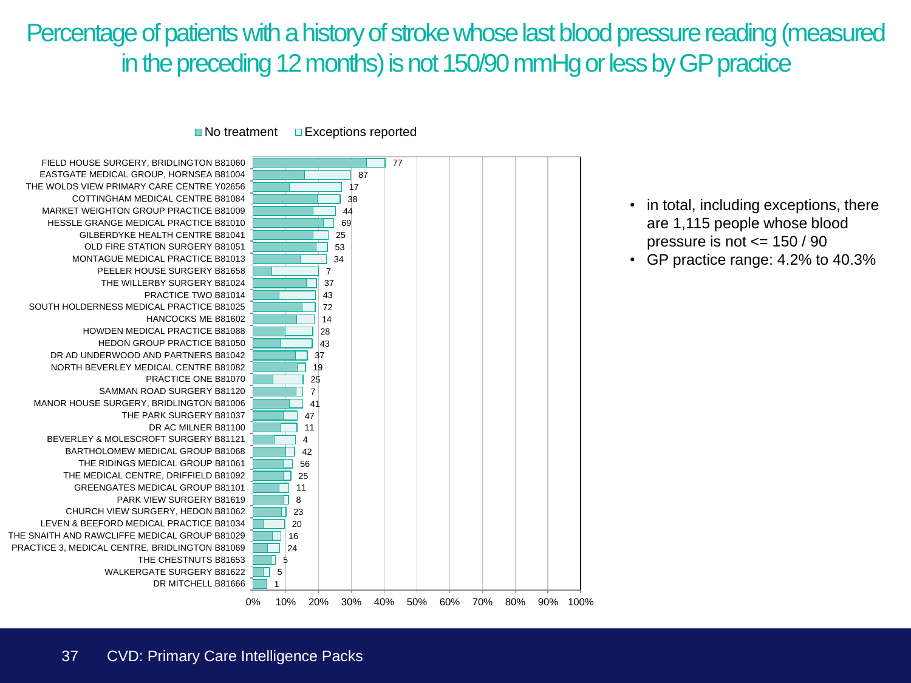# Percentage of patients with a history of stroke whose last blood pressure reading (measured in the preceding 12 months) is not 150/90 mmHg or less by GP practice

No treatment | Exceptions reported

| GP practice | Count |
|---|---|
| FIELD HOUSE SURGERY, BRIDLINGTON B81060 | 77 |
| EASTGATE MEDICAL GROUP, HORNSEA B81004 | 87 |
| THE WOLDS VIEW PRIMARY CARE CENTRE Y02656 | 17 |
| COTTINGHAM MEDICAL CENTRE B81084 | 38 |
| MARKET WEIGHTON GROUP PRACTICE B81009 | 44 |
| HESSLE GRANGE MEDICAL PRACTICE B81010 | 69 |
| GILBERDYKE HEALTH CENTRE B81041 | 25 |
| OLD FIRE STATION SURGERY B81051 | 53 |
| MONTAGUE MEDICAL PRACTICE B81013 | 34 |
| PEELER HOUSE SURGERY B81658 | 7 |
| THE WILLERBY SURGERY B81024 | 37 |
| PRACTICE TWO B81014 | 43 |
| SOUTH HOLDERNESS MEDICAL PRACTICE B81025 | 72 |
| HANCOCKS ME B81602 | 14 |
| HOWDEN MEDICAL PRACTICE B81088 | 28 |
| HEDON GROUP PRACTICE B81050 | 43 |
| DR AD UNDERWOOD AND PARTNERS B81042 | 37 |
| NORTH BEVERLEY MEDICAL CENTRE B81082 | 19 |
| PRACTICE ONE B81070 | 25 |
| SAMMAN ROAD SURGERY B81120 | 7 |
| MANOR HOUSE SURGERY, BRIDLINGTON B81006 | 41 |
| THE PARK SURGERY B81037 | 47 |
| DR AC MILNER B81100 | 11 |
| BEVERLEY & MOLESCROFT SURGERY B81121 | 4 |
| BARTHOLOMEW MEDICAL GROUP B81068 | 42 |
| THE RIDINGS MEDICAL GROUP B81061 | 56 |
| THE MEDICAL CENTRE, DRIFFIELD B81092 | 25 |
| GREENGATES MEDICAL GROUP B81101 | 11 |
| PARK VIEW SURGERY B81619 | 8 |
| CHURCH VIEW SURGERY, HEDON B81062 | 23 |
| LEVEN & BEEFORD MEDICAL PRACTICE B81034 | 20 |
| THE SNAITH AND RAWCLIFFE MEDICAL GROUP B81029 | 16 |
| PRACTICE 3, MEDICAL CENTRE, BRIDLINGTON B81069 | 24 |
| THE CHESTNUTS B81653 | 5 |
| WALKERGATE SURGERY B81622 | 5 |
| DR MITCHELL B81666 | 1 |

- in total, including exceptions, there are 1,115 people whose blood pressure is not <= 150 / 90
- GP practice range: 4.2% to 40.3%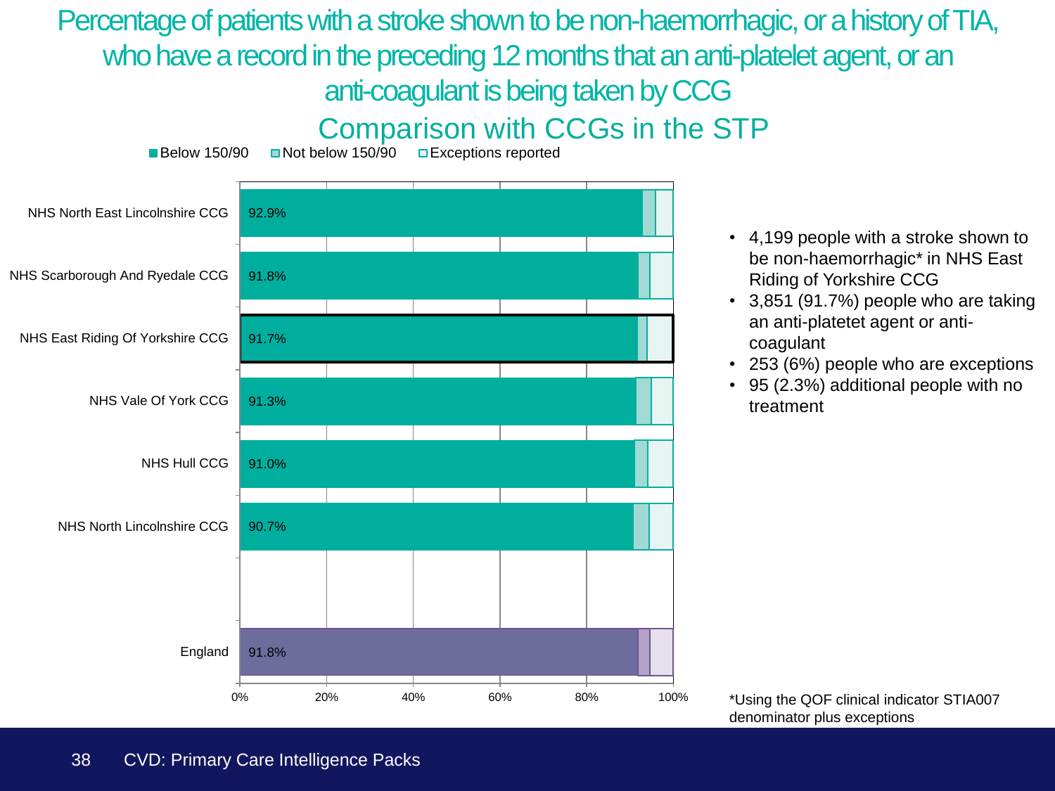# Percentage of patients with a stroke shown to be non-haemorrhagic, or a history of TIA, who have a record in the preceding 12 months that an anti-platelet agent, or an anti-coagulant is being taken by CCG

## Comparison with CCGs in the STP

Below 150/90 | Not below 150/90 | Exceptions reported

| CCG | Below 150/90 |
| --- | --- |
| NHS North East Lincolnshire CCG | 92.9% |
| NHS Scarborough And Ryedale CCG | 91.8% |
| NHS East Riding Of Yorkshire CCG | 91.7% |
| NHS Vale Of York CCG | 91.3% |
| NHS Hull CCG | 91.0% |
| NHS North Lincolnshire CCG | 90.7% |
| England | 91.8% |

- 4,199 people with a stroke shown to be non-haemorrhagic* in NHS East Riding of Yorkshire CCG
- 3,851 (91.7%) people who are taking an anti-platetet agent or anti-coagulant
- 253 (6%) people who are exceptions
- 95 (2.3%) additional people with no treatment

*Using the QOF clinical indicator STIA007 denominator plus exceptions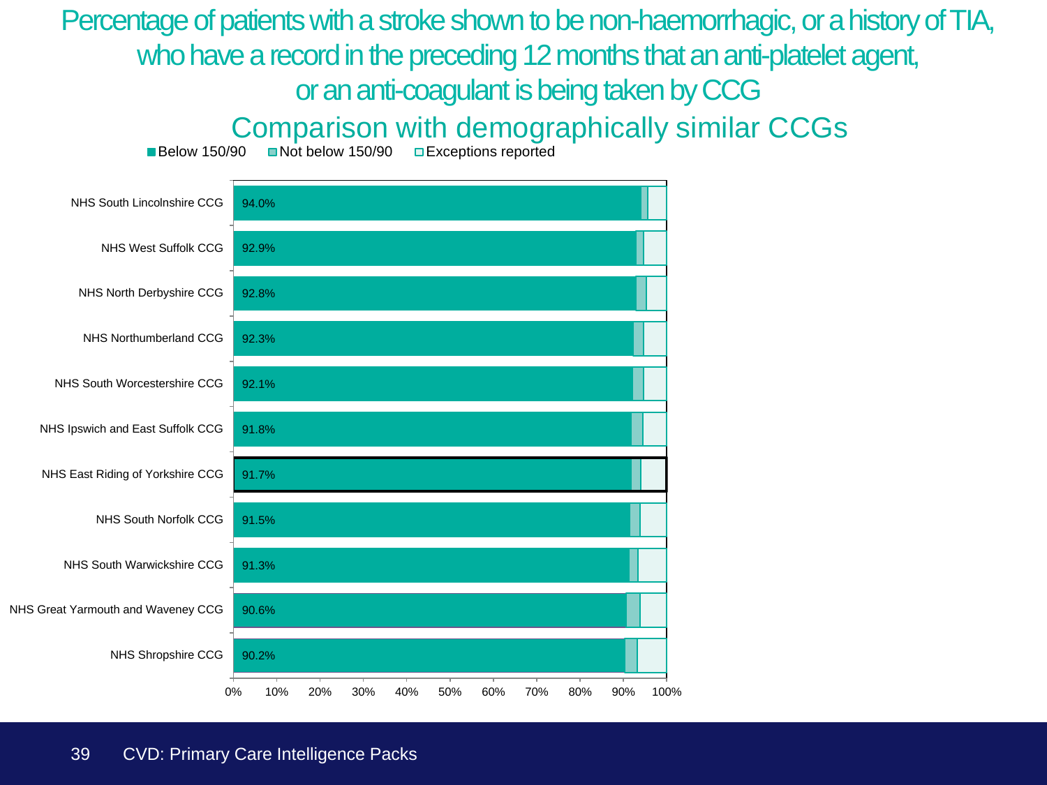# Percentage of patients with a stroke shown to be non-haemorrhagic, or a history of TIA, who have a record in the preceding 12 months that an anti-platelet agent, or an anti-coagulant is being taken by CCG

## Comparison with demographically similar CCGs

Below 150/90 | Not below 150/90 | Exceptions reported

| CCG | Below 150/90 |
|---|---|
| NHS South Lincolnshire CCG | 94.0% |
| NHS West Suffolk CCG | 92.9% |
| NHS North Derbyshire CCG | 92.8% |
| NHS Northumberland CCG | 92.3% |
| NHS South Worcestershire CCG | 92.1% |
| NHS Ipswich and East Suffolk CCG | 91.8% |
| NHS East Riding of Yorkshire CCG | 91.7% |
| NHS South Norfolk CCG | 91.5% |
| NHS South Warwickshire CCG | 91.3% |
| NHS Great Yarmouth and Waveney CCG | 90.6% |
| NHS Shropshire CCG | 90.2% |

0% 10% 20% 30% 40% 50% 60% 70% 80% 90% 100%

CVD: Primary Care Intelligence Packs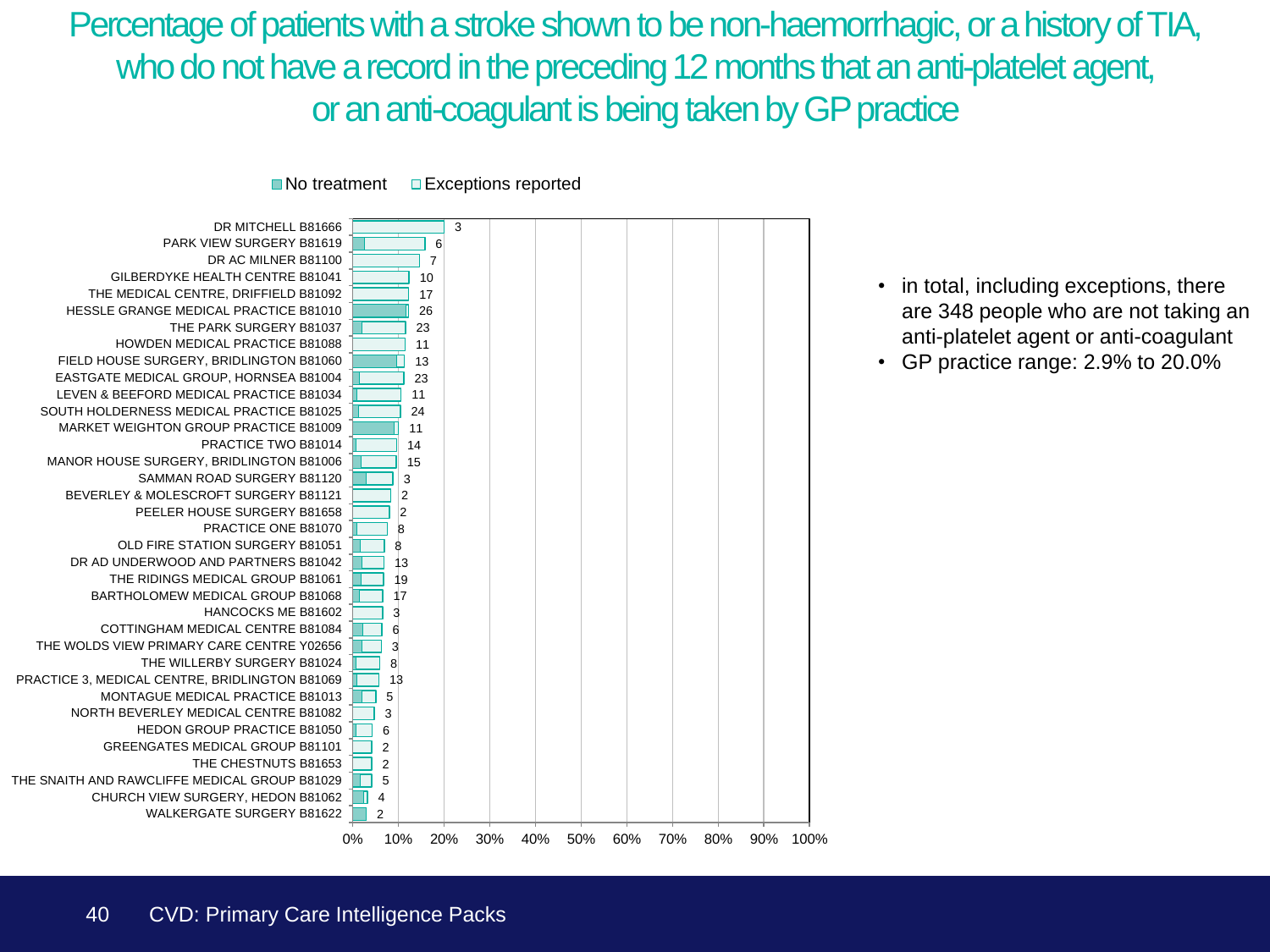# Percentage of patients with a stroke shown to be non-haemorrhagic, or a history of TIA, who do not have a record in the preceding 12 months that an anti-platelet agent, or an anti-coagulant is being taken by GP practice

Legend: No treatment / Exceptions reported

| GP practice | Count |
|---|---|
| DR MITCHELL B81666 | 3 |
| PARK VIEW SURGERY B81619 | 6 |
| DR AC MILNER B81100 | 7 |
| GILBERDYKE HEALTH CENTRE B81041 | 10 |
| THE MEDICAL CENTRE, DRIFFIELD B81092 | 17 |
| HESSLE GRANGE MEDICAL PRACTICE B81010 | 26 |
| THE PARK SURGERY B81037 | 23 |
| HOWDEN MEDICAL PRACTICE B81088 | 11 |
| FIELD HOUSE SURGERY, BRIDLINGTON B81060 | 13 |
| EASTGATE MEDICAL GROUP, HORNSEA B81004 | 23 |
| LEVEN & BEEFORD MEDICAL PRACTICE B81034 | 11 |
| SOUTH HOLDERNESS MEDICAL PRACTICE B81025 | 24 |
| MARKET WEIGHTON GROUP PRACTICE B81009 | 11 |
| PRACTICE TWO B81014 | 14 |
| MANOR HOUSE SURGERY, BRIDLINGTON B81006 | 15 |
| SAMMAN ROAD SURGERY B81120 | 3 |
| BEVERLEY & MOLESCROFT SURGERY B81121 | 2 |
| PEELER HOUSE SURGERY B81658 | 2 |
| PRACTICE ONE B81070 | 8 |
| OLD FIRE STATION SURGERY B81051 | 8 |
| DR AD UNDERWOOD AND PARTNERS B81042 | 13 |
| THE RIDINGS MEDICAL GROUP B81061 | 19 |
| BARTHOLOMEW MEDICAL GROUP B81068 | 17 |
| HANCOCKS ME B81602 | 3 |
| COTTINGHAM MEDICAL CENTRE B81084 | 6 |
| THE WOLDS VIEW PRIMARY CARE CENTRE Y02656 | 3 |
| THE WILLERBY SURGERY B81024 | 8 |
| PRACTICE 3, MEDICAL CENTRE, BRIDLINGTON B81069 | 13 |
| MONTAGUE MEDICAL PRACTICE B81013 | 5 |
| NORTH BEVERLEY MEDICAL CENTRE B81082 | 3 |
| HEDON GROUP PRACTICE B81050 | 6 |
| GREENGATES MEDICAL GROUP B81101 | 2 |
| THE CHESTNUTS B81653 | 2 |
| THE SNAITH AND RAWCLIFFE MEDICAL GROUP B81029 | 5 |
| CHURCH VIEW SURGERY, HEDON B81062 | 4 |
| WALKERGATE SURGERY B81622 | 2 |

- in total, including exceptions, there are 348 people who are not taking an anti-platelet agent or anti-coagulant
- GP practice range: 2.9% to 20.0%

CVD: Primary Care Intelligence Packs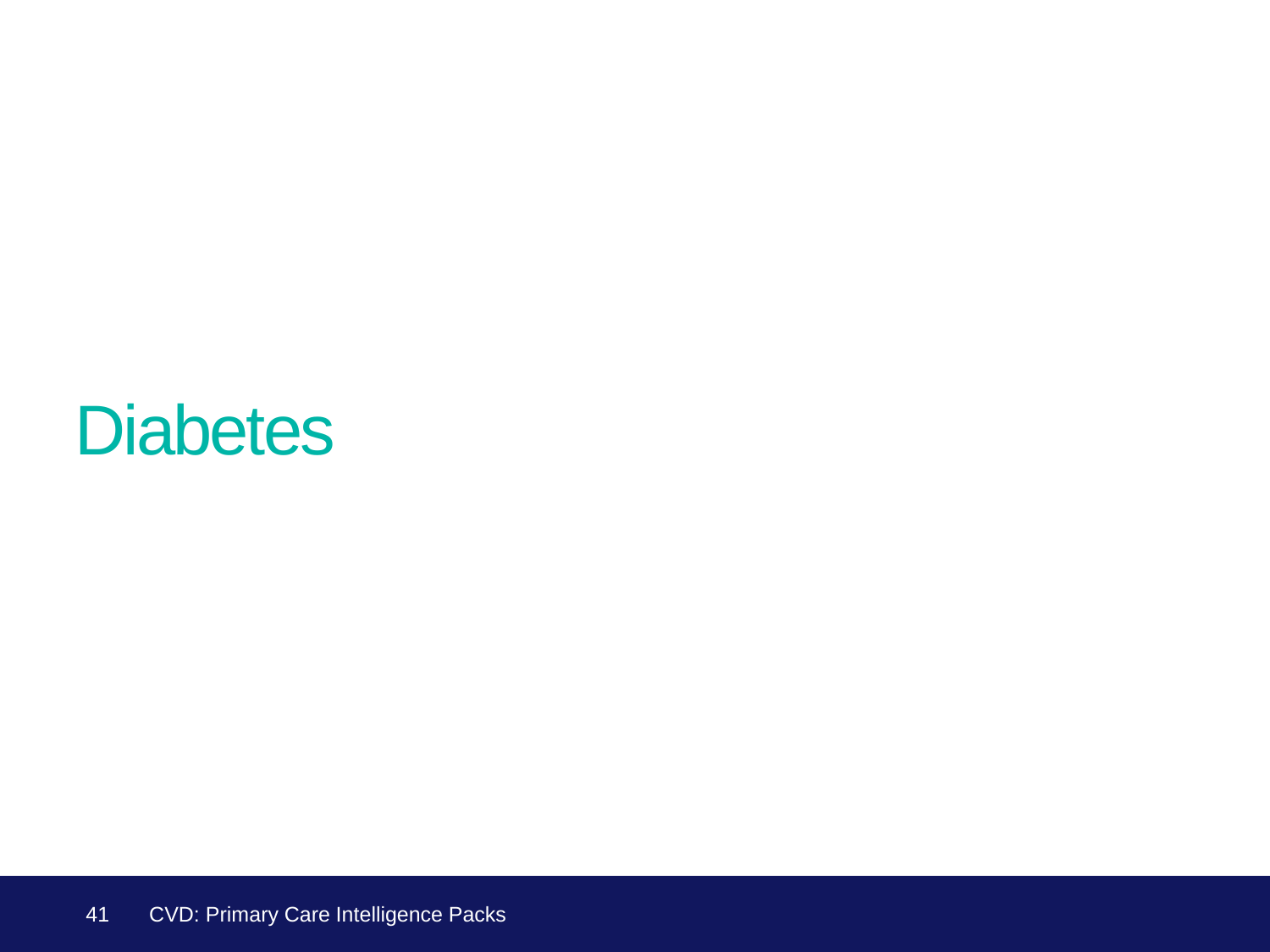# Diabetes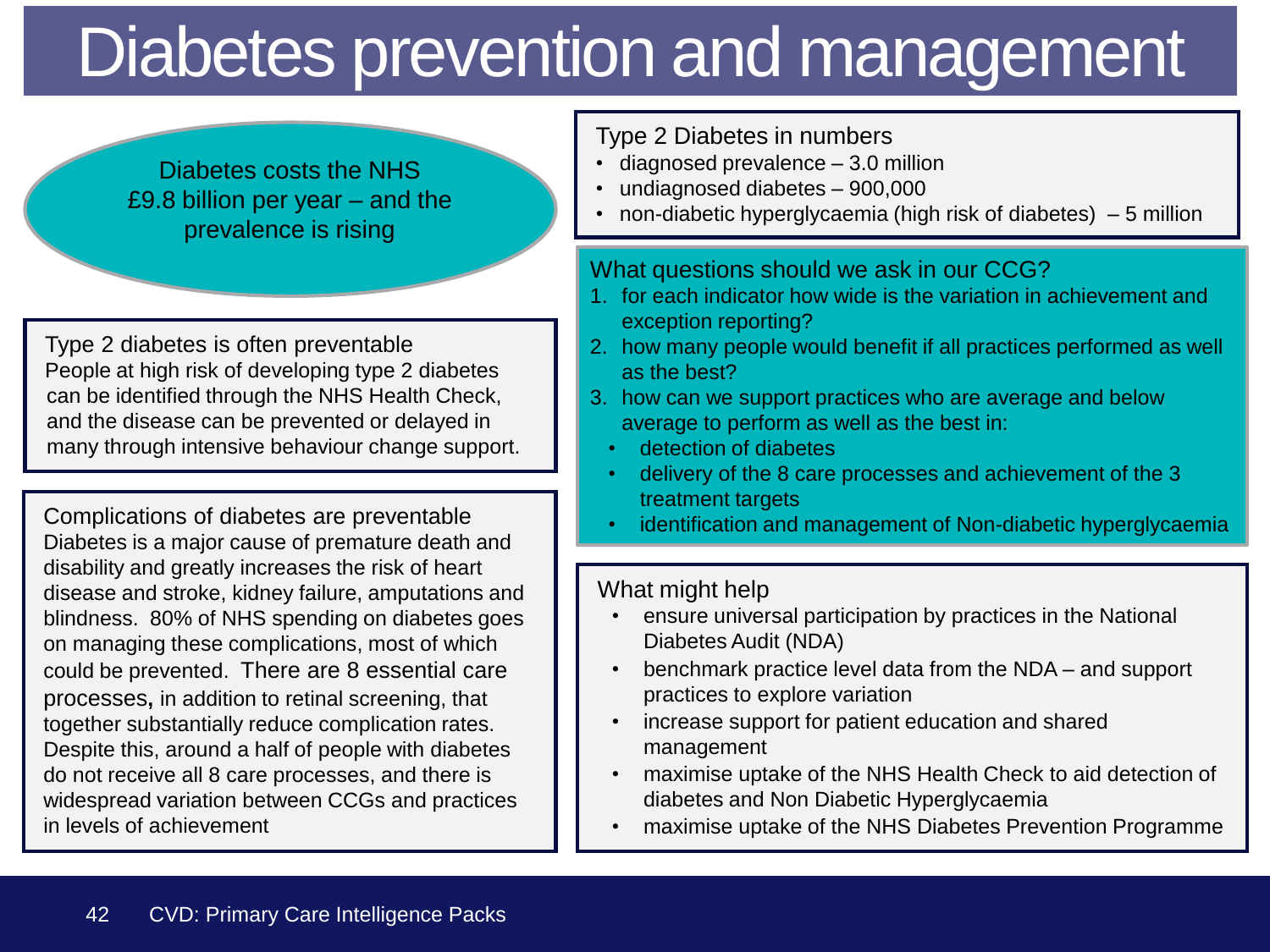# Diabetes prevention and management

Diabetes costs the NHS £9.8 billion per year – and the prevalence is rising

## Type 2 diabetes is often preventable

People at high risk of developing type 2 diabetes can be identified through the NHS Health Check, and the disease can be prevented or delayed in many through intensive behaviour change support.

## Complications of diabetes are preventable

Diabetes is a major cause of premature death and disability and greatly increases the risk of heart disease and stroke, kidney failure, amputations and blindness. 80% of NHS spending on diabetes goes on managing these complications, most of which could be prevented. There are 8 essential care processes, in addition to retinal screening, that together substantially reduce complication rates. Despite this, around a half of people with diabetes do not receive all 8 care processes, and there is widespread variation between CCGs and practices in levels of achievement

## Type 2 Diabetes in numbers

- diagnosed prevalence – 3.0 million
- undiagnosed diabetes – 900,000
- non-diabetic hyperglycaemia (high risk of diabetes) – 5 million

## What questions should we ask in our CCG?

1. for each indicator how wide is the variation in achievement and exception reporting?
2. how many people would benefit if all practices performed as well as the best?
3. how can we support practices who are average and below average to perform as well as the best in:
   - detection of diabetes
   - delivery of the 8 care processes and achievement of the 3 treatment targets
   - identification and management of Non-diabetic hyperglycaemia

## What might help

- ensure universal participation by practices in the National Diabetes Audit (NDA)
- benchmark practice level data from the NDA – and support practices to explore variation
- increase support for patient education and shared management
- maximise uptake of the NHS Health Check to aid detection of diabetes and Non Diabetic Hyperglycaemia
- maximise uptake of the NHS Diabetes Prevention Programme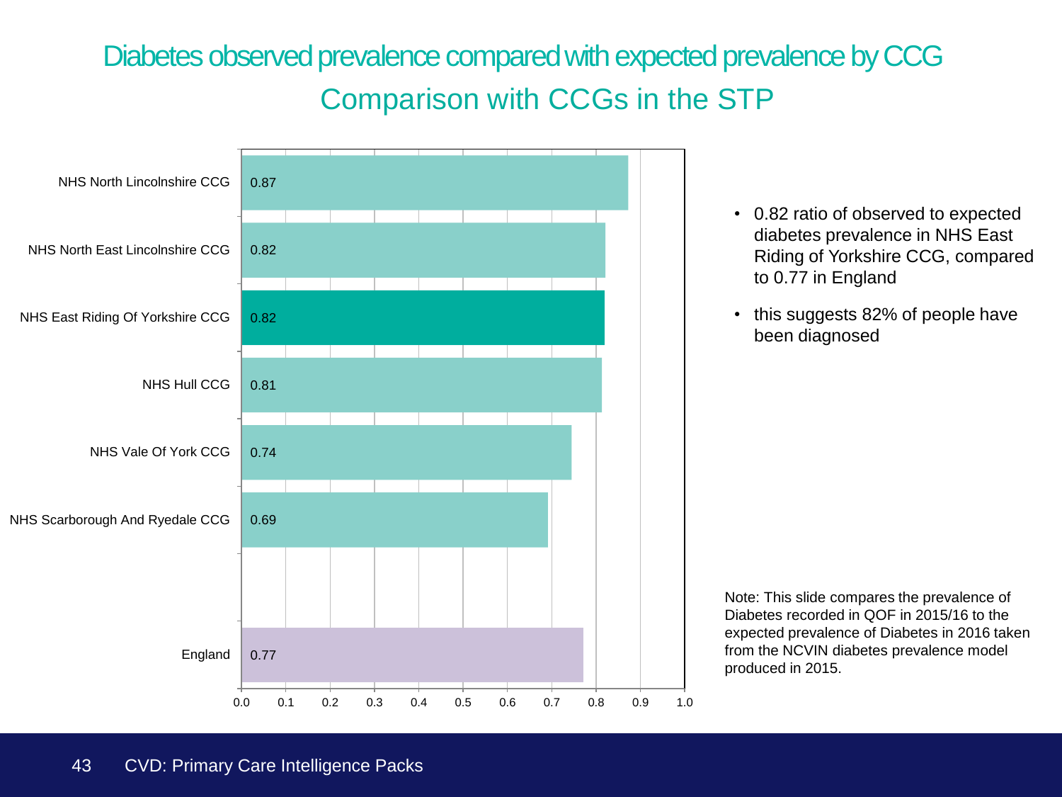# Diabetes observed prevalence compared with expected prevalence by CCG

## Comparison with CCGs in the STP

| CCG | Ratio |
|---|---|
| NHS North Lincolnshire CCG | 0.87 |
| NHS North East Lincolnshire CCG | 0.82 |
| NHS East Riding Of Yorkshire CCG | 0.82 |
| NHS Hull CCG | 0.81 |
| NHS Vale Of York CCG | 0.74 |
| NHS Scarborough And Ryedale CCG | 0.69 |
| England | 0.77 |

- 0.82 ratio of observed to expected diabetes prevalence in NHS East Riding of Yorkshire CCG, compared to 0.77 in England
- this suggests 82% of people have been diagnosed

Note: This slide compares the prevalence of Diabetes recorded in QOF in 2015/16 to the expected prevalence of Diabetes in 2016 taken from the NCVIN diabetes prevalence model produced in 2015.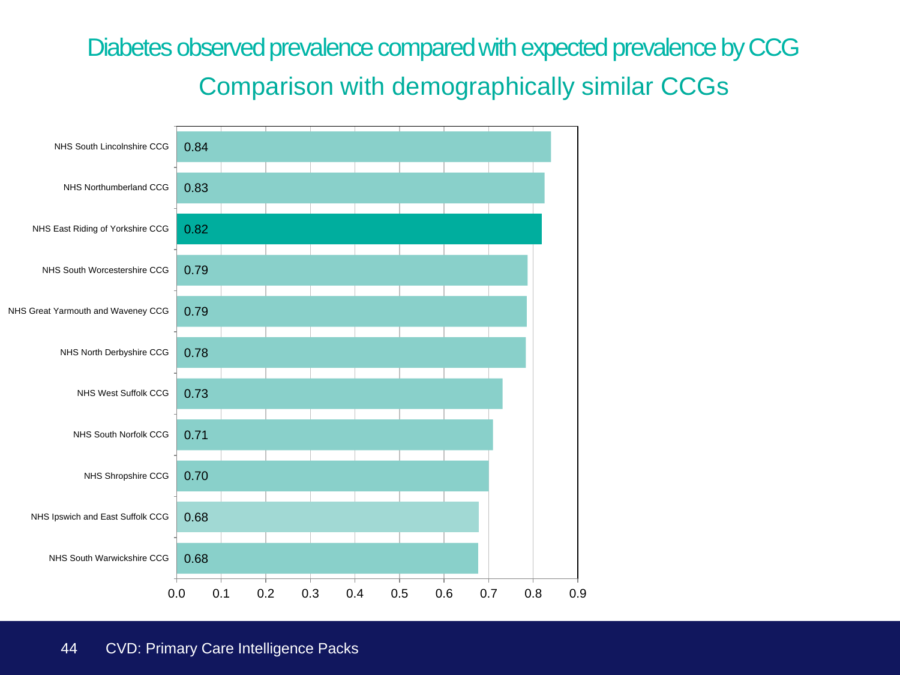# Diabetes observed prevalence compared with expected prevalence by CCG

## Comparison with demographically similar CCGs

| CCG | Ratio |
|---|---|
| NHS South Lincolnshire CCG | 0.84 |
| NHS Northumberland CCG | 0.83 |
| NHS East Riding of Yorkshire CCG | 0.82 |
| NHS South Worcestershire CCG | 0.79 |
| NHS Great Yarmouth and Waveney CCG | 0.79 |
| NHS North Derbyshire CCG | 0.78 |
| NHS West Suffolk CCG | 0.73 |
| NHS South Norfolk CCG | 0.71 |
| NHS Shropshire CCG | 0.70 |
| NHS Ipswich and East Suffolk CCG | 0.68 |
| NHS South Warwickshire CCG | 0.68 |

CVD: Primary Care Intelligence Packs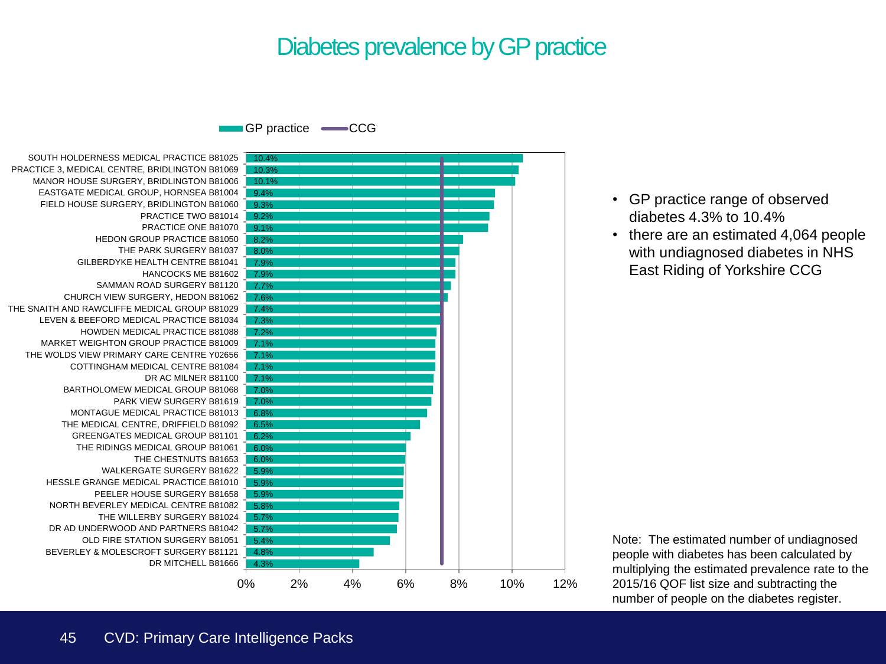# Diabetes prevalence by GP practice

| GP practice | Prevalence |
|---|---|
| SOUTH HOLDERNESS MEDICAL PRACTICE B81025 | 10.4% |
| PRACTICE 3, MEDICAL CENTRE, BRIDLINGTON B81069 | 10.3% |
| MANOR HOUSE SURGERY, BRIDLINGTON B81006 | 10.1% |
| EASTGATE MEDICAL GROUP, HORNSEA B81004 | 9.4% |
| FIELD HOUSE SURGERY, BRIDLINGTON B81060 | 9.3% |
| PRACTICE TWO B81014 | 9.2% |
| PRACTICE ONE B81070 | 9.1% |
| HEDON GROUP PRACTICE B81050 | 8.2% |
| THE PARK SURGERY B81037 | 8.0% |
| GILBERDYKE HEALTH CENTRE B81041 | 7.9% |
| HANCOCKS ME B81602 | 7.9% |
| SAMMAN ROAD SURGERY B81120 | 7.7% |
| CHURCH VIEW SURGERY, HEDON B81062 | 7.6% |
| THE SNAITH AND RAWCLIFFE MEDICAL GROUP B81029 | 7.4% |
| LEVEN & BEEFORD MEDICAL PRACTICE B81034 | 7.3% |
| HOWDEN MEDICAL PRACTICE B81088 | 7.2% |
| MARKET WEIGHTON GROUP PRACTICE B81009 | 7.1% |
| THE WOLDS VIEW PRIMARY CARE CENTRE Y02656 | 7.1% |
| COTTINGHAM MEDICAL CENTRE B81084 | 7.1% |
| DR AC MILNER B81100 | 7.1% |
| BARTHOLOMEW MEDICAL GROUP B81068 | 7.0% |
| PARK VIEW SURGERY B81619 | 7.0% |
| MONTAGUE MEDICAL PRACTICE B81013 | 6.8% |
| THE MEDICAL CENTRE, DRIFFIELD B81092 | 6.5% |
| GREENGATES MEDICAL GROUP B81101 | 6.2% |
| THE RIDINGS MEDICAL GROUP B81061 | 6.0% |
| THE CHESTNUTS B81653 | 6.0% |
| WALKERGATE SURGERY B81622 | 5.9% |
| HESSLE GRANGE MEDICAL PRACTICE B81010 | 5.9% |
| PEELER HOUSE SURGERY B81658 | 5.9% |
| NORTH BEVERLEY MEDICAL CENTRE B81082 | 5.8% |
| THE WILLERBY SURGERY B81024 | 5.7% |
| DR AD UNDERWOOD AND PARTNERS B81042 | 5.7% |
| OLD FIRE STATION SURGERY B81051 | 5.4% |
| BEVERLEY & MOLESCROFT SURGERY B81121 | 4.8% |
| DR MITCHELL B81666 | 4.3% |

Legend: GP practice (bars); CCG (line, approx. 7.3%)

- GP practice range of observed diabetes 4.3% to 10.4%
- there are an estimated 4,064 people with undiagnosed diabetes in NHS East Riding of Yorkshire CCG

Note: The estimated number of undiagnosed people with diabetes has been calculated by multiplying the estimated prevalence rate to the 2015/16 QOF list size and subtracting the number of people on the diabetes register.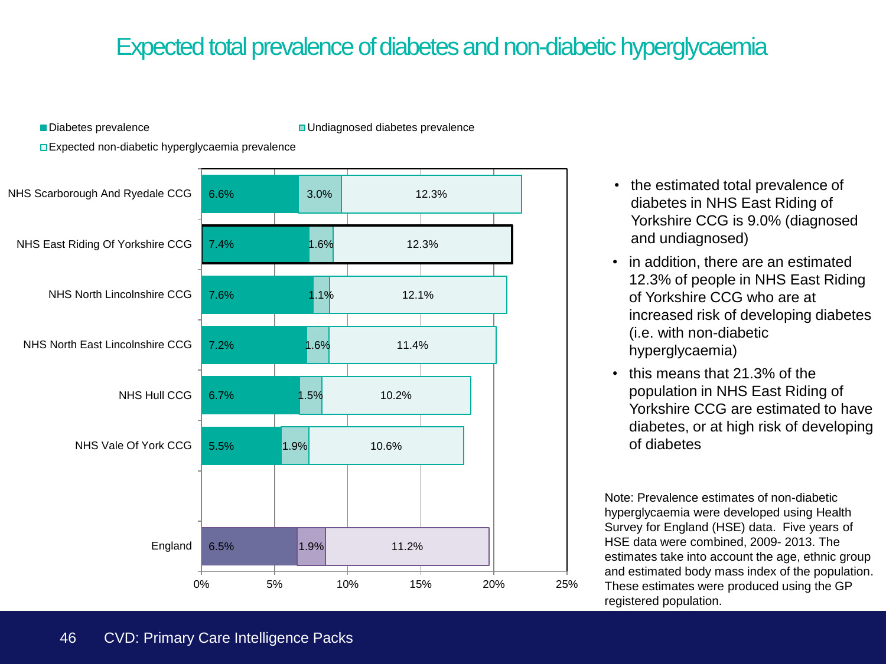# Expected total prevalence of diabetes and non-diabetic hyperglycaemia

| CCG | Diabetes prevalence | Undiagnosed diabetes prevalence | Expected non-diabetic hyperglycaemia prevalence |
|---|---|---|---|
| NHS Scarborough And Ryedale CCG | 6.6% | 3.0% | 12.3% |
| NHS East Riding Of Yorkshire CCG | 7.4% | 1.6% | 12.3% |
| NHS North Lincolnshire CCG | 7.6% | 1.1% | 12.1% |
| NHS North East Lincolnshire CCG | 7.2% | 1.6% | 11.4% |
| NHS Hull CCG | 6.7% | 1.5% | 10.2% |
| NHS Vale Of York CCG | 5.5% | 1.9% | 10.6% |
| England | 6.5% | 1.9% | 11.2% |

- the estimated total prevalence of diabetes in NHS East Riding of Yorkshire CCG is 9.0% (diagnosed and undiagnosed)
- in addition, there are an estimated 12.3% of people in NHS East Riding of Yorkshire CCG who are at increased risk of developing diabetes (i.e. with non-diabetic hyperglycaemia)
- this means that 21.3% of the population in NHS East Riding of Yorkshire CCG are estimated to have diabetes, or at high risk of developing of diabetes

Note: Prevalence estimates of non-diabetic hyperglycaemia were developed using Health Survey for England (HSE) data. Five years of HSE data were combined, 2009- 2013. The estimates take into account the age, ethnic group and estimated body mass index of the population. These estimates were produced using the GP registered population.

CVD: Primary Care Intelligence Packs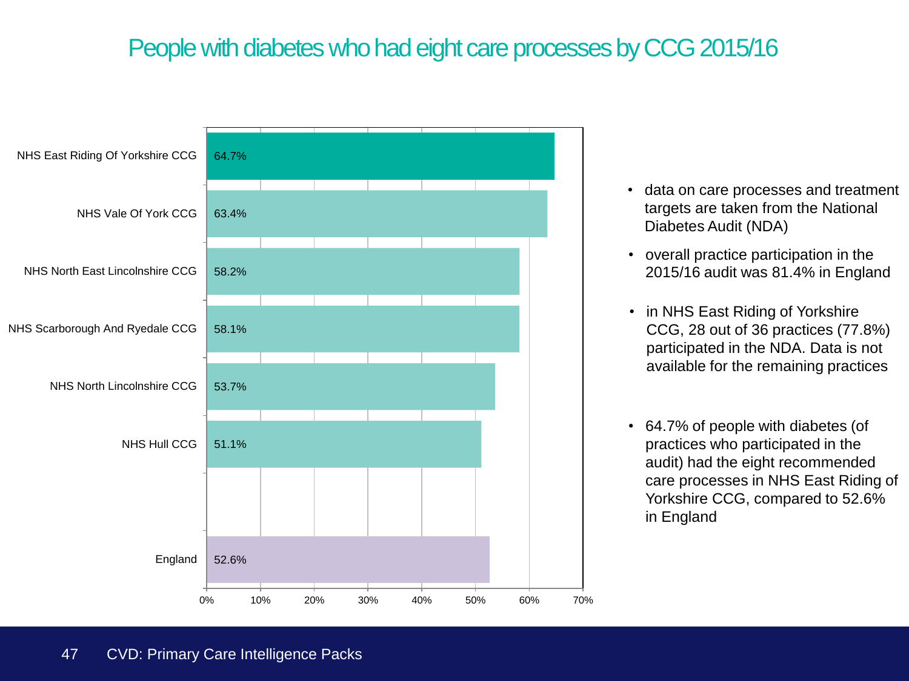# People with diabetes who had eight care processes by CCG 2015/16

| CCG | % |
|---|---|
| NHS East Riding Of Yorkshire CCG | 64.7% |
| NHS Vale Of York CCG | 63.4% |
| NHS North East Lincolnshire CCG | 58.2% |
| NHS Scarborough And Ryedale CCG | 58.1% |
| NHS North Lincolnshire CCG | 53.7% |
| NHS Hull CCG | 51.1% |
| England | 52.6% |

- data on care processes and treatment targets are taken from the National Diabetes Audit (NDA)
- overall practice participation in the 2015/16 audit was 81.4% in England
- in NHS East Riding of Yorkshire CCG, 28 out of 36 practices (77.8%) participated in the NDA. Data is not available for the remaining practices
- 64.7% of people with diabetes (of practices who participated in the audit) had the eight recommended care processes in NHS East Riding of Yorkshire CCG, compared to 52.6% in England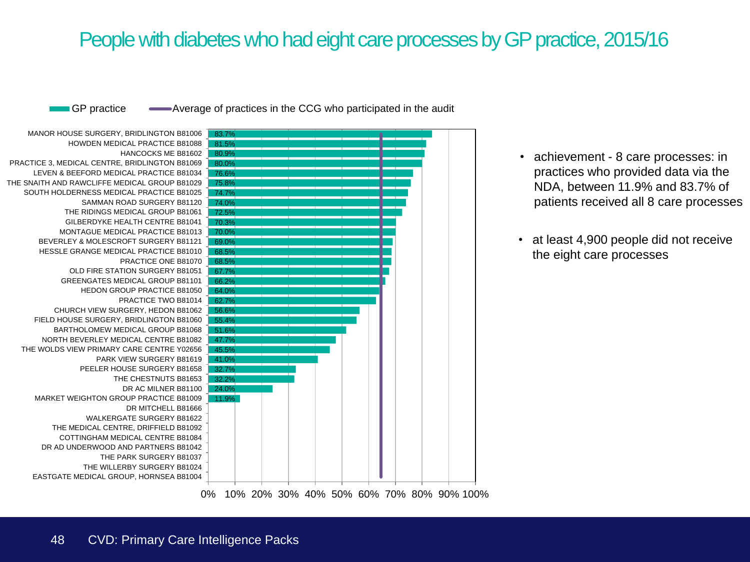# People with diabetes who had eight care processes by GP practice, 2015/16

GP practice — Average of practices in the CCG who participated in the audit

| GP practice | % |
| --- | --- |
| MANOR HOUSE SURGERY, BRIDLINGTON B81006 | 83.7% |
| HOWDEN MEDICAL PRACTICE B81088 | 81.5% |
| HANCOCKS ME B81602 | 80.9% |
| PRACTICE 3, MEDICAL CENTRE, BRIDLINGTON B81069 | 80.0% |
| LEVEN & BEEFORD MEDICAL PRACTICE B81034 | 76.6% |
| THE SNAITH AND RAWCLIFFE MEDICAL GROUP B81029 | 75.8% |
| SOUTH HOLDERNESS MEDICAL PRACTICE B81025 | 74.7% |
| SAMMAN ROAD SURGERY B81120 | 74.0% |
| THE RIDINGS MEDICAL GROUP B81061 | 72.5% |
| GILBERDYKE HEALTH CENTRE B81041 | 70.3% |
| MONTAGUE MEDICAL PRACTICE B81013 | 70.0% |
| BEVERLEY & MOLESCROFT SURGERY B81121 | 69.0% |
| HESSLE GRANGE MEDICAL PRACTICE B81010 | 68.5% |
| PRACTICE ONE B81070 | 68.5% |
| OLD FIRE STATION SURGERY B81051 | 67.7% |
| GREENGATES MEDICAL GROUP B81101 | 66.2% |
| HEDON GROUP PRACTICE B81050 | 64.0% |
| PRACTICE TWO B81014 | 62.7% |
| CHURCH VIEW SURGERY, HEDON B81062 | 56.6% |
| FIELD HOUSE SURGERY, BRIDLINGTON B81060 | 55.4% |
| BARTHOLOMEW MEDICAL GROUP B81068 | 51.6% |
| NORTH BEVERLEY MEDICAL CENTRE B81082 | 47.7% |
| THE WOLDS VIEW PRIMARY CARE CENTRE Y02656 | 45.5% |
| PARK VIEW SURGERY B81619 | 41.0% |
| PEELER HOUSE SURGERY B81658 | 32.7% |
| THE CHESTNUTS B81653 | 32.2% |
| DR AC MILNER B81100 | 24.0% |
| MARKET WEIGHTON GROUP PRACTICE B81009 | 11.9% |
| DR MITCHELL B81666 | |
| WALKERGATE SURGERY B81622 | |
| THE MEDICAL CENTRE, DRIFFIELD B81092 | |
| COTTINGHAM MEDICAL CENTRE B81084 | |
| DR AD UNDERWOOD AND PARTNERS B81042 | |
| THE PARK SURGERY B81037 | |
| THE WILLERBY SURGERY B81024 | |
| EASTGATE MEDICAL GROUP, HORNSEA B81004 | |

- achievement - 8 care processes: in practices who provided data via the NDA, between 11.9% and 83.7% of patients received all 8 care processes
- at least 4,900 people did not receive the eight care processes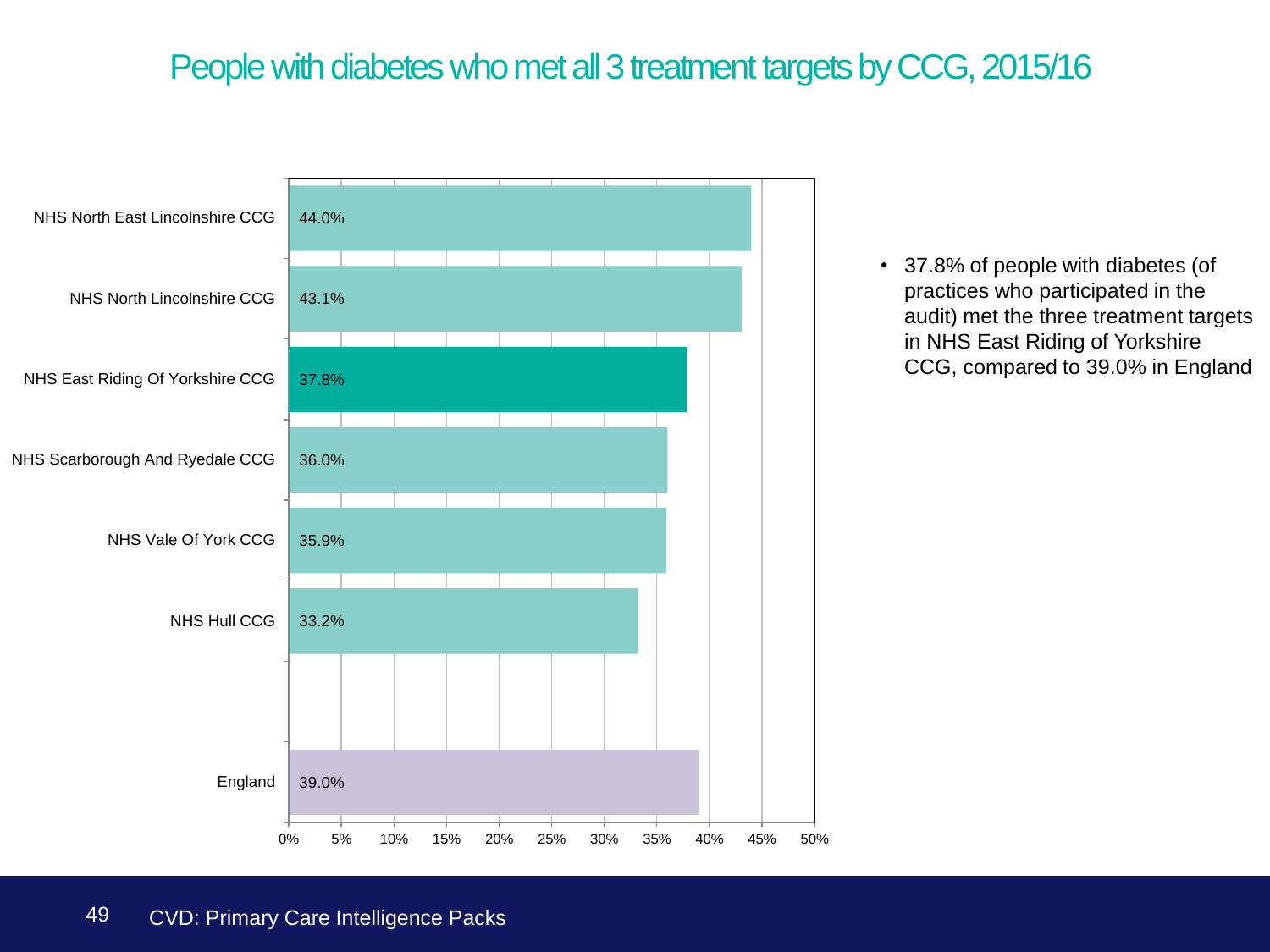# People with diabetes who met all 3 treatment targets by CCG, 2015/16

| CCG | % |
|---|---|
| NHS North East Lincolnshire CCG | 44.0% |
| NHS North Lincolnshire CCG | 43.1% |
| NHS East Riding Of Yorkshire CCG | 37.8% |
| NHS Scarborough And Ryedale CCG | 36.0% |
| NHS Vale Of York CCG | 35.9% |
| NHS Hull CCG | 33.2% |
| England | 39.0% |

- 37.8% of people with diabetes (of practices who participated in the audit) met the three treatment targets in NHS East Riding of Yorkshire CCG, compared to 39.0% in England

CVD: Primary Care Intelligence Packs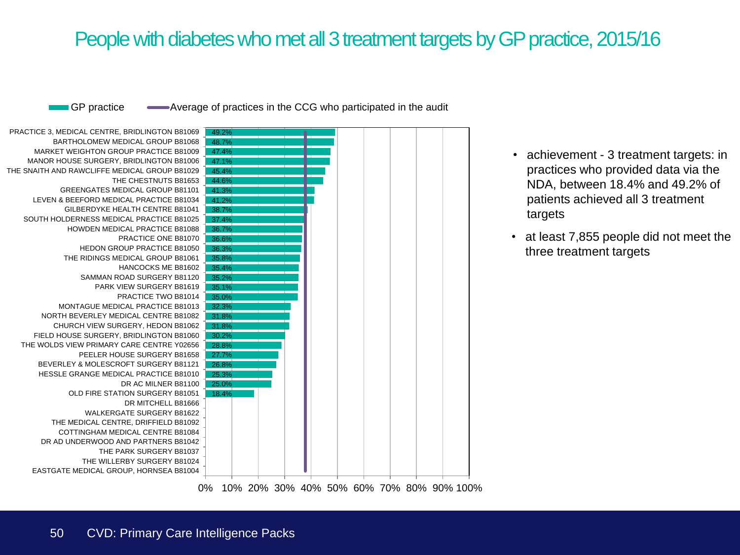# People with diabetes who met all 3 treatment targets by GP practice, 2015/16

GP practice — Average of practices in the CCG who participated in the audit

| GP practice | % |
|---|---|
| PRACTICE 3, MEDICAL CENTRE, BRIDLINGTON B81069 | 49.2% |
| BARTHOLOMEW MEDICAL GROUP B81068 | 48.7% |
| MARKET WEIGHTON GROUP PRACTICE B81009 | 47.4% |
| MANOR HOUSE SURGERY, BRIDLINGTON B81006 | 47.1% |
| THE SNAITH AND RAWCLIFFE MEDICAL GROUP B81029 | 45.4% |
| THE CHESTNUTS B81653 | 44.6% |
| GREENGATES MEDICAL GROUP B81101 | 41.3% |
| LEVEN & BEEFORD MEDICAL PRACTICE B81034 | 41.2% |
| GILBERDYKE HEALTH CENTRE B81041 | 38.7% |
| SOUTH HOLDERNESS MEDICAL PRACTICE B81025 | 37.4% |
| HOWDEN MEDICAL PRACTICE B81088 | 36.7% |
| PRACTICE ONE B81070 | 36.6% |
| HEDON GROUP PRACTICE B81050 | 36.3% |
| THE RIDINGS MEDICAL GROUP B81061 | 35.8% |
| HANCOCKS ME B81602 | 35.4% |
| SAMMAN ROAD SURGERY B81120 | 35.2% |
| PARK VIEW SURGERY B81619 | 35.1% |
| PRACTICE TWO B81014 | 35.0% |
| MONTAGUE MEDICAL PRACTICE B81013 | 32.3% |
| NORTH BEVERLEY MEDICAL CENTRE B81082 | 31.8% |
| CHURCH VIEW SURGERY, HEDON B81062 | 31.8% |
| FIELD HOUSE SURGERY, BRIDLINGTON B81060 | 30.2% |
| THE WOLDS VIEW PRIMARY CARE CENTRE Y02656 | 28.8% |
| PEELER HOUSE SURGERY B81658 | 27.7% |
| BEVERLEY & MOLESCROFT SURGERY B81121 | 26.8% |
| HESSLE GRANGE MEDICAL PRACTICE B81010 | 25.3% |
| DR AC MILNER B81100 | 25.0% |
| OLD FIRE STATION SURGERY B81051 | 18.4% |
| DR MITCHELL B81666 | |
| WALKERGATE SURGERY B81622 | |
| THE MEDICAL CENTRE, DRIFFIELD B81092 | |
| COTTINGHAM MEDICAL CENTRE B81084 | |
| DR AD UNDERWOOD AND PARTNERS B81042 | |
| THE PARK SURGERY B81037 | |
| THE WILLERBY SURGERY B81024 | |
| EASTGATE MEDICAL GROUP, HORNSEA B81004 | |

- achievement - 3 treatment targets: in practices who provided data via the NDA, between 18.4% and 49.2% of patients achieved all 3 treatment targets
- at least 7,855 people did not meet the three treatment targets

CVD: Primary Care Intelligence Packs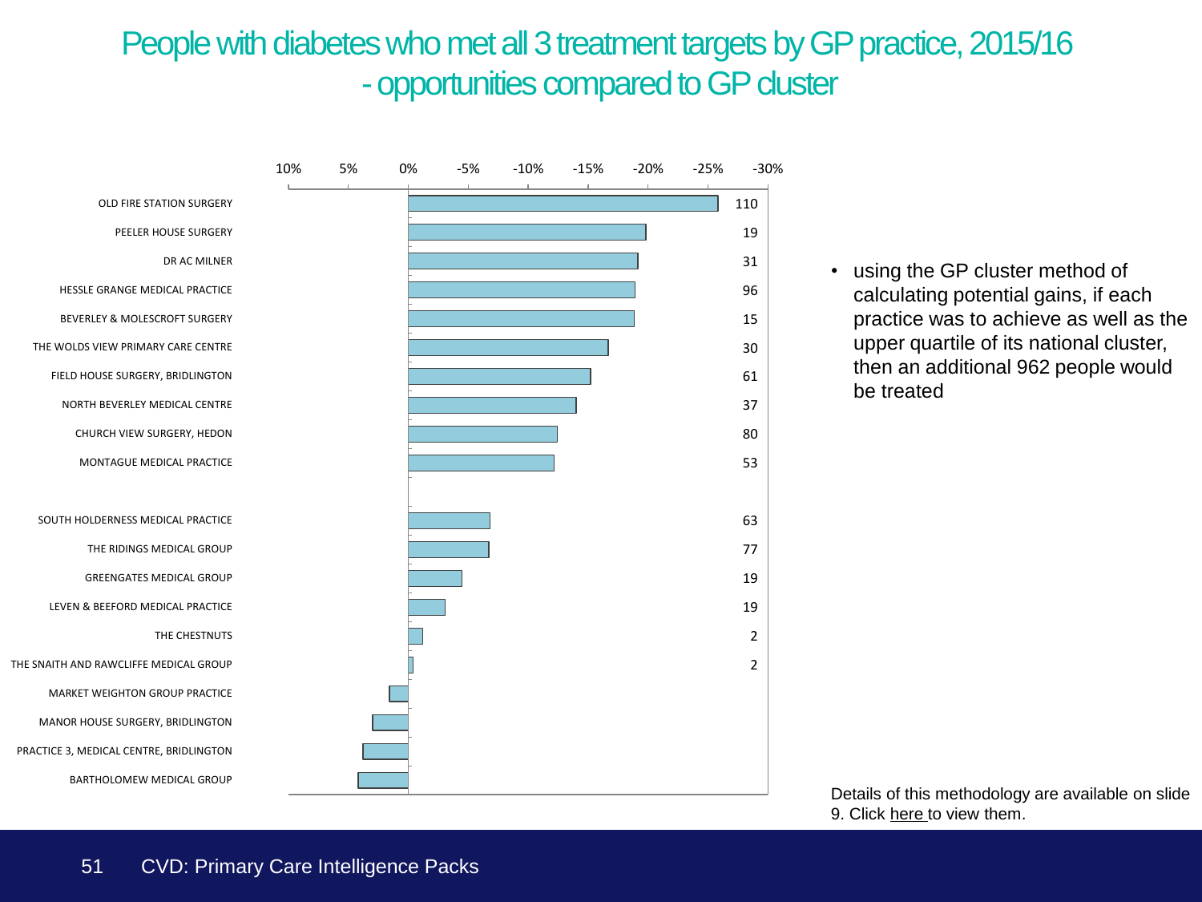# People with diabetes who met all 3 treatment targets by GP practice, 2015/16 - opportunities compared to GP cluster

| Practice | Number |
|---|---|
| OLD FIRE STATION SURGERY | 110 |
| PEELER HOUSE SURGERY | 19 |
| DR AC MILNER | 31 |
| HESSLE GRANGE MEDICAL PRACTICE | 96 |
| BEVERLEY & MOLESCROFT SURGERY | 15 |
| THE WOLDS VIEW PRIMARY CARE CENTRE | 30 |
| FIELD HOUSE SURGERY, BRIDLINGTON | 61 |
| NORTH BEVERLEY MEDICAL CENTRE | 37 |
| CHURCH VIEW SURGERY, HEDON | 80 |
| MONTAGUE MEDICAL PRACTICE | 53 |
| SOUTH HOLDERNESS MEDICAL PRACTICE | 63 |
| THE RIDINGS MEDICAL GROUP | 77 |
| GREENGATES MEDICAL GROUP | 19 |
| LEVEN & BEEFORD MEDICAL PRACTICE | 19 |
| THE CHESTNUTS | 2 |
| THE SNAITH AND RAWCLIFFE MEDICAL GROUP | 2 |
| MARKET WEIGHTON GROUP PRACTICE | |
| MANOR HOUSE SURGERY, BRIDLINGTON | |
| PRACTICE 3, MEDICAL CENTRE, BRIDLINGTON | |
| BARTHOLOMEW MEDICAL GROUP | |

- using the GP cluster method of calculating potential gains, if each practice was to achieve as well as the upper quartile of its national cluster, then an additional 962 people would be treated

Details of this methodology are available on slide 9. Click here to view them.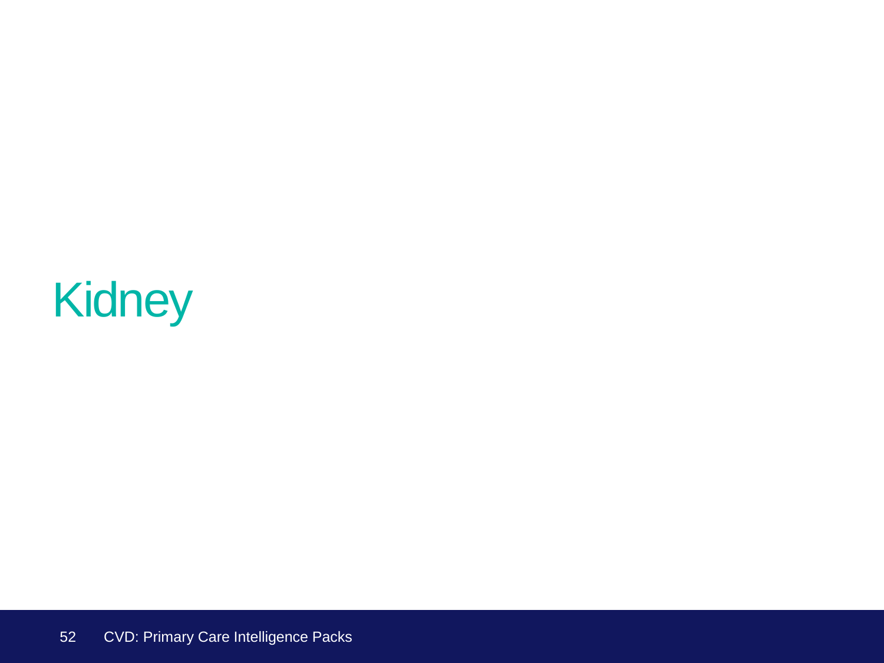# Kidney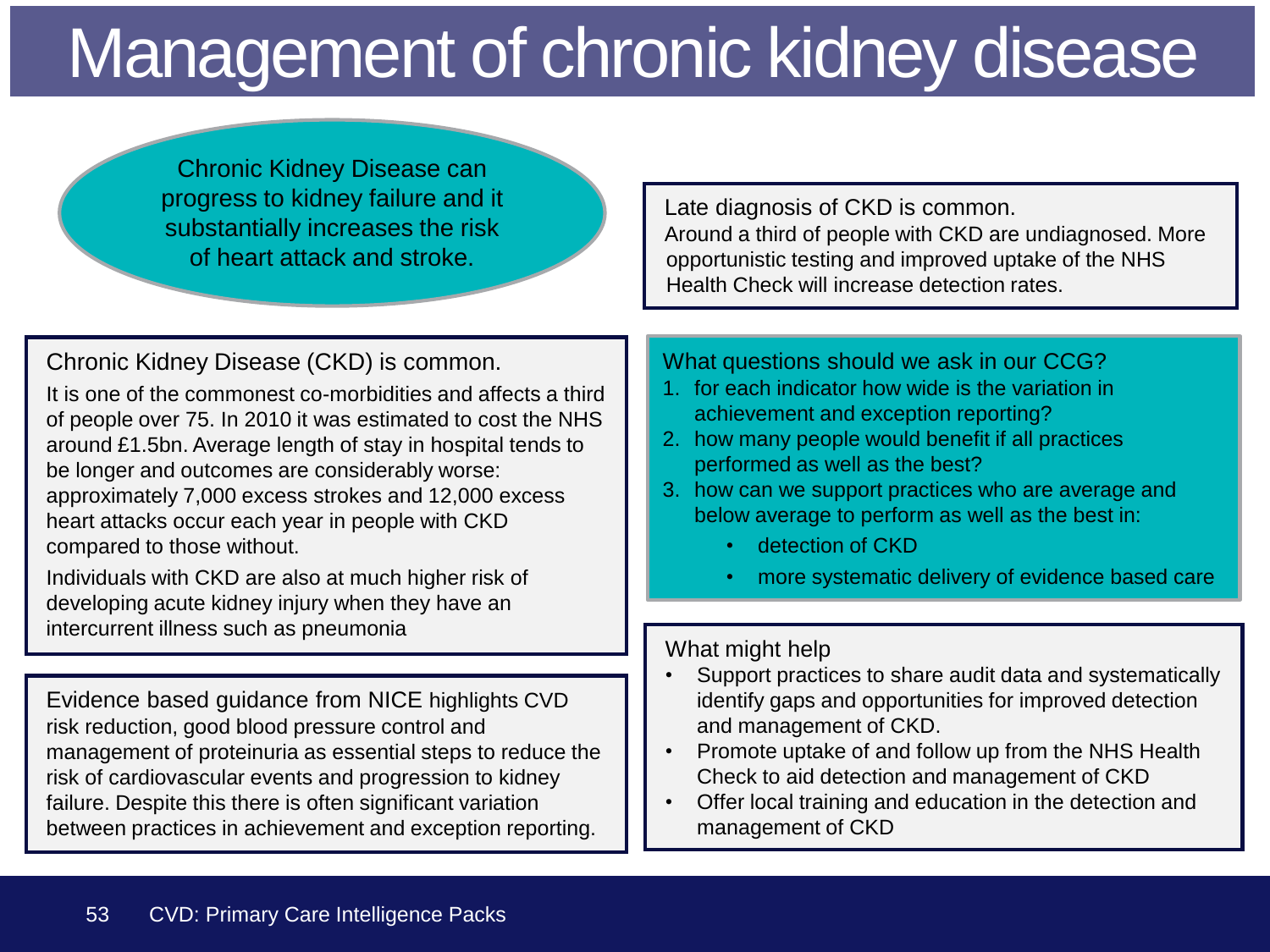# Management of chronic kidney disease

Chronic Kidney Disease can progress to kidney failure and it substantially increases the risk of heart attack and stroke.

## Chronic Kidney Disease (CKD) is common.

It is one of the commonest co-morbidities and affects a third of people over 75. In 2010 it was estimated to cost the NHS around £1.5bn. Average length of stay in hospital tends to be longer and outcomes are considerably worse: approximately 7,000 excess strokes and 12,000 excess heart attacks occur each year in people with CKD compared to those without.

Individuals with CKD are also at much higher risk of developing acute kidney injury when they have an intercurrent illness such as pneumonia

## Evidence based guidance from NICE

Evidence based guidance from NICE highlights CVD risk reduction, good blood pressure control and management of proteinuria as essential steps to reduce the risk of cardiovascular events and progression to kidney failure. Despite this there is often significant variation between practices in achievement and exception reporting.

## Late diagnosis of CKD is common.

Around a third of people with CKD are undiagnosed. More opportunistic testing and improved uptake of the NHS Health Check will increase detection rates.

## What questions should we ask in our CCG?

1. for each indicator how wide is the variation in achievement and exception reporting?
2. how many people would benefit if all practices performed as well as the best?
3. how can we support practices who are average and below average to perform as well as the best in:
   - detection of CKD
   - more systematic delivery of evidence based care

## What might help

- Support practices to share audit data and systematically identify gaps and opportunities for improved detection and management of CKD.
- Promote uptake of and follow up from the NHS Health Check to aid detection and management of CKD
- Offer local training and education in the detection and management of CKD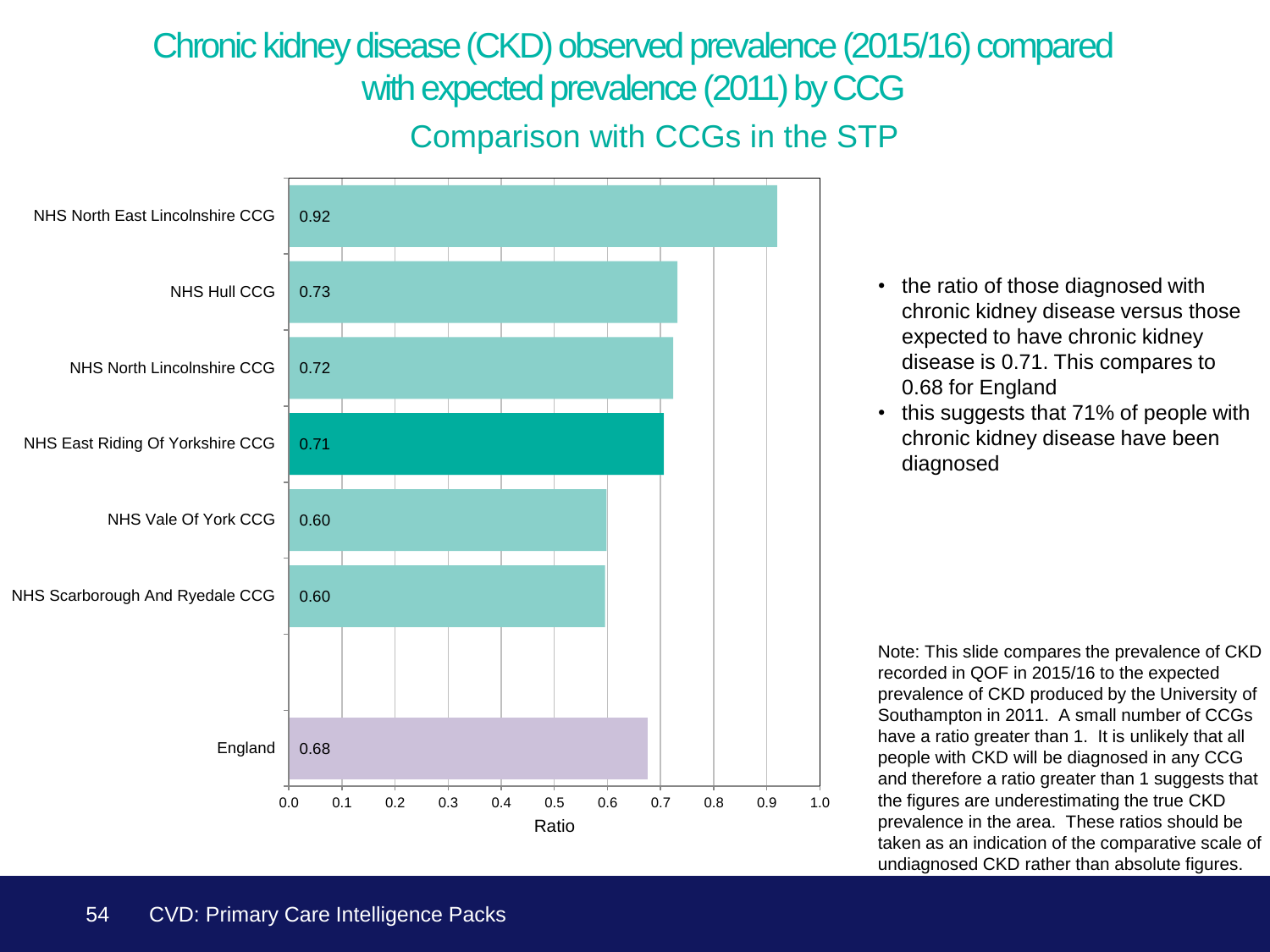# Chronic kidney disease (CKD) observed prevalence (2015/16) compared with expected prevalence (2011) by CCG

## Comparison with CCGs in the STP

| CCG | Ratio |
|---|---|
| NHS North East Lincolnshire CCG | 0.92 |
| NHS Hull CCG | 0.73 |
| NHS North Lincolnshire CCG | 0.72 |
| NHS East Riding Of Yorkshire CCG | 0.71 |
| NHS Vale Of York CCG | 0.60 |
| NHS Scarborough And Ryedale CCG | 0.60 |
| England | 0.68 |

- the ratio of those diagnosed with chronic kidney disease versus those expected to have chronic kidney disease is 0.71. This compares to 0.68 for England
- this suggests that 71% of people with chronic kidney disease have been diagnosed

Note: This slide compares the prevalence of CKD recorded in QOF in 2015/16 to the expected prevalence of CKD produced by the University of Southampton in 2011. A small number of CCGs have a ratio greater than 1. It is unlikely that all people with CKD will be diagnosed in any CCG and therefore a ratio greater than 1 suggests that the figures are underestimating the true CKD prevalence in the area. These ratios should be taken as an indication of the comparative scale of undiagnosed CKD rather than absolute figures.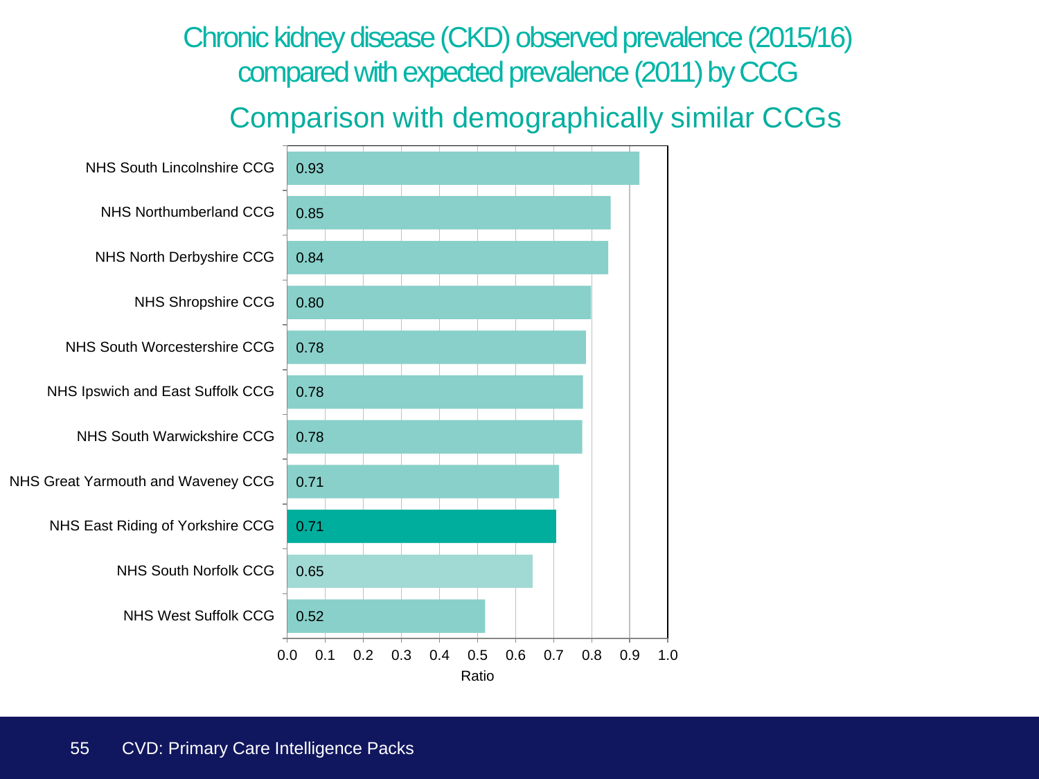# Chronic kidney disease (CKD) observed prevalence (2015/16) compared with expected prevalence (2011) by CCG

## Comparison with demographically similar CCGs

| CCG | Ratio |
|---|---|
| NHS South Lincolnshire CCG | 0.93 |
| NHS Northumberland CCG | 0.85 |
| NHS North Derbyshire CCG | 0.84 |
| NHS Shropshire CCG | 0.80 |
| NHS South Worcestershire CCG | 0.78 |
| NHS Ipswich and East Suffolk CCG | 0.78 |
| NHS South Warwickshire CCG | 0.78 |
| NHS Great Yarmouth and Waveney CCG | 0.71 |
| NHS East Riding of Yorkshire CCG | 0.71 |
| NHS South Norfolk CCG | 0.65 |
| NHS West Suffolk CCG | 0.52 |

Ratio

CVD: Primary Care Intelligence Packs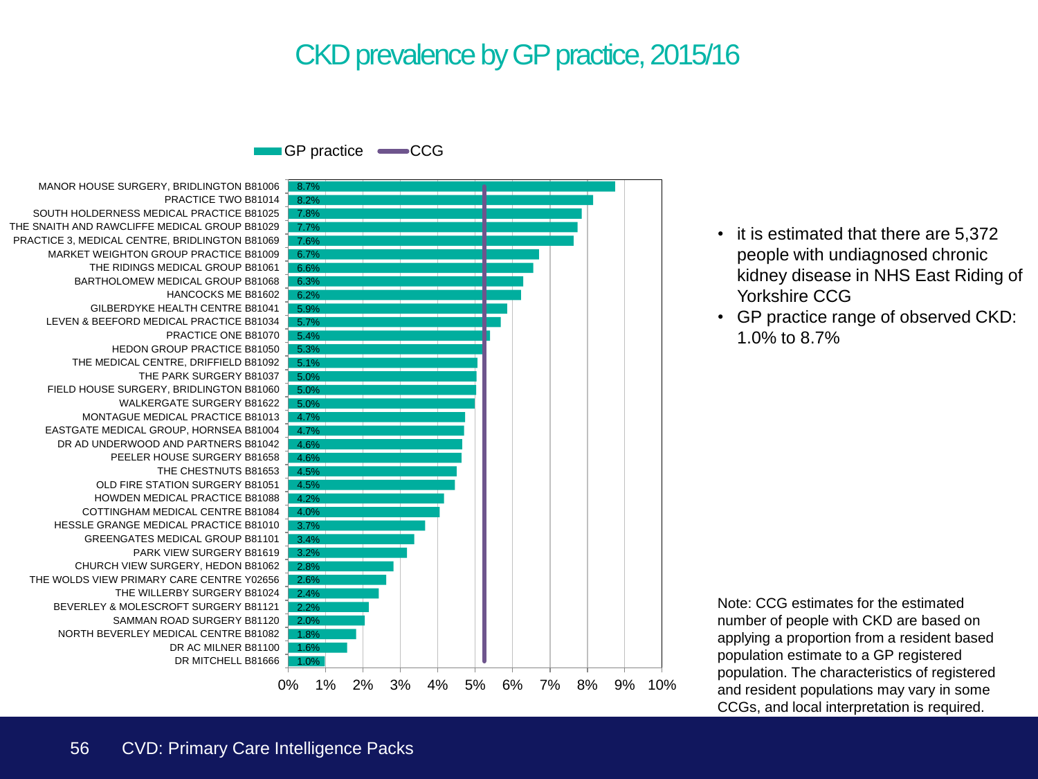# CKD prevalence by GP practice, 2015/16

GP practice | CCG

| GP practice | Prevalence |
|---|---|
| MANOR HOUSE SURGERY, BRIDLINGTON B81006 | 8.7% |
| PRACTICE TWO B81014 | 8.2% |
| SOUTH HOLDERNESS MEDICAL PRACTICE B81025 | 7.8% |
| THE SNAITH AND RAWCLIFFE MEDICAL GROUP B81029 | 7.7% |
| PRACTICE 3, MEDICAL CENTRE, BRIDLINGTON B81069 | 7.6% |
| MARKET WEIGHTON GROUP PRACTICE B81009 | 6.7% |
| THE RIDINGS MEDICAL GROUP B81061 | 6.6% |
| BARTHOLOMEW MEDICAL GROUP B81068 | 6.3% |
| HANCOCKS ME B81602 | 6.2% |
| GILBERDYKE HEALTH CENTRE B81041 | 5.9% |
| LEVEN & BEEFORD MEDICAL PRACTICE B81034 | 5.7% |
| PRACTICE ONE B81070 | 5.4% |
| HEDON GROUP PRACTICE B81050 | 5.3% |
| THE MEDICAL CENTRE, DRIFFIELD B81092 | 5.1% |
| THE PARK SURGERY B81037 | 5.0% |
| FIELD HOUSE SURGERY, BRIDLINGTON B81060 | 5.0% |
| WALKERGATE SURGERY B81622 | 5.0% |
| MONTAGUE MEDICAL PRACTICE B81013 | 4.7% |
| EASTGATE MEDICAL GROUP, HORNSEA B81004 | 4.7% |
| DR AD UNDERWOOD AND PARTNERS B81042 | 4.6% |
| PEELER HOUSE SURGERY B81658 | 4.6% |
| THE CHESTNUTS B81653 | 4.5% |
| OLD FIRE STATION SURGERY B81051 | 4.5% |
| HOWDEN MEDICAL PRACTICE B81088 | 4.2% |
| COTTINGHAM MEDICAL CENTRE B81084 | 4.0% |
| HESSLE GRANGE MEDICAL PRACTICE B81010 | 3.7% |
| GREENGATES MEDICAL GROUP B81101 | 3.4% |
| PARK VIEW SURGERY B81619 | 3.2% |
| CHURCH VIEW SURGERY, HEDON B81062 | 2.8% |
| THE WOLDS VIEW PRIMARY CARE CENTRE Y02656 | 2.6% |
| THE WILLERBY SURGERY B81024 | 2.4% |
| BEVERLEY & MOLESCROFT SURGERY B81121 | 2.2% |
| SAMMAN ROAD SURGERY B81120 | 2.0% |
| NORTH BEVERLEY MEDICAL CENTRE B81082 | 1.8% |
| DR AC MILNER B81100 | 1.6% |
| DR MITCHELL B81666 | 1.0% |

- it is estimated that there are 5,372 people with undiagnosed chronic kidney disease in NHS East Riding of Yorkshire CCG
- GP practice range of observed CKD: 1.0% to 8.7%

Note: CCG estimates for the estimated number of people with CKD are based on applying a proportion from a resident based population estimate to a GP registered population. The characteristics of registered and resident populations may vary in some CCGs, and local interpretation is required.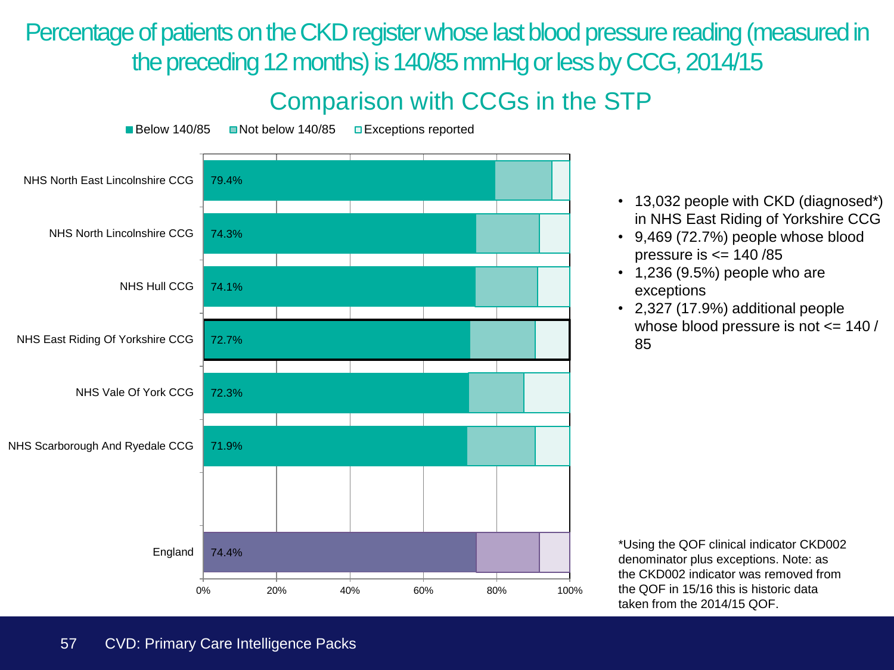# Percentage of patients on the CKD register whose last blood pressure reading (measured in the preceding 12 months) is 140/85 mmHg or less by CCG, 2014/15

## Comparison with CCGs in the STP

Below 140/85 | Not below 140/85 | Exceptions reported

| CCG | Below 140/85 |
|---|---|
| NHS North East Lincolnshire CCG | 79.4% |
| NHS North Lincolnshire CCG | 74.3% |
| NHS Hull CCG | 74.1% |
| NHS East Riding Of Yorkshire CCG | 72.7% |
| NHS Vale Of York CCG | 72.3% |
| NHS Scarborough And Ryedale CCG | 71.9% |
| England | 74.4% |

- 13,032 people with CKD (diagnosed*) in NHS East Riding of Yorkshire CCG
- 9,469 (72.7%) people whose blood pressure is <= 140 /85
- 1,236 (9.5%) people who are exceptions
- 2,327 (17.9%) additional people whose blood pressure is not <= 140 / 85

*Using the QOF clinical indicator CKD002 denominator plus exceptions. Note: as the CKD002 indicator was removed from the QOF in 15/16 this is historic data taken from the 2014/15 QOF.

CVD: Primary Care Intelligence Packs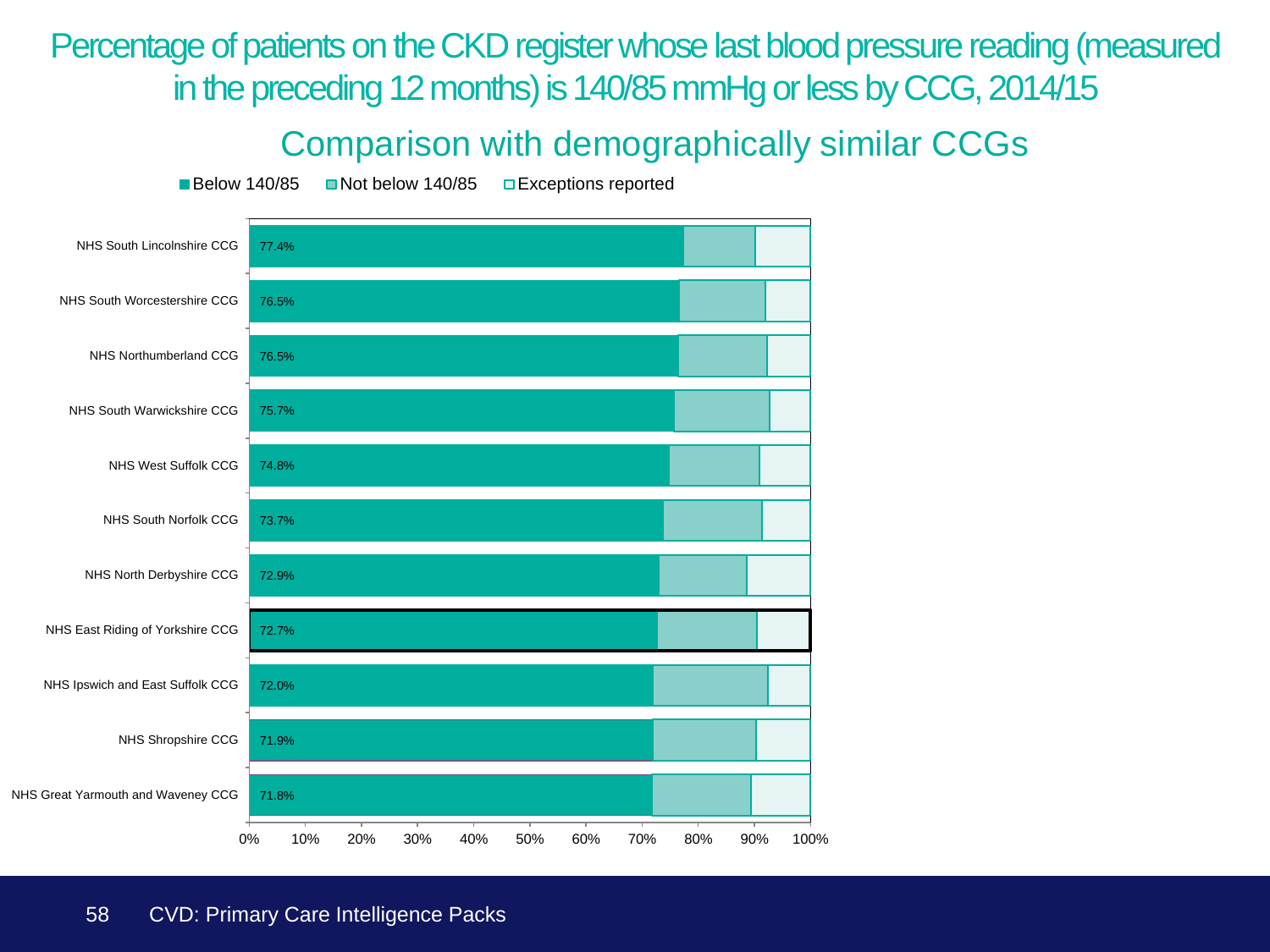# Percentage of patients on the CKD register whose last blood pressure reading (measured in the preceding 12 months) is 140/85 mmHg or less by CCG, 2014/15

## Comparison with demographically similar CCGs

Below 140/85 | Not below 140/85 | Exceptions reported

| CCG | Below 140/85 |
|---|---|
| NHS South Lincolnshire CCG | 77.4% |
| NHS South Worcestershire CCG | 76.5% |
| NHS Northumberland CCG | 76.5% |
| NHS South Warwickshire CCG | 75.7% |
| NHS West Suffolk CCG | 74.8% |
| NHS South Norfolk CCG | 73.7% |
| NHS North Derbyshire CCG | 72.9% |
| NHS East Riding of Yorkshire CCG | 72.7% |
| NHS Ipswich and East Suffolk CCG | 72.0% |
| NHS Shropshire CCG | 71.9% |
| NHS Great Yarmouth and Waveney CCG | 71.8% |

0% 10% 20% 30% 40% 50% 60% 70% 80% 90% 100%

CVD: Primary Care Intelligence Packs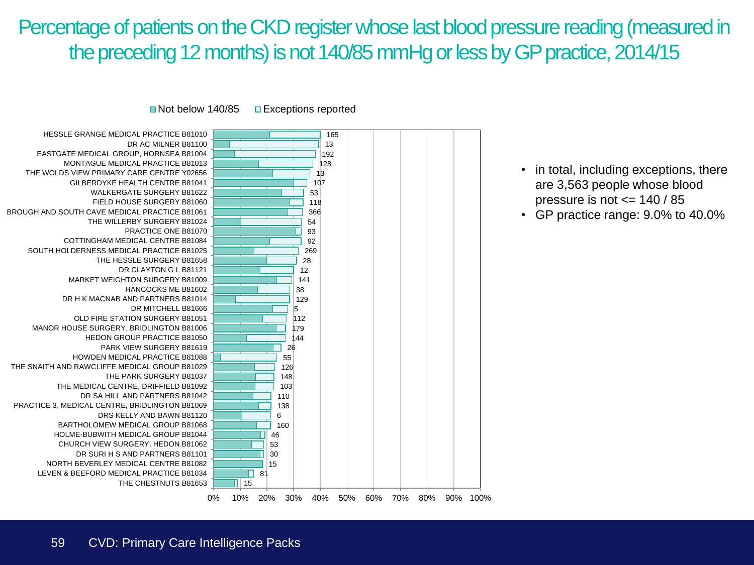# Percentage of patients on the CKD register whose last blood pressure reading (measured in the preceding 12 months) is not 140/85 mmHg or less by GP practice, 2014/15

Legend: Not below 140/85 | Exceptions reported

| GP practice | Exceptions reported |
|---|---|
| HESSLE GRANGE MEDICAL PRACTICE B81010 | 165 |
| DR AC MILNER B81100 | 13 |
| EASTGATE MEDICAL GROUP, HORNSEA B81004 | 192 |
| MONTAGUE MEDICAL PRACTICE B81013 | 128 |
| THE WOLDS VIEW PRIMARY CARE CENTRE Y02656 | 13 |
| GILBERDYKE HEALTH CENTRE B81041 | 107 |
| WALKERGATE SURGERY B81622 | 53 |
| FIELD HOUSE SURGERY B81060 | 118 |
| BROUGH AND SOUTH CAVE MEDICAL PRACTICE B81061 | 366 |
| THE WILLERBY SURGERY B81024 | 54 |
| PRACTICE ONE B81070 | 93 |
| COTTINGHAM MEDICAL CENTRE B81084 | 92 |
| SOUTH HOLDERNESS MEDICAL PRACTICE B81025 | 269 |
| THE HESSLE SURGERY B81658 | 28 |
| DR CLAYTON G L B81121 | 12 |
| MARKET WEIGHTON SURGERY B81009 | 141 |
| HANCOCKS ME B81602 | 38 |
| DR H K MACNAB AND PARTNERS B81014 | 129 |
| DR MITCHELL B81666 | 5 |
| OLD FIRE STATION SURGERY B81051 | 112 |
| MANOR HOUSE SURGERY, BRIDLINGTON B81006 | 179 |
| HEDON GROUP PRACTICE B81050 | 144 |
| PARK VIEW SURGERY B81619 | 26 |
| HOWDEN MEDICAL PRACTICE B81088 | 55 |
| THE SNAITH AND RAWCLIFFE MEDICAL GROUP B81029 | 126 |
| THE PARK SURGERY B81037 | 148 |
| THE MEDICAL CENTRE, DRIFFIELD B81092 | 103 |
| DR SA HILL AND PARTNERS B81042 | 110 |
| PRACTICE 3, MEDICAL CENTRE, BRIDLINGTON B81069 | 138 |
| DRS KELLY AND BAWN B81120 | 6 |
| BARTHOLOMEW MEDICAL GROUP B81068 | 160 |
| HOLME-BUBWITH MEDICAL GROUP B81044 | 46 |
| CHURCH VIEW SURGERY, HEDON B81062 | 53 |
| DR SURI H S AND PARTNERS B81101 | 30 |
| NORTH BEVERLEY MEDICAL CENTRE B81082 | 15 |
| LEVEN & BEEFORD MEDICAL PRACTICE B81034 | 81 |
| THE CHESTNUTS B81653 | 15 |

- in total, including exceptions, there are 3,563 people whose blood pressure is not <= 140 / 85
- GP practice range: 9.0% to 40.0%

CVD: Primary Care Intelligence Packs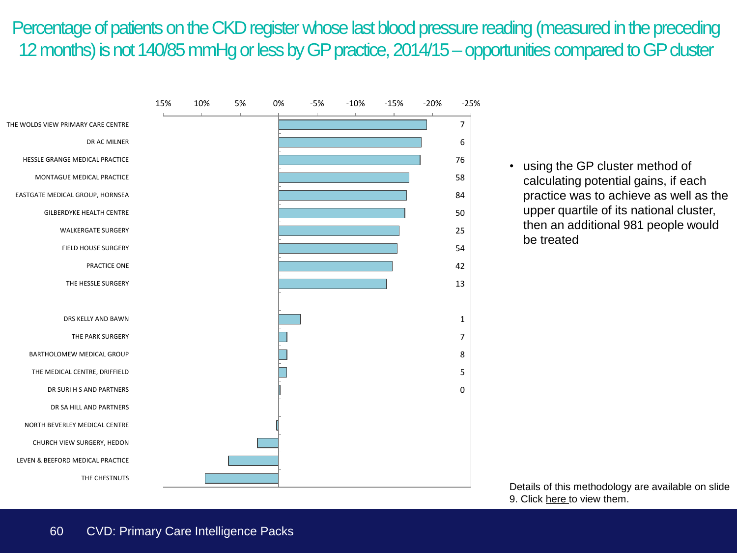# Percentage of patients on the CKD register whose last blood pressure reading (measured in the preceding 12 months) is not 140/85 mmHg or less by GP practice, 2014/15 – opportunities compared to GP cluster

| GP practice | Additional patients |
|---|---|
| THE WOLDS VIEW PRIMARY CARE CENTRE | 7 |
| DR AC MILNER | 6 |
| HESSLE GRANGE MEDICAL PRACTICE | 76 |
| MONTAGUE MEDICAL PRACTICE | 58 |
| EASTGATE MEDICAL GROUP, HORNSEA | 84 |
| GILBERDYKE HEALTH CENTRE | 50 |
| WALKERGATE SURGERY | 25 |
| FIELD HOUSE SURGERY | 54 |
| PRACTICE ONE | 42 |
| THE HESSLE SURGERY | 13 |
| DRS KELLY AND BAWN | 1 |
| THE PARK SURGERY | 7 |
| BARTHOLOMEW MEDICAL GROUP | 8 |
| THE MEDICAL CENTRE, DRIFFIELD | 5 |
| DR SURI H S AND PARTNERS | 0 |
| DR SA HILL AND PARTNERS | |
| NORTH BEVERLEY MEDICAL CENTRE | |
| CHURCH VIEW SURGERY, HEDON | |
| LEVEN & BEEFORD MEDICAL PRACTICE | |
| THE CHESTNUTS | |

- using the GP cluster method of calculating potential gains, if each practice was to achieve as well as the upper quartile of its national cluster, then an additional 981 people would be treated

Details of this methodology are available on slide 9. Click here to view them.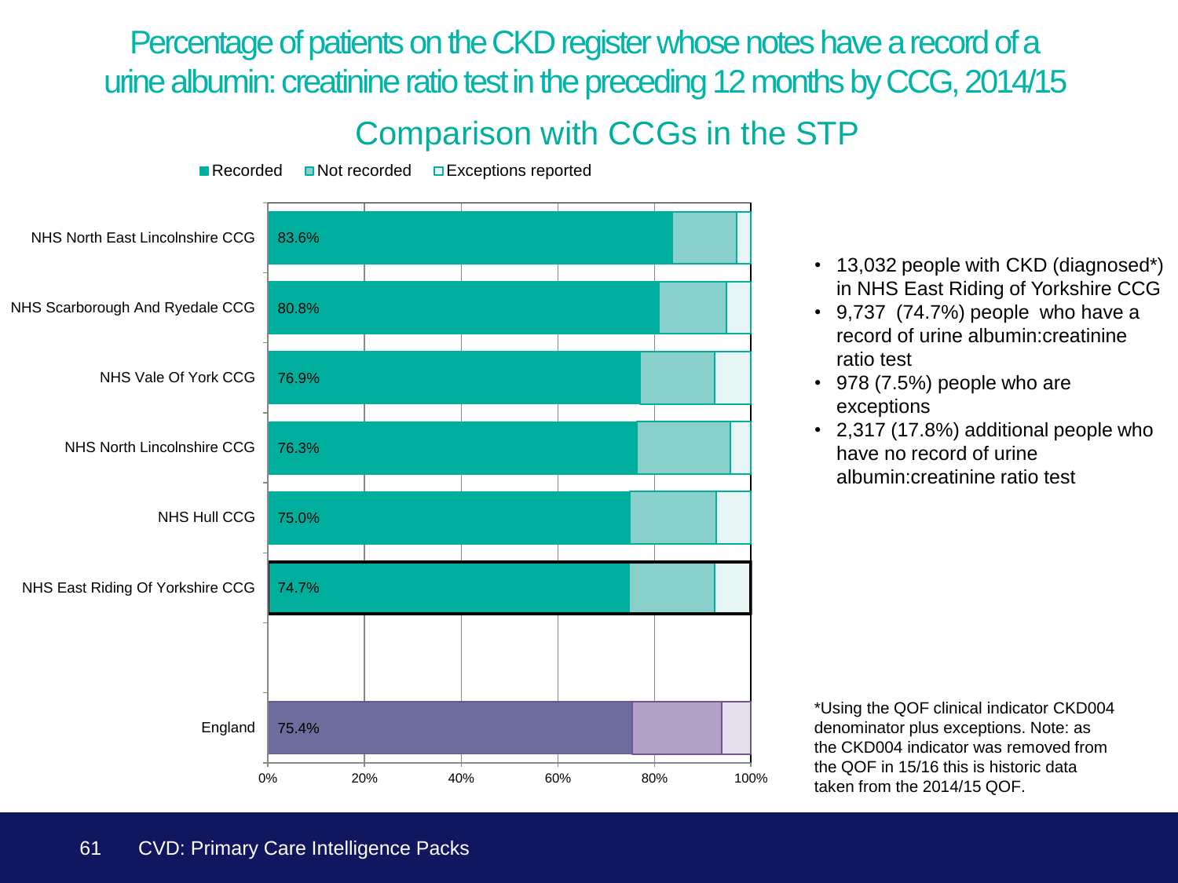# Percentage of patients on the CKD register whose notes have a record of a urine albumin: creatinine ratio test in the preceding 12 months by CCG, 2014/15

## Comparison with CCGs in the STP

| CCG | Recorded |
|---|---|
| NHS North East Lincolnshire CCG | 83.6% |
| NHS Scarborough And Ryedale CCG | 80.8% |
| NHS Vale Of York CCG | 76.9% |
| NHS North Lincolnshire CCG | 76.3% |
| NHS Hull CCG | 75.0% |
| NHS East Riding Of Yorkshire CCG | 74.7% |
| England | 75.4% |

- 13,032 people with CKD (diagnosed*) in NHS East Riding of Yorkshire CCG
- 9,737 (74.7%) people who have a record of urine albumin:creatinine ratio test
- 978 (7.5%) people who are exceptions
- 2,317 (17.8%) additional people who have no record of urine albumin:creatinine ratio test

*Using the QOF clinical indicator CKD004 denominator plus exceptions. Note: as the CKD004 indicator was removed from the QOF in 15/16 this is historic data taken from the 2014/15 QOF.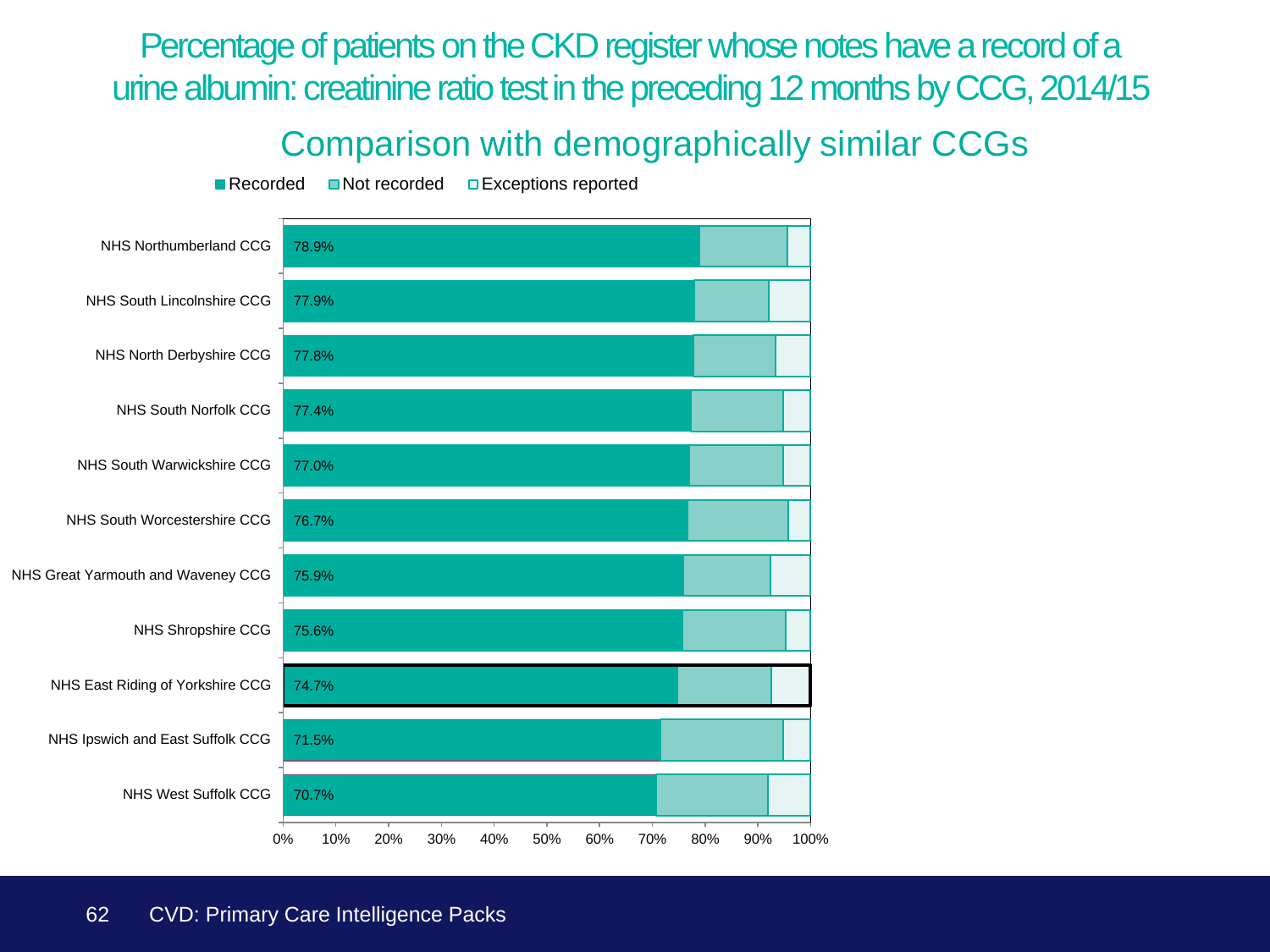# Percentage of patients on the CKD register whose notes have a record of a urine albumin: creatinine ratio test in the preceding 12 months by CCG, 2014/15

## Comparison with demographically similar CCGs

Recorded / Not recorded / Exceptions reported

| CCG | Recorded |
|---|---|
| NHS Northumberland CCG | 78.9% |
| NHS South Lincolnshire CCG | 77.9% |
| NHS North Derbyshire CCG | 77.8% |
| NHS South Norfolk CCG | 77.4% |
| NHS South Warwickshire CCG | 77.0% |
| NHS South Worcestershire CCG | 76.7% |
| NHS Great Yarmouth and Waveney CCG | 75.9% |
| NHS Shropshire CCG | 75.6% |
| NHS East Riding of Yorkshire CCG | 74.7% |
| NHS Ipswich and East Suffolk CCG | 71.5% |
| NHS West Suffolk CCG | 70.7% |

CVD: Primary Care Intelligence Packs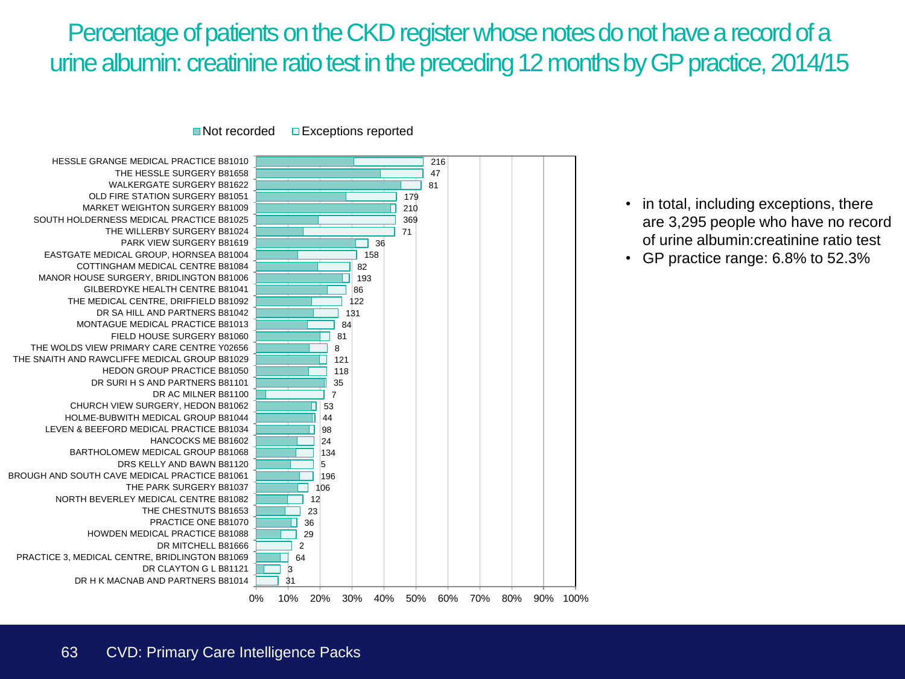# Percentage of patients on the CKD register whose notes do not have a record of a urine albumin: creatinine ratio test in the preceding 12 months by GP practice, 2014/15

Legend: Not recorded / Exceptions reported

| GP Practice | Exceptions reported |
|---|---|
| HESSLE GRANGE MEDICAL PRACTICE B81010 | 216 |
| THE HESSLE SURGERY B81658 | 47 |
| WALKERGATE SURGERY B81622 | 81 |
| OLD FIRE STATION SURGERY B81051 | 179 |
| MARKET WEIGHTON SURGERY B81009 | 210 |
| SOUTH HOLDERNESS MEDICAL PRACTICE B81025 | 369 |
| THE WILLERBY SURGERY B81024 | 71 |
| PARK VIEW SURGERY B81619 | 36 |
| EASTGATE MEDICAL GROUP, HORNSEA B81004 | 158 |
| COTTINGHAM MEDICAL CENTRE B81084 | 82 |
| MANOR HOUSE SURGERY, BRIDLINGTON B81006 | 193 |
| GILBERDYKE HEALTH CENTRE B81041 | 86 |
| THE MEDICAL CENTRE, DRIFFIELD B81092 | 122 |
| DR SA HILL AND PARTNERS B81042 | 131 |
| MONTAGUE MEDICAL PRACTICE B81013 | 84 |
| FIELD HOUSE SURGERY B81060 | 81 |
| THE WOLDS VIEW PRIMARY CARE CENTRE Y02656 | 8 |
| THE SNAITH AND RAWCLIFFE MEDICAL GROUP B81029 | 121 |
| HEDON GROUP PRACTICE B81050 | 118 |
| DR SURI H S AND PARTNERS B81101 | 35 |
| DR AC MILNER B81100 | 7 |
| CHURCH VIEW SURGERY, HEDON B81062 | 53 |
| HOLME-BUBWITH MEDICAL GROUP B81044 | 44 |
| LEVEN & BEEFORD MEDICAL PRACTICE B81034 | 98 |
| HANCOCKS ME B81602 | 24 |
| BARTHOLOMEW MEDICAL GROUP B81068 | 134 |
| DRS KELLY AND BAWN B81120 | 5 |
| BROUGH AND SOUTH CAVE MEDICAL PRACTICE B81061 | 196 |
| THE PARK SURGERY B81037 | 106 |
| NORTH BEVERLEY MEDICAL CENTRE B81082 | 12 |
| THE CHESTNUTS B81653 | 23 |
| PRACTICE ONE B81070 | 36 |
| HOWDEN MEDICAL PRACTICE B81088 | 29 |
| DR MITCHELL B81666 | 2 |
| PRACTICE 3, MEDICAL CENTRE, BRIDLINGTON B81069 | 64 |
| DR CLAYTON G L B81121 | 3 |
| DR H K MACNAB AND PARTNERS B81014 | 31 |

- in total, including exceptions, there are 3,295 people who have no record of urine albumin:creatinine ratio test
- GP practice range: 6.8% to 52.3%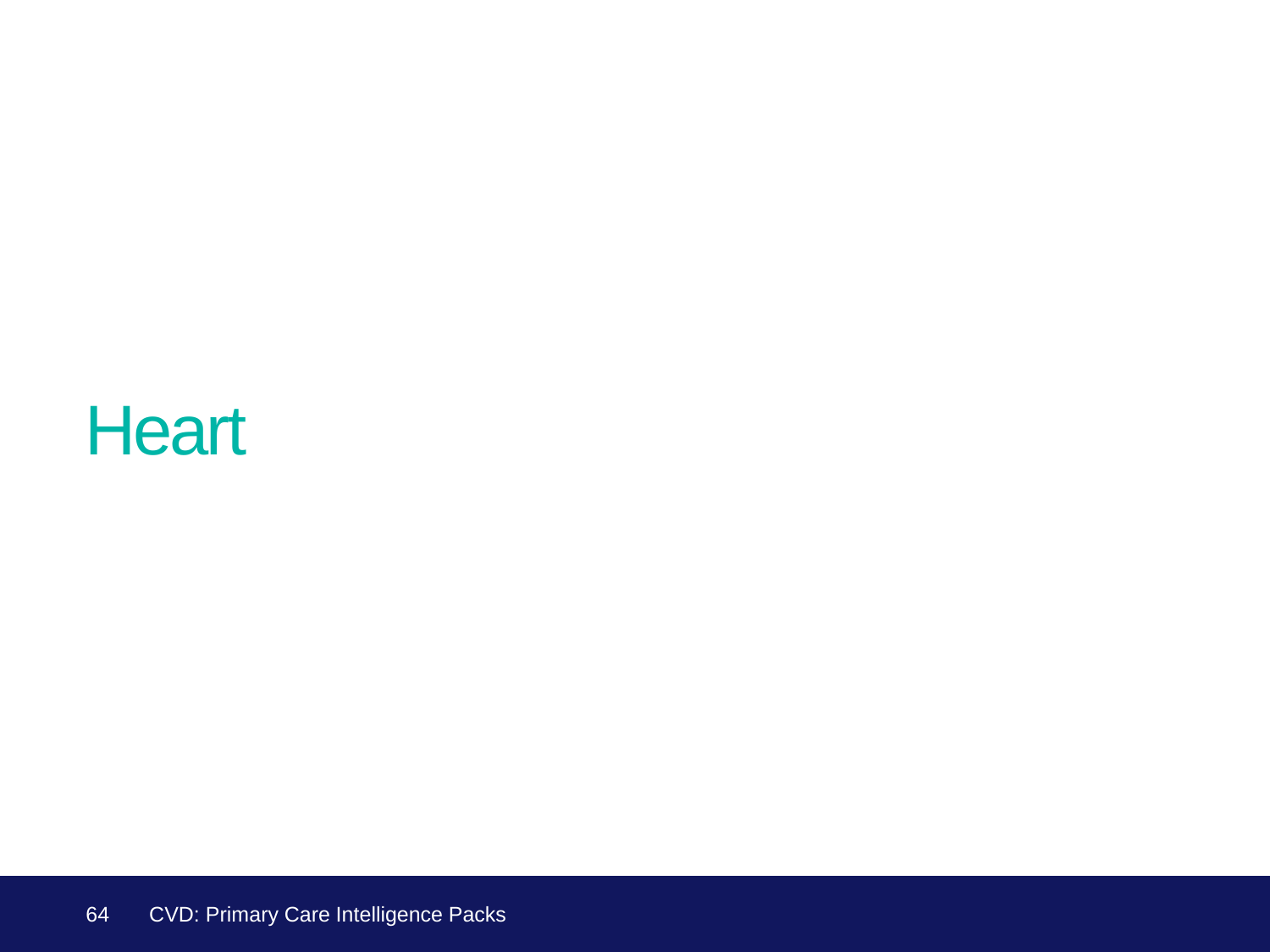# Heart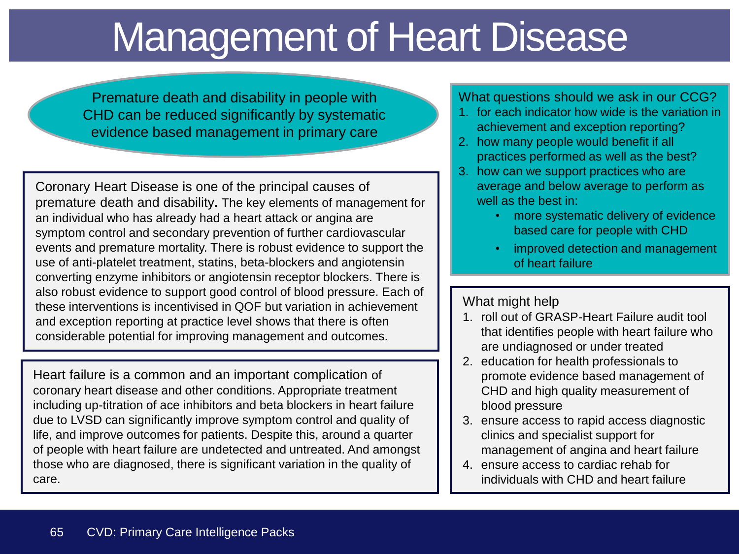# Management of Heart Disease

Premature death and disability in people with CHD can be reduced significantly by systematic evidence based management in primary care

Coronary Heart Disease is one of the principal causes of premature death and disability. The key elements of management for an individual who has already had a heart attack or angina are symptom control and secondary prevention of further cardiovascular events and premature mortality. There is robust evidence to support the use of anti-platelet treatment, statins, beta-blockers and angiotensin converting enzyme inhibitors or angiotensin receptor blockers. There is also robust evidence to support good control of blood pressure. Each of these interventions is incentivised in QOF but variation in achievement and exception reporting at practice level shows that there is often considerable potential for improving management and outcomes.

Heart failure is a common and an important complication of coronary heart disease and other conditions. Appropriate treatment including up-titration of ace inhibitors and beta blockers in heart failure due to LVSD can significantly improve symptom control and quality of life, and improve outcomes for patients. Despite this, around a quarter of people with heart failure are undetected and untreated. And amongst those who are diagnosed, there is significant variation in the quality of care.

What questions should we ask in our CCG?

1. for each indicator how wide is the variation in achievement and exception reporting?
2. how many people would benefit if all practices performed as well as the best?
3. how can we support practices who are average and below average to perform as well as the best in:
   - more systematic delivery of evidence based care for people with CHD
   - improved detection and management of heart failure

What might help

1. roll out of GRASP-Heart Failure audit tool that identifies people with heart failure who are undiagnosed or under treated
2. education for health professionals to promote evidence based management of CHD and high quality measurement of blood pressure
3. ensure access to rapid access diagnostic clinics and specialist support for management of angina and heart failure
4. ensure access to cardiac rehab for individuals with CHD and heart failure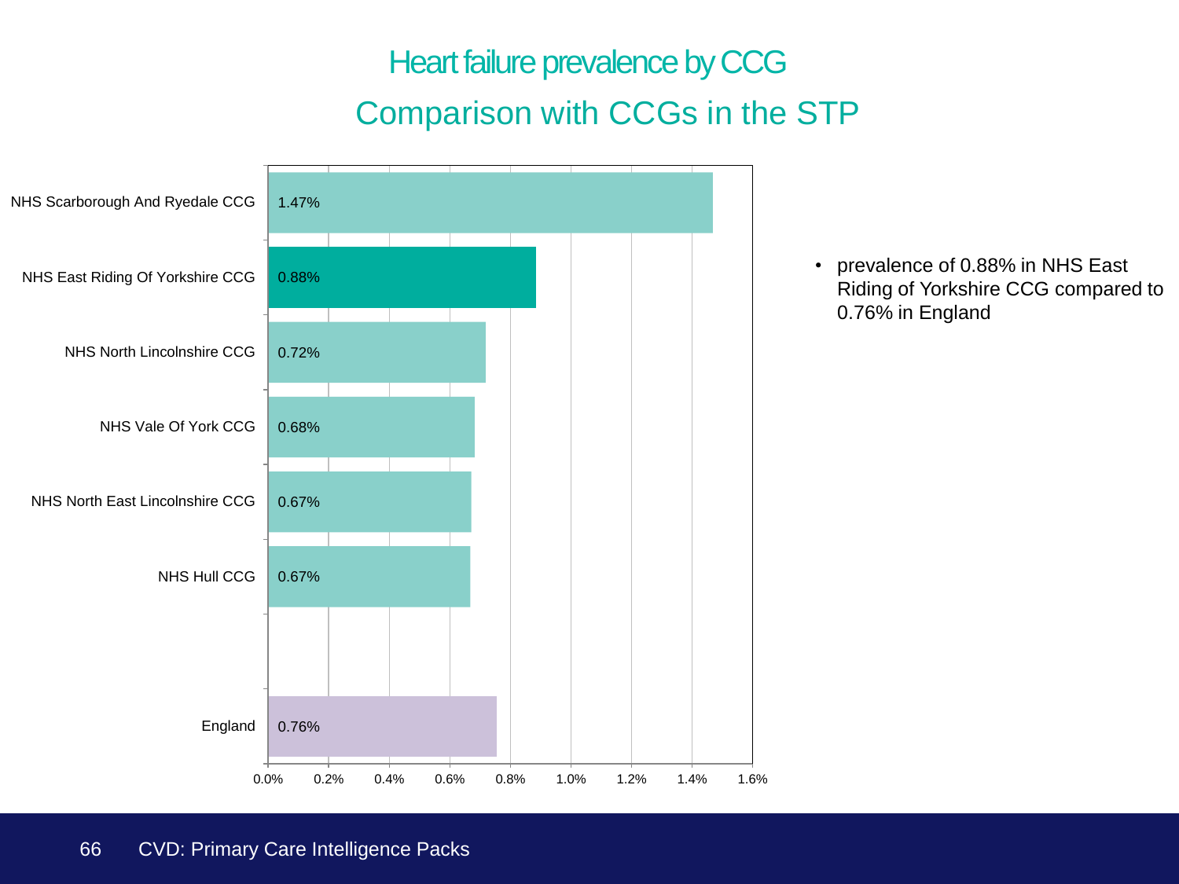# Heart failure prevalence by CCG

## Comparison with CCGs in the STP

| CCG | Prevalence |
|---|---|
| NHS Scarborough And Ryedale CCG | 1.47% |
| NHS East Riding Of Yorkshire CCG | 0.88% |
| NHS North Lincolnshire CCG | 0.72% |
| NHS Vale Of York CCG | 0.68% |
| NHS North East Lincolnshire CCG | 0.67% |
| NHS Hull CCG | 0.67% |
| England | 0.76% |

- prevalence of 0.88% in NHS East Riding of Yorkshire CCG compared to 0.76% in England

CVD: Primary Care Intelligence Packs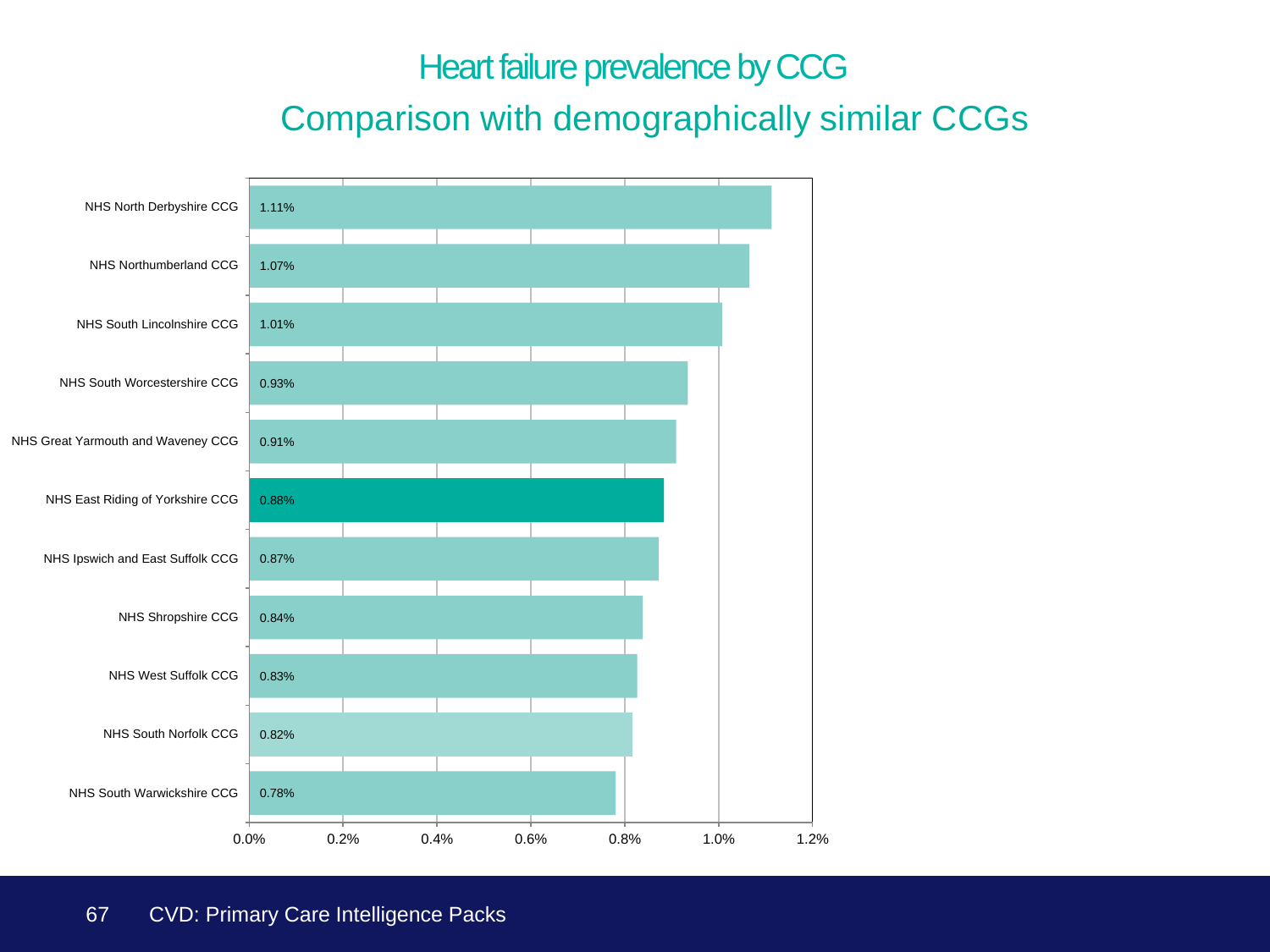# Heart failure prevalence by CCG

## Comparison with demographically similar CCGs

| CCG | Prevalence |
|---|---|
| NHS North Derbyshire CCG | 1.11% |
| NHS Northumberland CCG | 1.07% |
| NHS South Lincolnshire CCG | 1.01% |
| NHS South Worcestershire CCG | 0.93% |
| NHS Great Yarmouth and Waveney CCG | 0.91% |
| NHS East Riding of Yorkshire CCG | 0.88% |
| NHS Ipswich and East Suffolk CCG | 0.87% |
| NHS Shropshire CCG | 0.84% |
| NHS West Suffolk CCG | 0.83% |
| NHS South Norfolk CCG | 0.82% |
| NHS South Warwickshire CCG | 0.78% |

CVD: Primary Care Intelligence Packs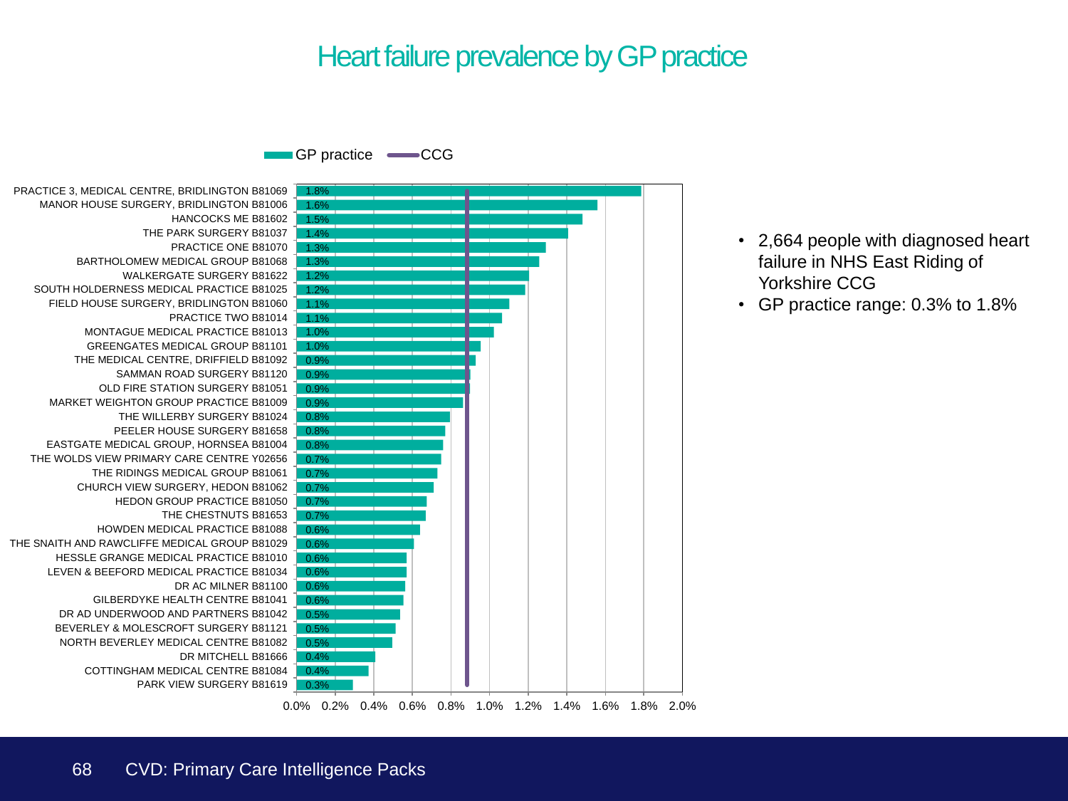# Heart failure prevalence by GP practice

| GP practice | Prevalence |
| --- | --- |
| PRACTICE 3, MEDICAL CENTRE, BRIDLINGTON B81069 | 1.8% |
| MANOR HOUSE SURGERY, BRIDLINGTON B81006 | 1.6% |
| HANCOCKS ME B81602 | 1.5% |
| THE PARK SURGERY B81037 | 1.4% |
| PRACTICE ONE B81070 | 1.3% |
| BARTHOLOMEW MEDICAL GROUP B81068 | 1.3% |
| WALKERGATE SURGERY B81622 | 1.2% |
| SOUTH HOLDERNESS MEDICAL PRACTICE B81025 | 1.2% |
| FIELD HOUSE SURGERY, BRIDLINGTON B81060 | 1.1% |
| PRACTICE TWO B81014 | 1.1% |
| MONTAGUE MEDICAL PRACTICE B81013 | 1.0% |
| GREENGATES MEDICAL GROUP B81101 | 1.0% |
| THE MEDICAL CENTRE, DRIFFIELD B81092 | 0.9% |
| SAMMAN ROAD SURGERY B81120 | 0.9% |
| OLD FIRE STATION SURGERY B81051 | 0.9% |
| MARKET WEIGHTON GROUP PRACTICE B81009 | 0.9% |
| THE WILLERBY SURGERY B81024 | 0.8% |
| PEELER HOUSE SURGERY B81658 | 0.8% |
| EASTGATE MEDICAL GROUP, HORNSEA B81004 | 0.8% |
| THE WOLDS VIEW PRIMARY CARE CENTRE Y02656 | 0.7% |
| THE RIDINGS MEDICAL GROUP B81061 | 0.7% |
| CHURCH VIEW SURGERY, HEDON B81062 | 0.7% |
| HEDON GROUP PRACTICE B81050 | 0.7% |
| THE CHESTNUTS B81653 | 0.7% |
| HOWDEN MEDICAL PRACTICE B81088 | 0.6% |
| THE SNAITH AND RAWCLIFFE MEDICAL GROUP B81029 | 0.6% |
| HESSLE GRANGE MEDICAL PRACTICE B81010 | 0.6% |
| LEVEN & BEEFORD MEDICAL PRACTICE B81034 | 0.6% |
| DR AC MILNER B81100 | 0.6% |
| GILBERDYKE HEALTH CENTRE B81041 | 0.6% |
| DR AD UNDERWOOD AND PARTNERS B81042 | 0.5% |
| BEVERLEY & MOLESCROFT SURGERY B81121 | 0.5% |
| NORTH BEVERLEY MEDICAL CENTRE B81082 | 0.5% |
| DR MITCHELL B81666 | 0.4% |
| COTTINGHAM MEDICAL CENTRE B81084 | 0.4% |
| PARK VIEW SURGERY B81619 | 0.3% |

Legend: GP practice; CCG

- 2,664 people with diagnosed heart failure in NHS East Riding of Yorkshire CCG
- GP practice range: 0.3% to 1.8%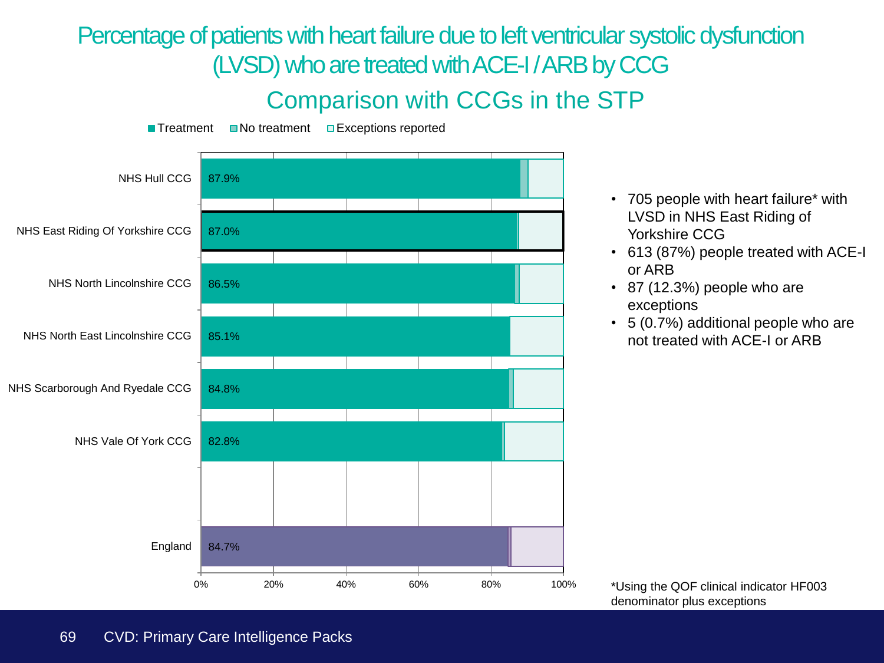# Percentage of patients with heart failure due to left ventricular systolic dysfunction (LVSD) who are treated with ACE-I / ARB by CCG

## Comparison with CCGs in the STP

Treatment | No treatment | Exceptions reported

| CCG | Treatment |
|---|---|
| NHS Hull CCG | 87.9% |
| NHS East Riding Of Yorkshire CCG | 87.0% |
| NHS North Lincolnshire CCG | 86.5% |
| NHS North East Lincolnshire CCG | 85.1% |
| NHS Scarborough And Ryedale CCG | 84.8% |
| NHS Vale Of York CCG | 82.8% |
| England | 84.7% |

- 705 people with heart failure* with LVSD in NHS East Riding of Yorkshire CCG
- 613 (87%) people treated with ACE-I or ARB
- 87 (12.3%) people who are exceptions
- 5 (0.7%) additional people who are not treated with ACE-I or ARB

*Using the QOF clinical indicator HF003 denominator plus exceptions

CVD: Primary Care Intelligence Packs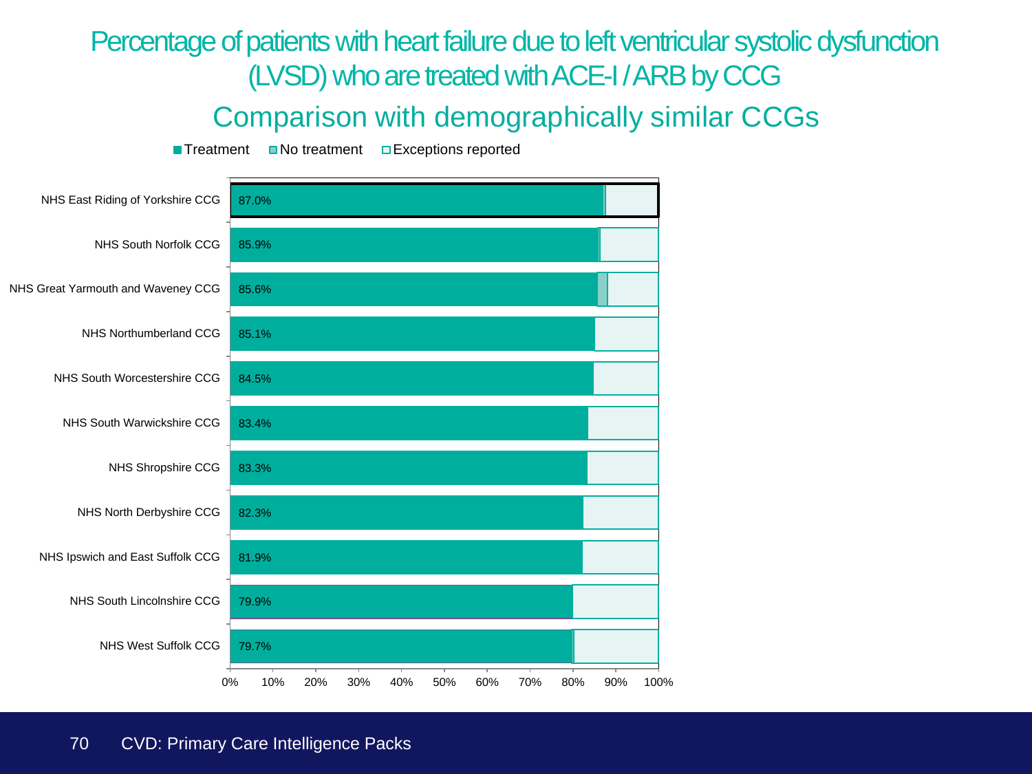# Percentage of patients with heart failure due to left ventricular systolic dysfunction (LVSD) who are treated with ACE-I / ARB by CCG

## Comparison with demographically similar CCGs

Legend: Treatment, No treatment, Exceptions reported

| CCG | Treatment |
|---|---|
| NHS East Riding of Yorkshire CCG | 87.0% |
| NHS South Norfolk CCG | 85.9% |
| NHS Great Yarmouth and Waveney CCG | 85.6% |
| NHS Northumberland CCG | 85.1% |
| NHS South Worcestershire CCG | 84.5% |
| NHS South Warwickshire CCG | 83.4% |
| NHS Shropshire CCG | 83.3% |
| NHS North Derbyshire CCG | 82.3% |
| NHS Ipswich and East Suffolk CCG | 81.9% |
| NHS South Lincolnshire CCG | 79.9% |
| NHS West Suffolk CCG | 79.7% |

CVD: Primary Care Intelligence Packs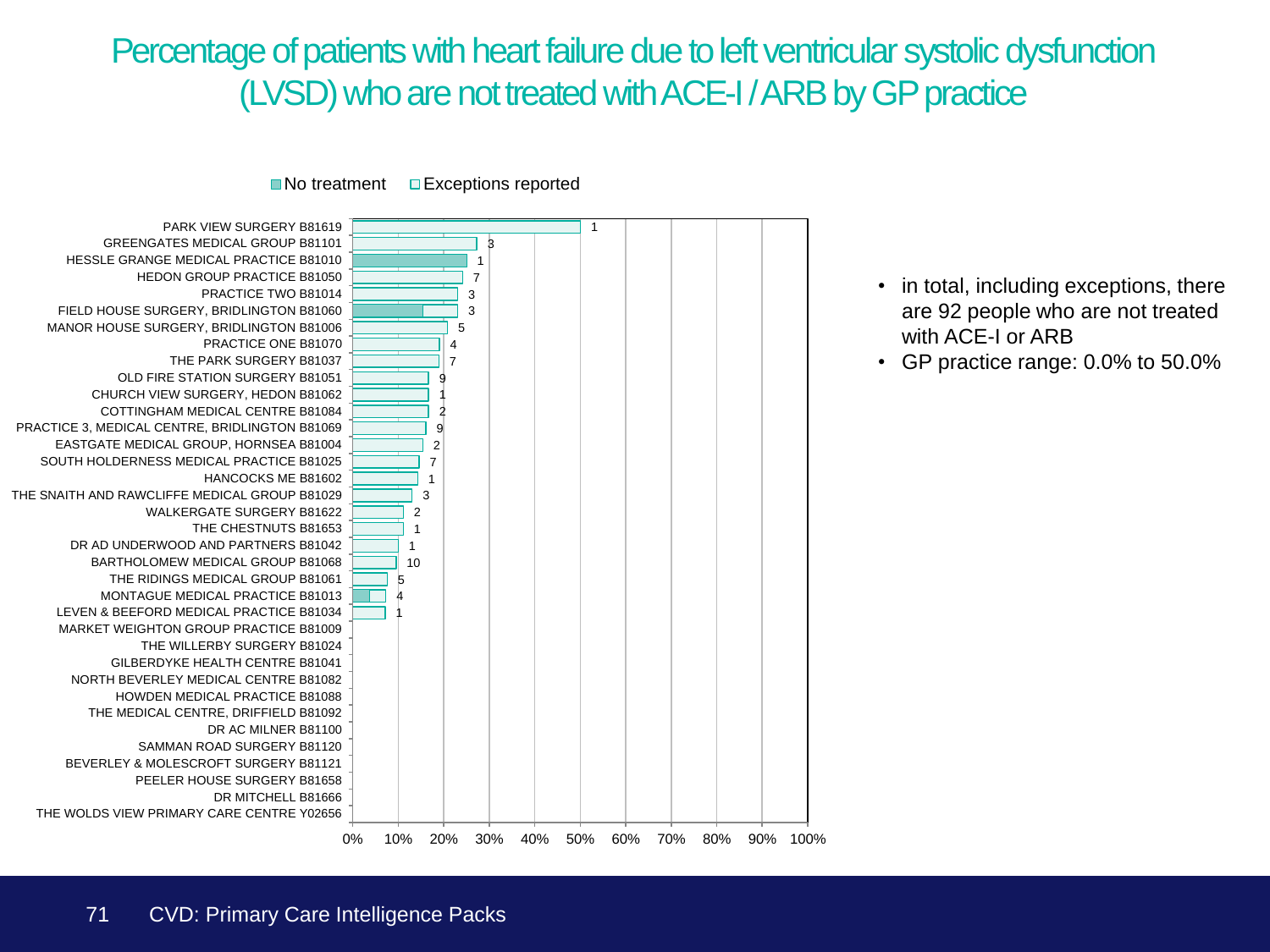# Percentage of patients with heart failure due to left ventricular systolic dysfunction (LVSD) who are not treated with ACE-I / ARB by GP practice

No treatment | Exceptions reported

| GP practice | Count |
|---|---|
| PARK VIEW SURGERY B81619 | 1 |
| GREENGATES MEDICAL GROUP B81101 | 3 |
| HESSLE GRANGE MEDICAL PRACTICE B81010 | 1 |
| HEDON GROUP PRACTICE B81050 | 7 |
| PRACTICE TWO B81014 | 3 |
| FIELD HOUSE SURGERY, BRIDLINGTON B81060 | 3 |
| MANOR HOUSE SURGERY, BRIDLINGTON B81006 | 5 |
| PRACTICE ONE B81070 | 4 |
| THE PARK SURGERY B81037 | 7 |
| OLD FIRE STATION SURGERY B81051 | 9 |
| CHURCH VIEW SURGERY, HEDON B81062 | 1 |
| COTTINGHAM MEDICAL CENTRE B81084 | 2 |
| PRACTICE 3, MEDICAL CENTRE, BRIDLINGTON B81069 | 9 |
| EASTGATE MEDICAL GROUP, HORNSEA B81004 | 2 |
| SOUTH HOLDERNESS MEDICAL PRACTICE B81025 | 7 |
| HANCOCKS ME B81602 | 1 |
| THE SNAITH AND RAWCLIFFE MEDICAL GROUP B81029 | 3 |
| WALKERGATE SURGERY B81622 | 2 |
| THE CHESTNUTS B81653 | 1 |
| DR AD UNDERWOOD AND PARTNERS B81042 | 1 |
| BARTHOLOMEW MEDICAL GROUP B81068 | 10 |
| THE RIDINGS MEDICAL GROUP B81061 | 5 |
| MONTAGUE MEDICAL PRACTICE B81013 | 4 |
| LEVEN & BEEFORD MEDICAL PRACTICE B81034 | 1 |
| MARKET WEIGHTON GROUP PRACTICE B81009 | |
| THE WILLERBY SURGERY B81024 | |
| GILBERDYKE HEALTH CENTRE B81041 | |
| NORTH BEVERLEY MEDICAL CENTRE B81082 | |
| HOWDEN MEDICAL PRACTICE B81088 | |
| THE MEDICAL CENTRE, DRIFFIELD B81092 | |
| DR AC MILNER B81100 | |
| SAMMAN ROAD SURGERY B81120 | |
| BEVERLEY & MOLESCROFT SURGERY B81121 | |
| PEELER HOUSE SURGERY B81658 | |
| DR MITCHELL B81666 | |
| THE WOLDS VIEW PRIMARY CARE CENTRE Y02656 | |

0% 10% 20% 30% 40% 50% 60% 70% 80% 90% 100%

- in total, including exceptions, there are 92 people who are not treated with ACE-I or ARB
- GP practice range: 0.0% to 50.0%

CVD: Primary Care Intelligence Packs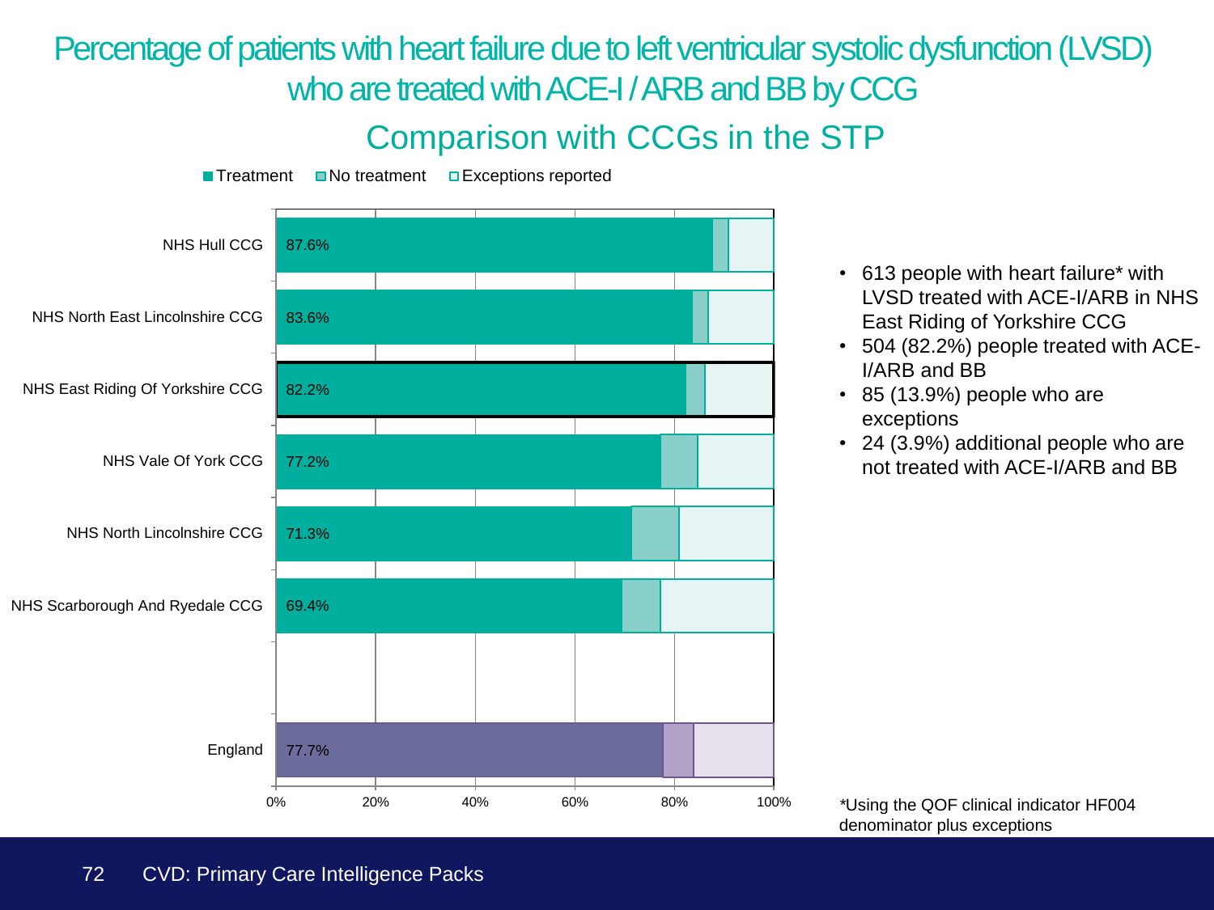# Percentage of patients with heart failure due to left ventricular systolic dysfunction (LVSD) who are treated with ACE-I / ARB and BB by CCG

## Comparison with CCGs in the STP

Treatment | No treatment | Exceptions reported

| CCG | Treatment |
|---|---|
| NHS Hull CCG | 87.6% |
| NHS North East Lincolnshire CCG | 83.6% |
| NHS East Riding Of Yorkshire CCG | 82.2% |
| NHS Vale Of York CCG | 77.2% |
| NHS North Lincolnshire CCG | 71.3% |
| NHS Scarborough And Ryedale CCG | 69.4% |
| England | 77.7% |

0% 20% 40% 60% 80% 100%

- 613 people with heart failure* with LVSD treated with ACE-I/ARB in NHS East Riding of Yorkshire CCG
- 504 (82.2%) people treated with ACE-I/ARB and BB
- 85 (13.9%) people who are exceptions
- 24 (3.9%) additional people who are not treated with ACE-I/ARB and BB

*Using the QOF clinical indicator HF004 denominator plus exceptions

CVD: Primary Care Intelligence Packs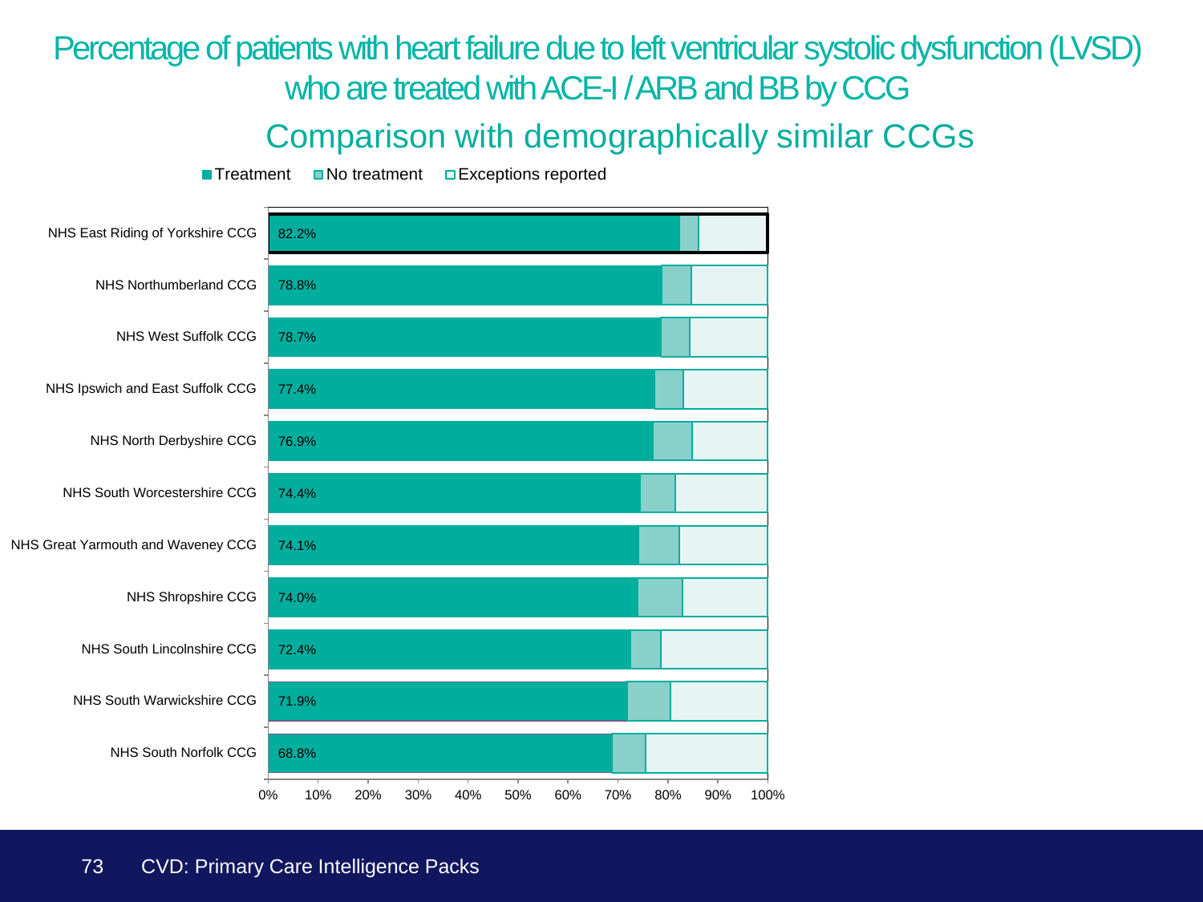# Percentage of patients with heart failure due to left ventricular systolic dysfunction (LVSD) who are treated with ACE-I / ARB and BB by CCG

## Comparison with demographically similar CCGs

Legend: Treatment, No treatment, Exceptions reported

| CCG | Treatment |
|---|---|
| NHS East Riding of Yorkshire CCG | 82.2% |
| NHS Northumberland CCG | 78.8% |
| NHS West Suffolk CCG | 78.7% |
| NHS Ipswich and East Suffolk CCG | 77.4% |
| NHS North Derbyshire CCG | 76.9% |
| NHS South Worcestershire CCG | 74.4% |
| NHS Great Yarmouth and Waveney CCG | 74.1% |
| NHS Shropshire CCG | 74.0% |
| NHS South Lincolnshire CCG | 72.4% |
| NHS South Warwickshire CCG | 71.9% |
| NHS South Norfolk CCG | 68.8% |

0% 10% 20% 30% 40% 50% 60% 70% 80% 90% 100%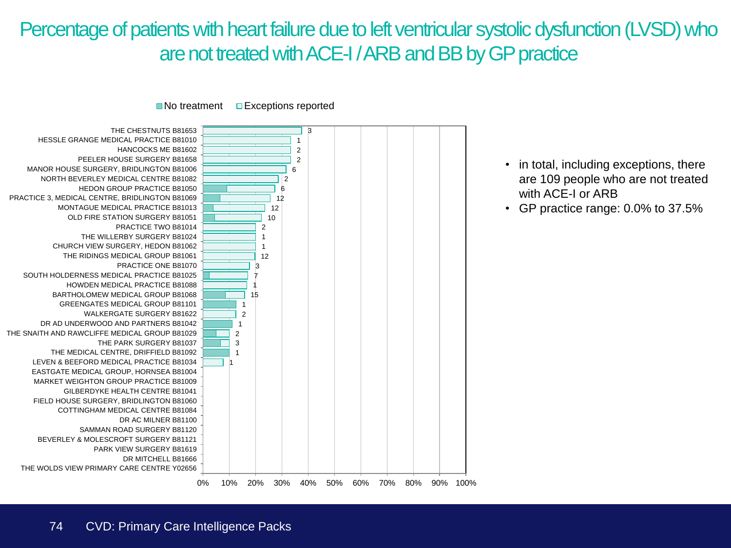# Percentage of patients with heart failure due to left ventricular systolic dysfunction (LVSD) who are not treated with ACE-I / ARB and BB by GP practice

Legend: No treatment | Exceptions reported

| GP Practice | Count |
|---|---|
| THE CHESTNUTS B81653 | 3 |
| HESSLE GRANGE MEDICAL PRACTICE B81010 | 1 |
| HANCOCKS ME B81602 | 2 |
| PEELER HOUSE SURGERY B81658 | 2 |
| MANOR HOUSE SURGERY, BRIDLINGTON B81006 | 6 |
| NORTH BEVERLEY MEDICAL CENTRE B81082 | 2 |
| HEDON GROUP PRACTICE B81050 | 6 |
| PRACTICE 3, MEDICAL CENTRE, BRIDLINGTON B81069 | 12 |
| MONTAGUE MEDICAL PRACTICE B81013 | 12 |
| OLD FIRE STATION SURGERY B81051 | 10 |
| PRACTICE TWO B81014 | 2 |
| THE WILLERBY SURGERY B81024 | 1 |
| CHURCH VIEW SURGERY, HEDON B81062 | 1 |
| THE RIDINGS MEDICAL GROUP B81061 | 12 |
| PRACTICE ONE B81070 | 3 |
| SOUTH HOLDERNESS MEDICAL PRACTICE B81025 | 7 |
| HOWDEN MEDICAL PRACTICE B81088 | 1 |
| BARTHOLOMEW MEDICAL GROUP B81068 | 15 |
| GREENGATES MEDICAL GROUP B81101 | 1 |
| WALKERGATE SURGERY B81622 | 2 |
| DR AD UNDERWOOD AND PARTNERS B81042 | 1 |
| THE SNAITH AND RAWCLIFFE MEDICAL GROUP B81029 | 2 |
| THE PARK SURGERY B81037 | 3 |
| THE MEDICAL CENTRE, DRIFFIELD B81092 | 1 |
| LEVEN & BEEFORD MEDICAL PRACTICE B81034 | 1 |
| EASTGATE MEDICAL GROUP, HORNSEA B81004 | |
| MARKET WEIGHTON GROUP PRACTICE B81009 | |
| GILBERDYKE HEALTH CENTRE B81041 | |
| FIELD HOUSE SURGERY, BRIDLINGTON B81060 | |
| COTTINGHAM MEDICAL CENTRE B81084 | |
| DR AC MILNER B81100 | |
| SAMMAN ROAD SURGERY B81120 | |
| BEVERLEY & MOLESCROFT SURGERY B81121 | |
| PARK VIEW SURGERY B81619 | |
| DR MITCHELL B81666 | |
| THE WOLDS VIEW PRIMARY CARE CENTRE Y02656 | |

- in total, including exceptions, there are 109 people who are not treated with ACE-I or ARB
- GP practice range: 0.0% to 37.5%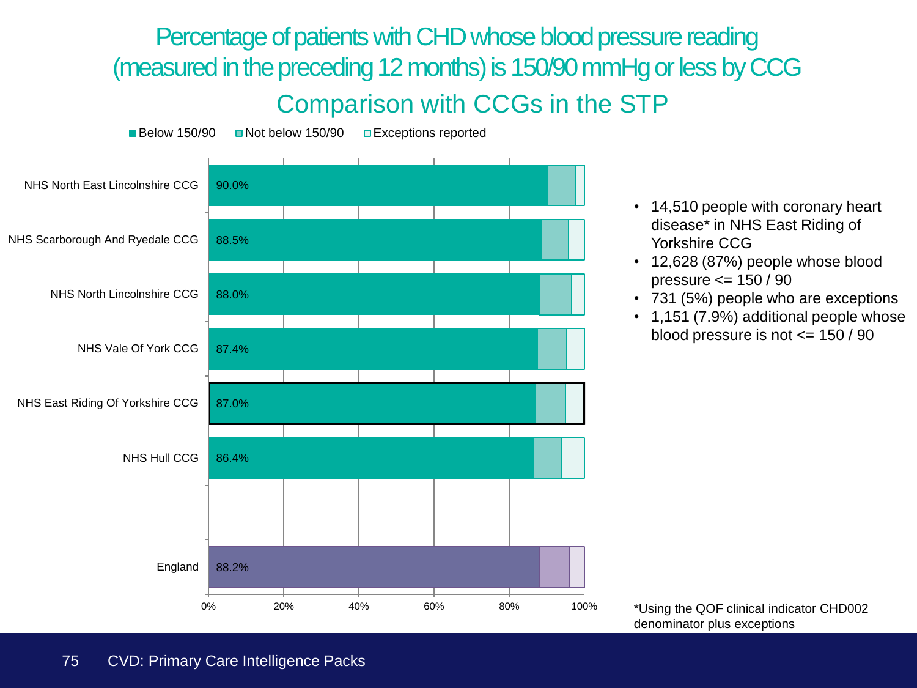# Percentage of patients with CHD whose blood pressure reading (measured in the preceding 12 months) is 150/90 mmHg or less by CCG

## Comparison with CCGs in the STP

Below 150/90 | Not below 150/90 | Exceptions reported

| CCG | Below 150/90 |
| --- | --- |
| NHS North East Lincolnshire CCG | 90.0% |
| NHS Scarborough And Ryedale CCG | 88.5% |
| NHS North Lincolnshire CCG | 88.0% |
| NHS Vale Of York CCG | 87.4% |
| NHS East Riding Of Yorkshire CCG | 87.0% |
| NHS Hull CCG | 86.4% |
| England | 88.2% |

0% 20% 40% 60% 80% 100%

- 14,510 people with coronary heart disease* in NHS East Riding of Yorkshire CCG
- 12,628 (87%) people whose blood pressure <= 150 / 90
- 731 (5%) people who are exceptions
- 1,151 (7.9%) additional people whose blood pressure is not <= 150 / 90

*Using the QOF clinical indicator CHD002 denominator plus exceptions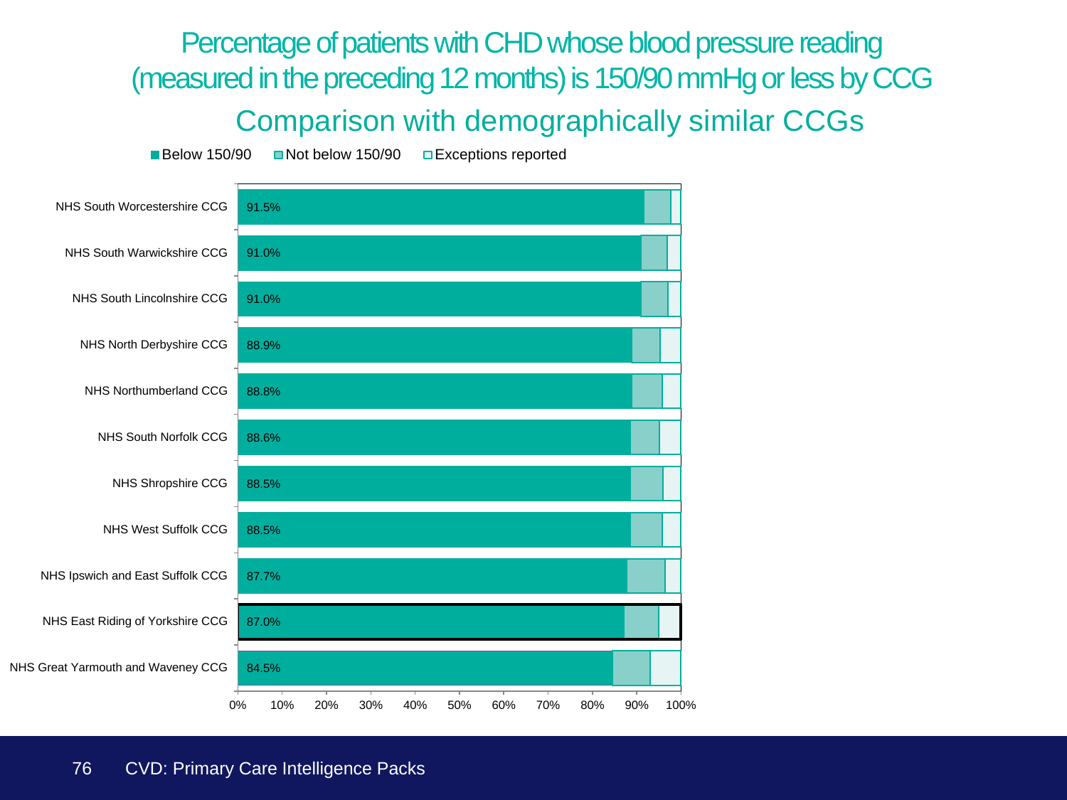# Percentage of patients with CHD whose blood pressure reading (measured in the preceding 12 months) is 150/90 mmHg or less by CCG

## Comparison with demographically similar CCGs

Below 150/90 | Not below 150/90 | Exceptions reported

| CCG | Below 150/90 |
|---|---|
| NHS South Worcestershire CCG | 91.5% |
| NHS South Warwickshire CCG | 91.0% |
| NHS South Lincolnshire CCG | 91.0% |
| NHS North Derbyshire CCG | 88.9% |
| NHS Northumberland CCG | 88.8% |
| NHS South Norfolk CCG | 88.6% |
| NHS Shropshire CCG | 88.5% |
| NHS West Suffolk CCG | 88.5% |
| NHS Ipswich and East Suffolk CCG | 87.7% |
| NHS East Riding of Yorkshire CCG | 87.0% |
| NHS Great Yarmouth and Waveney CCG | 84.5% |

0% 10% 20% 30% 40% 50% 60% 70% 80% 90% 100%

CVD: Primary Care Intelligence Packs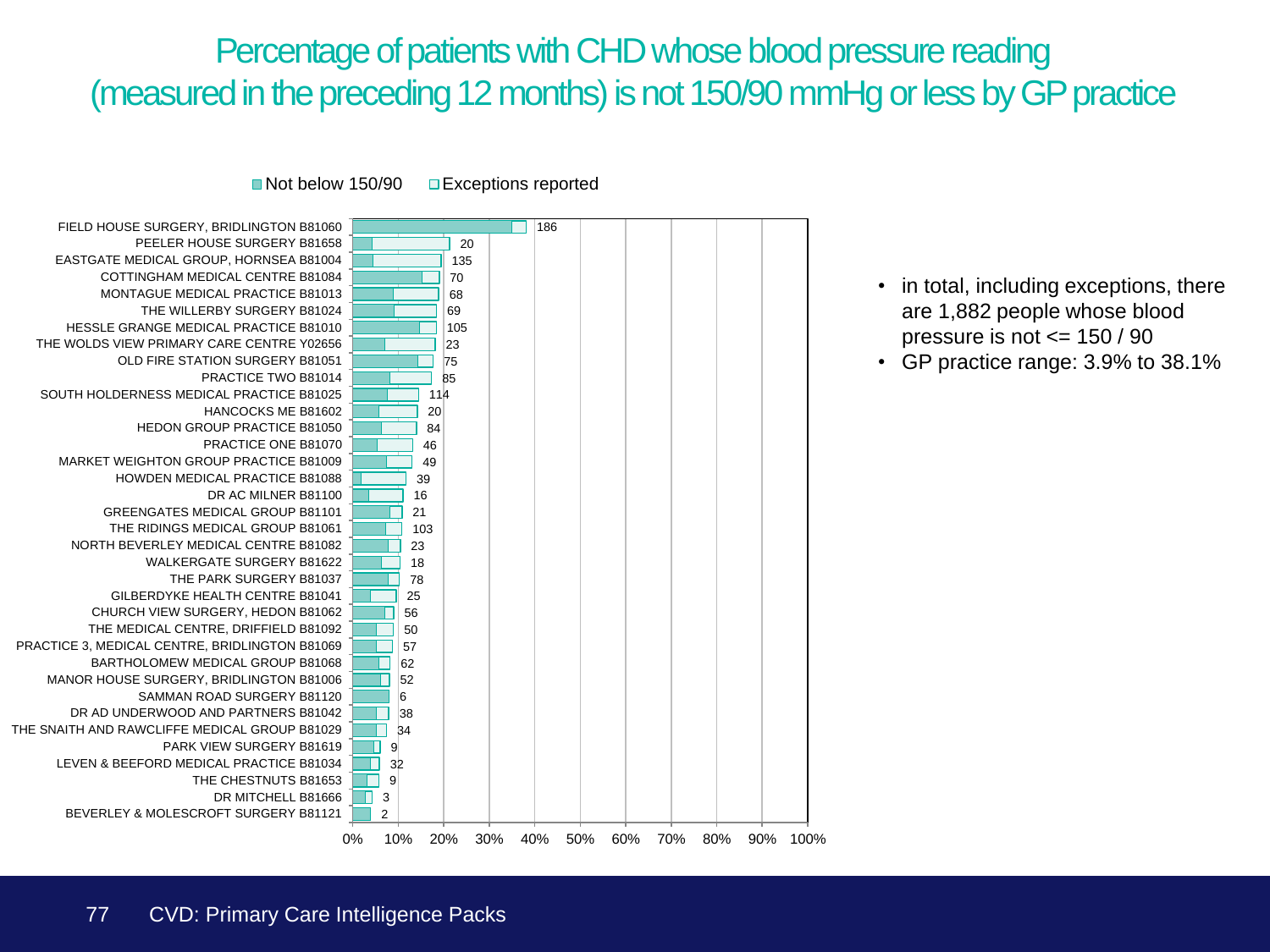# Percentage of patients with CHD whose blood pressure reading (measured in the preceding 12 months) is not 150/90 mmHg or less by GP practice

Legend: Not below 150/90 | Exceptions reported

| GP practice | Number |
|---|---|
| FIELD HOUSE SURGERY, BRIDLINGTON B81060 | 186 |
| PEELER HOUSE SURGERY B81658 | 20 |
| EASTGATE MEDICAL GROUP, HORNSEA B81004 | 135 |
| COTTINGHAM MEDICAL CENTRE B81084 | 70 |
| MONTAGUE MEDICAL PRACTICE B81013 | 68 |
| THE WILLERBY SURGERY B81024 | 69 |
| HESSLE GRANGE MEDICAL PRACTICE B81010 | 105 |
| THE WOLDS VIEW PRIMARY CARE CENTRE Y02656 | 23 |
| OLD FIRE STATION SURGERY B81051 | 75 |
| PRACTICE TWO B81014 | 85 |
| SOUTH HOLDERNESS MEDICAL PRACTICE B81025 | 114 |
| HANCOCKS ME B81602 | 20 |
| HEDON GROUP PRACTICE B81050 | 84 |
| PRACTICE ONE B81070 | 46 |
| MARKET WEIGHTON GROUP PRACTICE B81009 | 49 |
| HOWDEN MEDICAL PRACTICE B81088 | 39 |
| DR AC MILNER B81100 | 16 |
| GREENGATES MEDICAL GROUP B81101 | 21 |
| THE RIDINGS MEDICAL GROUP B81061 | 103 |
| NORTH BEVERLEY MEDICAL CENTRE B81082 | 23 |
| WALKERGATE SURGERY B81622 | 18 |
| THE PARK SURGERY B81037 | 78 |
| GILBERDYKE HEALTH CENTRE B81041 | 25 |
| CHURCH VIEW SURGERY, HEDON B81062 | 56 |
| THE MEDICAL CENTRE, DRIFFIELD B81092 | 50 |
| PRACTICE 3, MEDICAL CENTRE, BRIDLINGTON B81069 | 57 |
| BARTHOLOMEW MEDICAL GROUP B81068 | 62 |
| MANOR HOUSE SURGERY, BRIDLINGTON B81006 | 52 |
| SAMMAN ROAD SURGERY B81120 | 6 |
| DR AD UNDERWOOD AND PARTNERS B81042 | 38 |
| THE SNAITH AND RAWCLIFFE MEDICAL GROUP B81029 | 34 |
| PARK VIEW SURGERY B81619 | 9 |
| LEVEN & BEEFORD MEDICAL PRACTICE B81034 | 32 |
| THE CHESTNUTS B81653 | 9 |
| DR MITCHELL B81666 | 3 |
| BEVERLEY & MOLESCROFT SURGERY B81121 | 2 |

X-axis: 0% to 100%

- in total, including exceptions, there are 1,882 people whose blood pressure is not <= 150 / 90
- GP practice range: 3.9% to 38.1%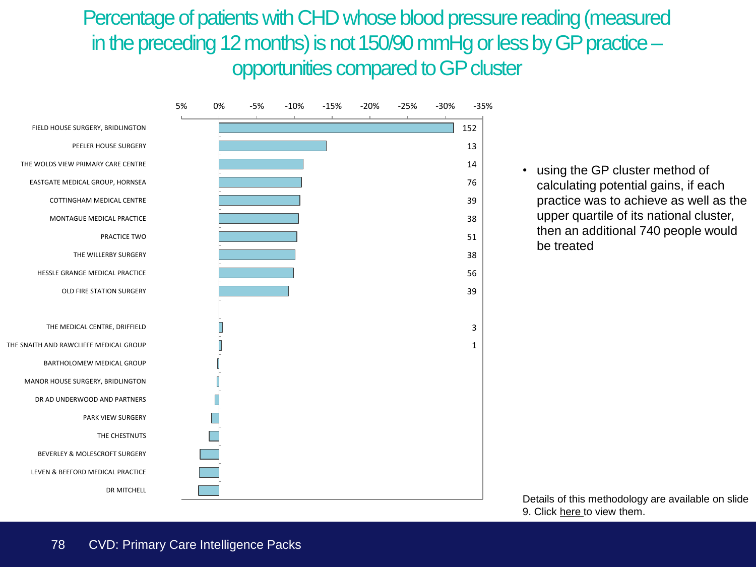# Percentage of patients with CHD whose blood pressure reading (measured in the preceding 12 months) is not 150/90 mmHg or less by GP practice – opportunities compared to GP cluster

| Practice | Value |
|---|---|
| FIELD HOUSE SURGERY, BRIDLINGTON | 152 |
| PEELER HOUSE SURGERY | 13 |
| THE WOLDS VIEW PRIMARY CARE CENTRE | 14 |
| EASTGATE MEDICAL GROUP, HORNSEA | 76 |
| COTTINGHAM MEDICAL CENTRE | 39 |
| MONTAGUE MEDICAL PRACTICE | 38 |
| PRACTICE TWO | 51 |
| THE WILLERBY SURGERY | 38 |
| HESSLE GRANGE MEDICAL PRACTICE | 56 |
| OLD FIRE STATION SURGERY | 39 |
| THE MEDICAL CENTRE, DRIFFIELD | 3 |
| THE SNAITH AND RAWCLIFFE MEDICAL GROUP | 1 |
| BARTHOLOMEW MEDICAL GROUP | |
| MANOR HOUSE SURGERY, BRIDLINGTON | |
| DR AD UNDERWOOD AND PARTNERS | |
| PARK VIEW SURGERY | |
| THE CHESTNUTS | |
| BEVERLEY & MOLESCROFT SURGERY | |
| LEVEN & BEEFORD MEDICAL PRACTICE | |
| DR MITCHELL | |

- using the GP cluster method of calculating potential gains, if each practice was to achieve as well as the upper quartile of its national cluster, then an additional 740 people would be treated

Details of this methodology are available on slide 9. Click here to view them.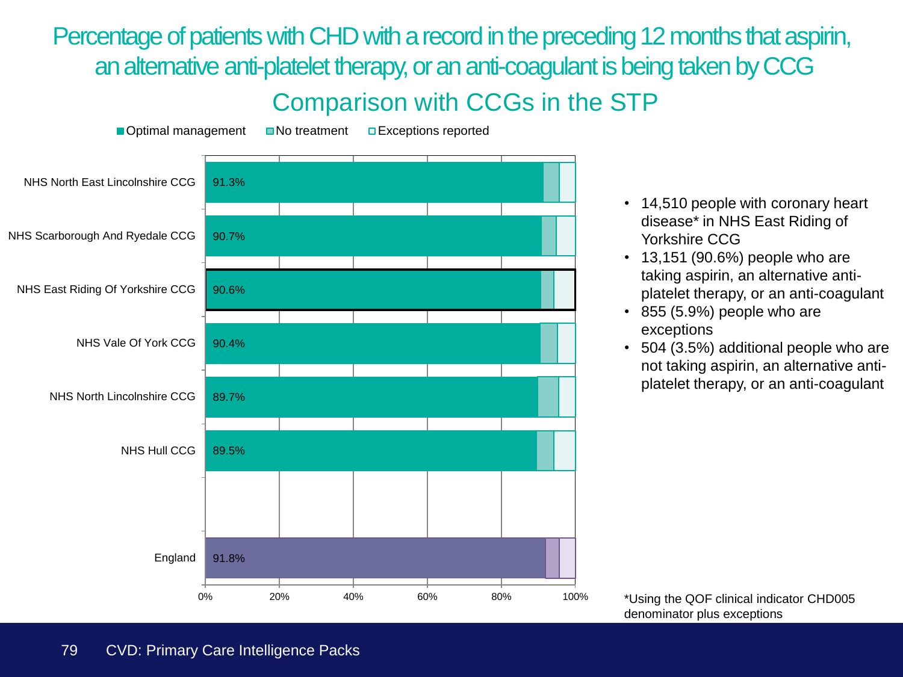# Percentage of patients with CHD with a record in the preceding 12 months that aspirin, an alternative anti-platelet therapy, or an anti-coagulant is being taken by CCG

## Comparison with CCGs in the STP

■ Optimal management ■ No treatment □ Exceptions reported

| CCG | Optimal management |
| --- | --- |
| NHS North East Lincolnshire CCG | 91.3% |
| NHS Scarborough And Ryedale CCG | 90.7% |
| NHS East Riding Of Yorkshire CCG | 90.6% |
| NHS Vale Of York CCG | 90.4% |
| NHS North Lincolnshire CCG | 89.7% |
| NHS Hull CCG | 89.5% |
| England | 91.8% |

0% 20% 40% 60% 80% 100%

- 14,510 people with coronary heart disease* in NHS East Riding of Yorkshire CCG
- 13,151 (90.6%) people who are taking aspirin, an alternative anti-platelet therapy, or an anti-coagulant
- 855 (5.9%) people who are exceptions
- 504 (3.5%) additional people who are not taking aspirin, an alternative anti-platelet therapy, or an anti-coagulant

*Using the QOF clinical indicator CHD005 denominator plus exceptions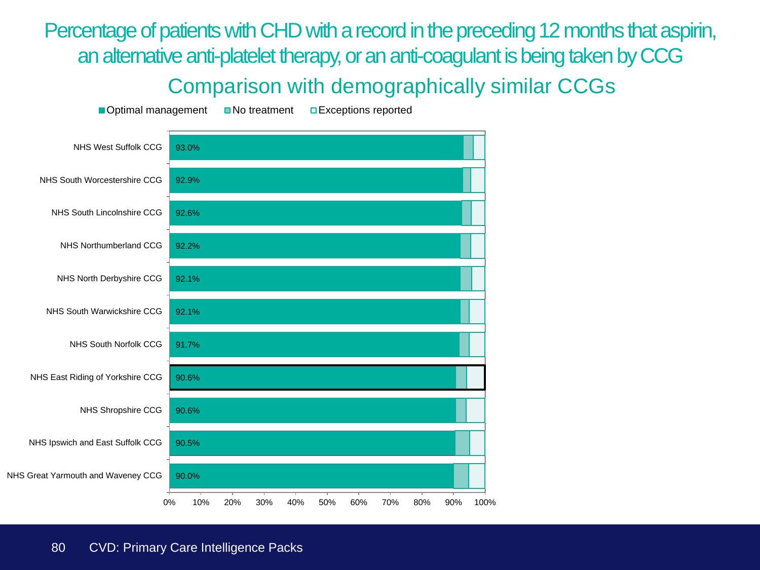# Percentage of patients with CHD with a record in the preceding 12 months that aspirin, an alternative anti-platelet therapy, or an anti-coagulant is being taken by CCG

## Comparison with demographically similar CCGs

Legend: Optimal management | No treatment | Exceptions reported

| CCG | Optimal management |
|---|---|
| NHS West Suffolk CCG | 93.0% |
| NHS South Worcestershire CCG | 92.9% |
| NHS South Lincolnshire CCG | 92.6% |
| NHS Northumberland CCG | 92.2% |
| NHS North Derbyshire CCG | 92.1% |
| NHS South Warwickshire CCG | 92.1% |
| NHS South Norfolk CCG | 91.7% |
| NHS East Riding of Yorkshire CCG | 90.6% |
| NHS Shropshire CCG | 90.6% |
| NHS Ipswich and East Suffolk CCG | 90.5% |
| NHS Great Yarmouth and Waveney CCG | 90.0% |

CVD: Primary Care Intelligence Packs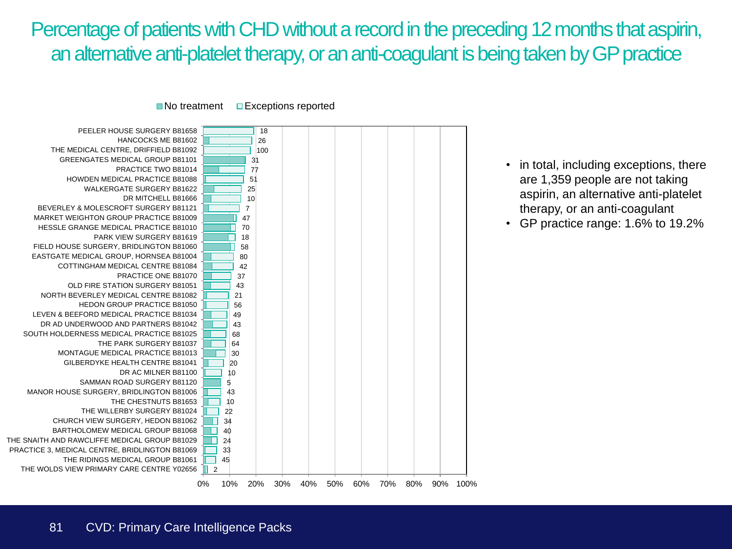# Percentage of patients with CHD without a record in the preceding 12 months that aspirin, an alternative anti-platelet therapy, or an anti-coagulant is being taken by GP practice

No treatment / Exceptions reported

| GP practice | Number |
|---|---|
| PEELER HOUSE SURGERY B81658 | 18 |
| HANCOCKS ME B81602 | 26 |
| THE MEDICAL CENTRE, DRIFFIELD B81092 | 100 |
| GREENGATES MEDICAL GROUP B81101 | 31 |
| PRACTICE TWO B81014 | 77 |
| HOWDEN MEDICAL PRACTICE B81088 | 51 |
| WALKERGATE SURGERY B81622 | 25 |
| DR MITCHELL B81666 | 10 |
| BEVERLEY & MOLESCROFT SURGERY B81121 | 7 |
| MARKET WEIGHTON GROUP PRACTICE B81009 | 47 |
| HESSLE GRANGE MEDICAL PRACTICE B81010 | 70 |
| PARK VIEW SURGERY B81619 | 18 |
| FIELD HOUSE SURGERY, BRIDLINGTON B81060 | 58 |
| EASTGATE MEDICAL GROUP, HORNSEA B81004 | 80 |
| COTTINGHAM MEDICAL CENTRE B81084 | 42 |
| PRACTICE ONE B81070 | 37 |
| OLD FIRE STATION SURGERY B81051 | 43 |
| NORTH BEVERLEY MEDICAL CENTRE B81082 | 21 |
| HEDON GROUP PRACTICE B81050 | 56 |
| LEVEN & BEEFORD MEDICAL PRACTICE B81034 | 49 |
| DR AD UNDERWOOD AND PARTNERS B81042 | 43 |
| SOUTH HOLDERNESS MEDICAL PRACTICE B81025 | 68 |
| THE PARK SURGERY B81037 | 64 |
| MONTAGUE MEDICAL PRACTICE B81013 | 30 |
| GILBERDYKE HEALTH CENTRE B81041 | 20 |
| DR AC MILNER B81100 | 10 |
| SAMMAN ROAD SURGERY B81120 | 5 |
| MANOR HOUSE SURGERY, BRIDLINGTON B81006 | 43 |
| THE CHESTNUTS B81653 | 10 |
| THE WILLERBY SURGERY B81024 | 22 |
| CHURCH VIEW SURGERY, HEDON B81062 | 34 |
| BARTHOLOMEW MEDICAL GROUP B81068 | 40 |
| THE SNAITH AND RAWCLIFFE MEDICAL GROUP B81029 | 24 |
| PRACTICE 3, MEDICAL CENTRE, BRIDLINGTON B81069 | 33 |
| THE RIDINGS MEDICAL GROUP B81061 | 45 |
| THE WOLDS VIEW PRIMARY CARE CENTRE Y02656 | 2 |

- in total, including exceptions, there are 1,359 people are not taking aspirin, an alternative anti-platelet therapy, or an anti-coagulant
- GP practice range: 1.6% to 19.2%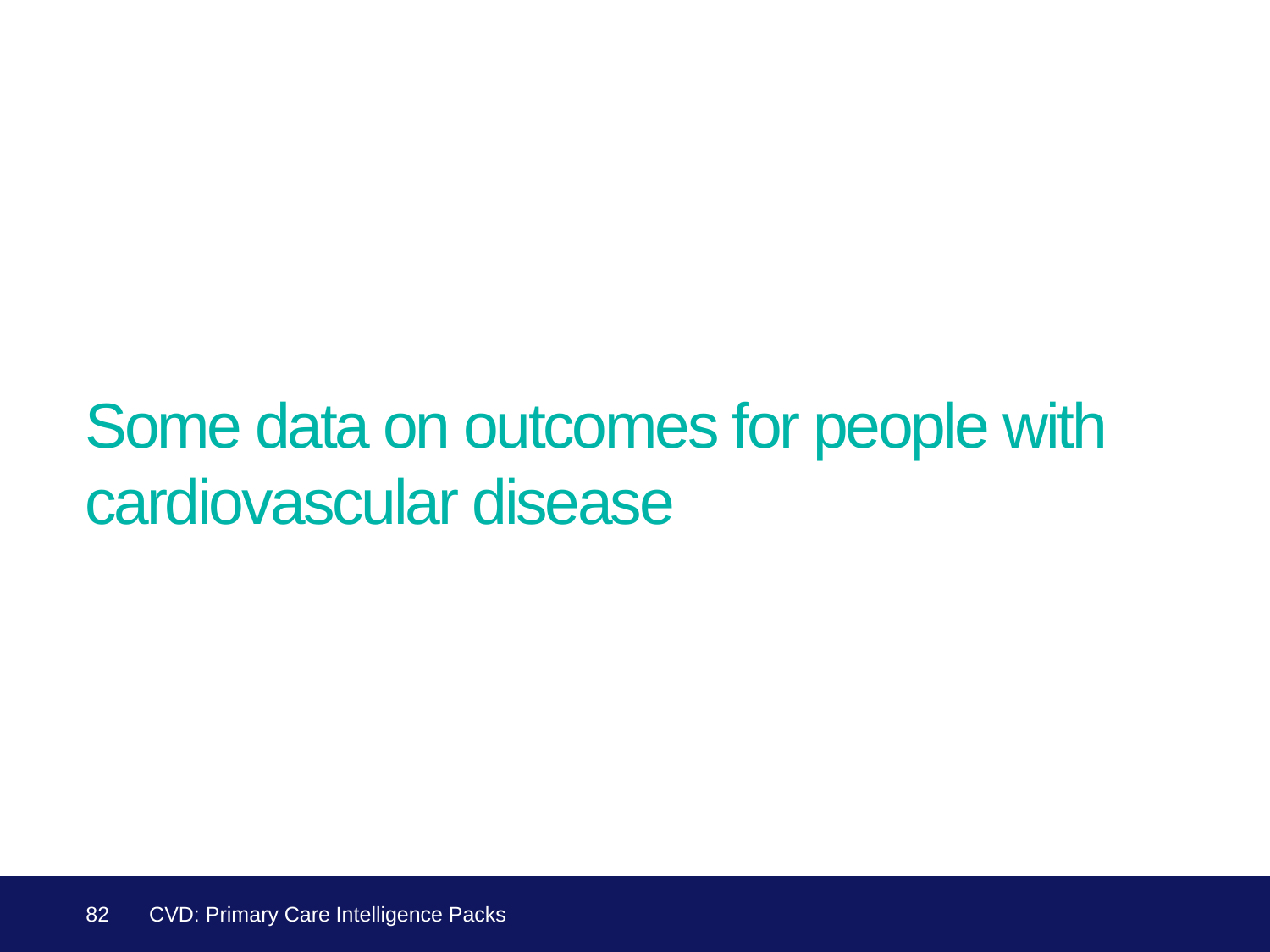# Some data on outcomes for people with cardiovascular disease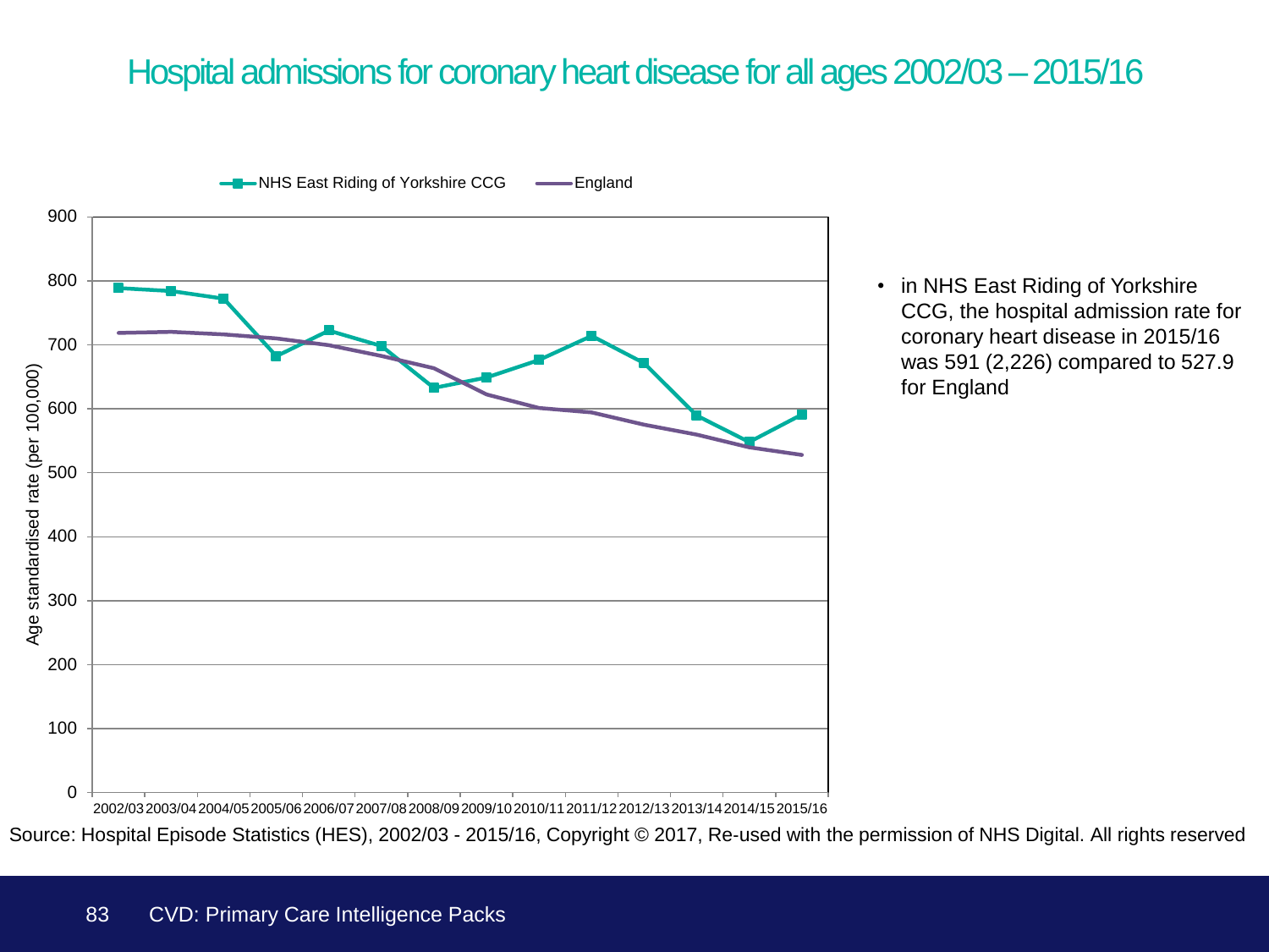# Hospital admissions for coronary heart disease for all ages 2002/03 – 2015/16

- in NHS East Riding of Yorkshire CCG, the hospital admission rate for coronary heart disease in 2015/16 was 591 (2,226) compared to 527.9 for England

Source: Hospital Episode Statistics (HES), 2002/03 - 2015/16, Copyright © 2017, Re-used with the permission of NHS Digital. All rights reserved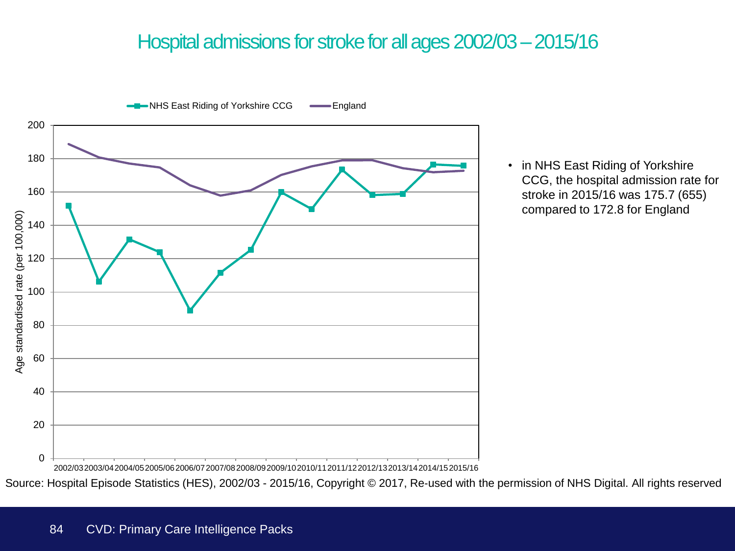# Hospital admissions for stroke for all ages 2002/03 – 2015/16

- in NHS East Riding of Yorkshire CCG, the hospital admission rate for stroke in 2015/16 was 175.7 (655) compared to 172.8 for England

Source: Hospital Episode Statistics (HES), 2002/03 - 2015/16, Copyright © 2017, Re-used with the permission of NHS Digital. All rights reserved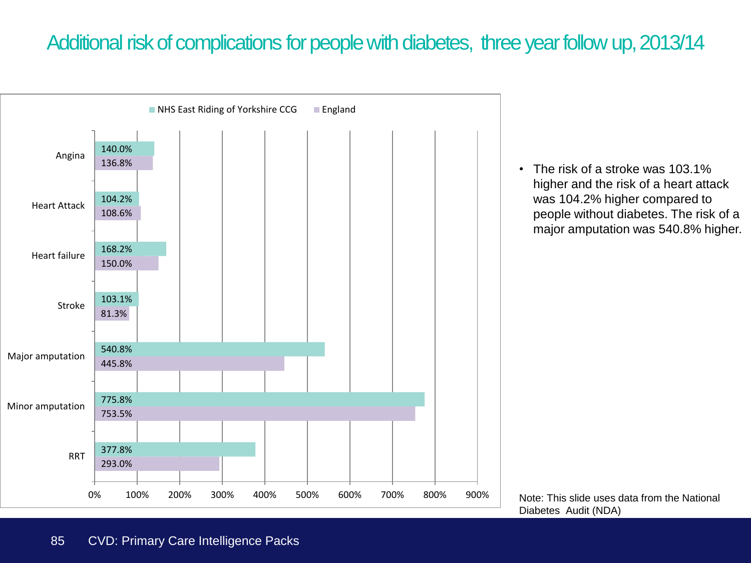# Additional risk of complications for people with diabetes, three year follow up, 2013/14

| | NHS East Riding of Yorkshire CCG | England |
|---|---|---|
| Angina | 140.0% | 136.8% |
| Heart Attack | 104.2% | 108.6% |
| Heart failure | 168.2% | 150.0% |
| Stroke | 103.1% | 81.3% |
| Major amputation | 540.8% | 445.8% |
| Minor amputation | 775.8% | 753.5% |
| RRT | 377.8% | 293.0% |

- The risk of a stroke was 103.1% higher and the risk of a heart attack was 104.2% higher compared to people without diabetes. The risk of a major amputation was 540.8% higher.

Note: This slide uses data from the National Diabetes Audit (NDA)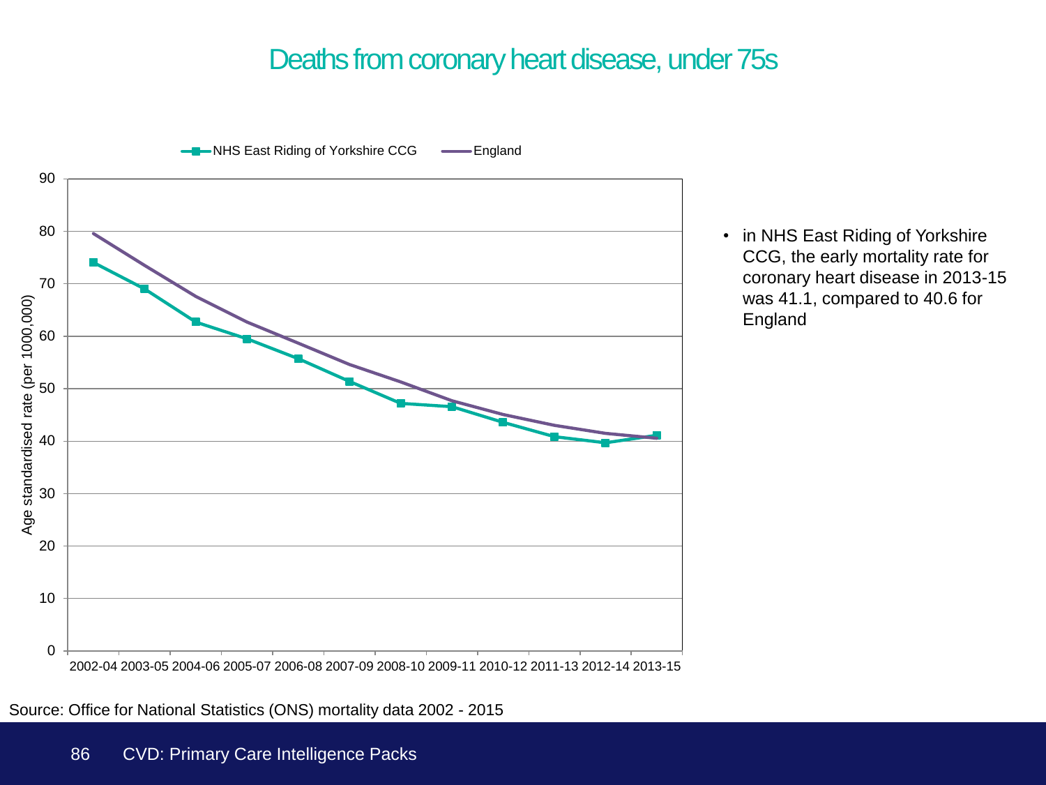# Deaths from coronary heart disease, under 75s

- in NHS East Riding of Yorkshire CCG, the early mortality rate for coronary heart disease in 2013-15 was 41.1, compared to 40.6 for England

Source: Office for National Statistics (ONS) mortality data 2002 - 2015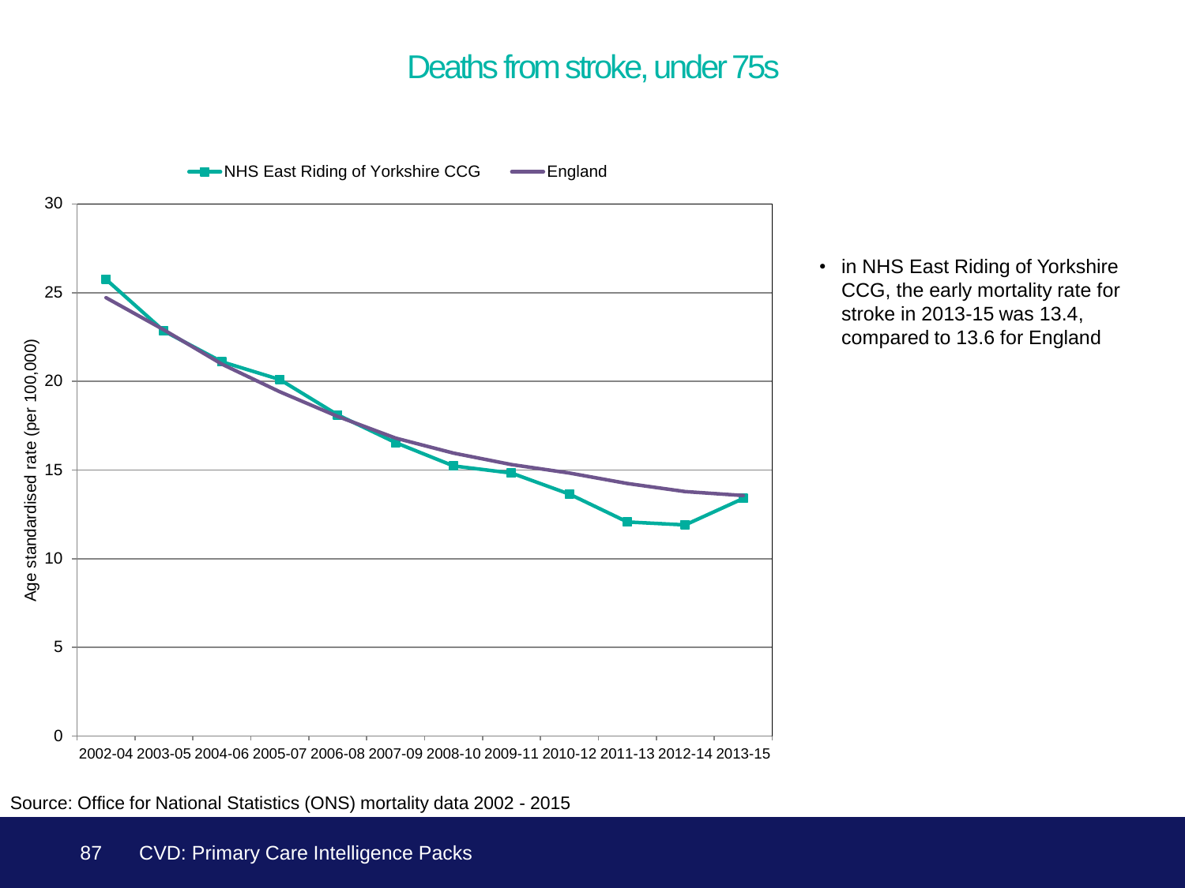# Deaths from stroke, under 75s

NHS East Riding of Yorkshire CCG — England

Age standardised rate (per 100,000)

30, 25, 20, 15, 10, 5, 0

2002-04 2003-05 2004-06 2005-07 2006-08 2007-09 2008-10 2009-11 2010-12 2011-13 2012-14 2013-15

- in NHS East Riding of Yorkshire CCG, the early mortality rate for stroke in 2013-15 was 13.4, compared to 13.6 for England

Source: Office for National Statistics (ONS) mortality data 2002 - 2015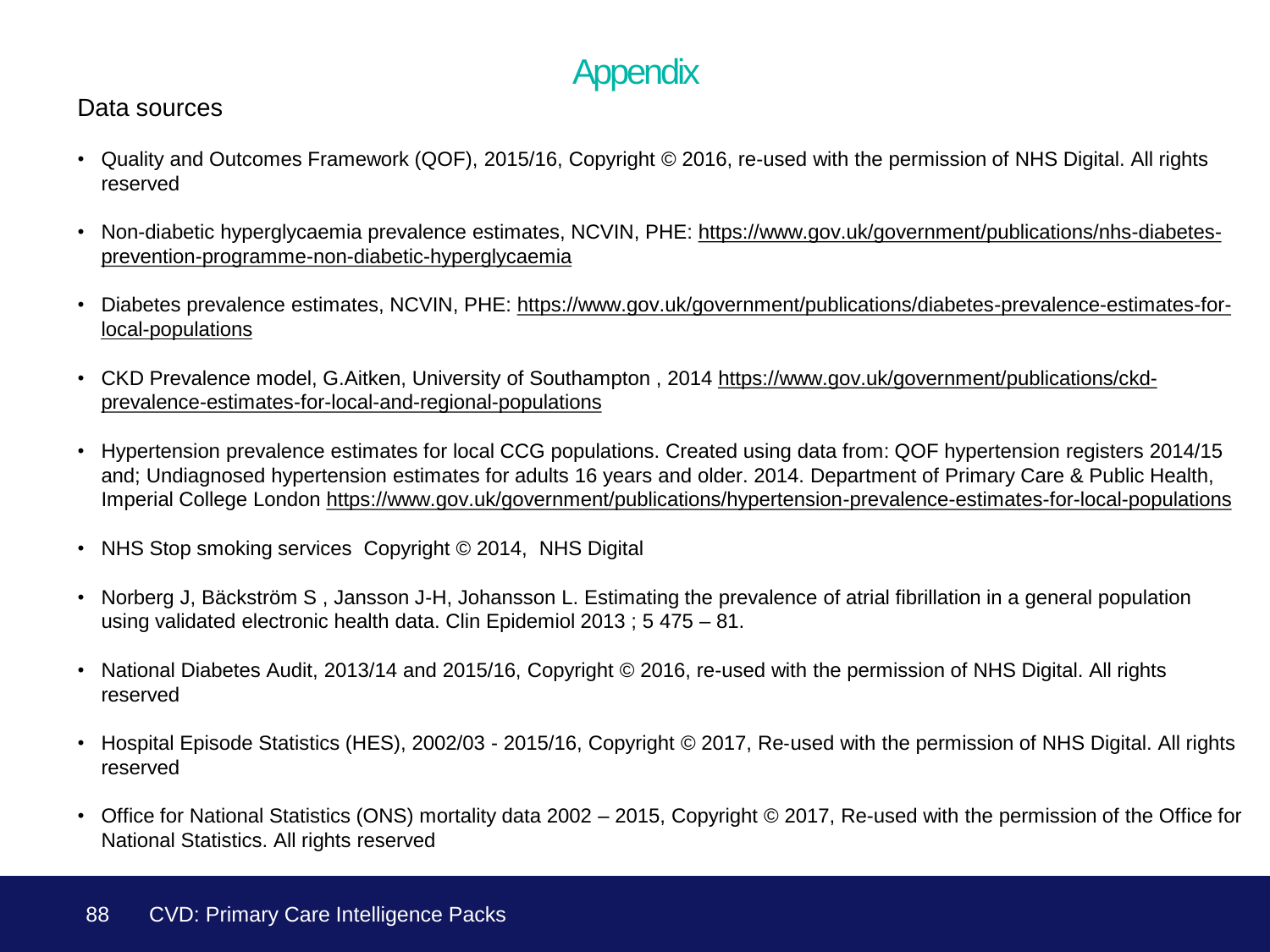# Appendix

## Data sources

- Quality and Outcomes Framework (QOF), 2015/16, Copyright © 2016, re-used with the permission of NHS Digital. All rights reserved
- Non-diabetic hyperglycaemia prevalence estimates, NCVIN, PHE: https://www.gov.uk/government/publications/nhs-diabetes-prevention-programme-non-diabetic-hyperglycaemia
- Diabetes prevalence estimates, NCVIN, PHE: https://www.gov.uk/government/publications/diabetes-prevalence-estimates-for-local-populations
- CKD Prevalence model, G.Aitken, University of Southampton , 2014 https://www.gov.uk/government/publications/ckd-prevalence-estimates-for-local-and-regional-populations
- Hypertension prevalence estimates for local CCG populations. Created using data from: QOF hypertension registers 2014/15 and; Undiagnosed hypertension estimates for adults 16 years and older. 2014. Department of Primary Care & Public Health, Imperial College London https://www.gov.uk/government/publications/hypertension-prevalence-estimates-for-local-populations
- NHS Stop smoking services Copyright © 2014, NHS Digital
- Norberg J, Bäckström S , Jansson J-H, Johansson L. Estimating the prevalence of atrial fibrillation in a general population using validated electronic health data. Clin Epidemiol 2013 ; 5 475 – 81.
- National Diabetes Audit, 2013/14 and 2015/16, Copyright © 2016, re-used with the permission of NHS Digital. All rights reserved
- Hospital Episode Statistics (HES), 2002/03 - 2015/16, Copyright © 2017, Re-used with the permission of NHS Digital. All rights reserved
- Office for National Statistics (ONS) mortality data 2002 – 2015, Copyright © 2017, Re-used with the permission of the Office for National Statistics. All rights reserved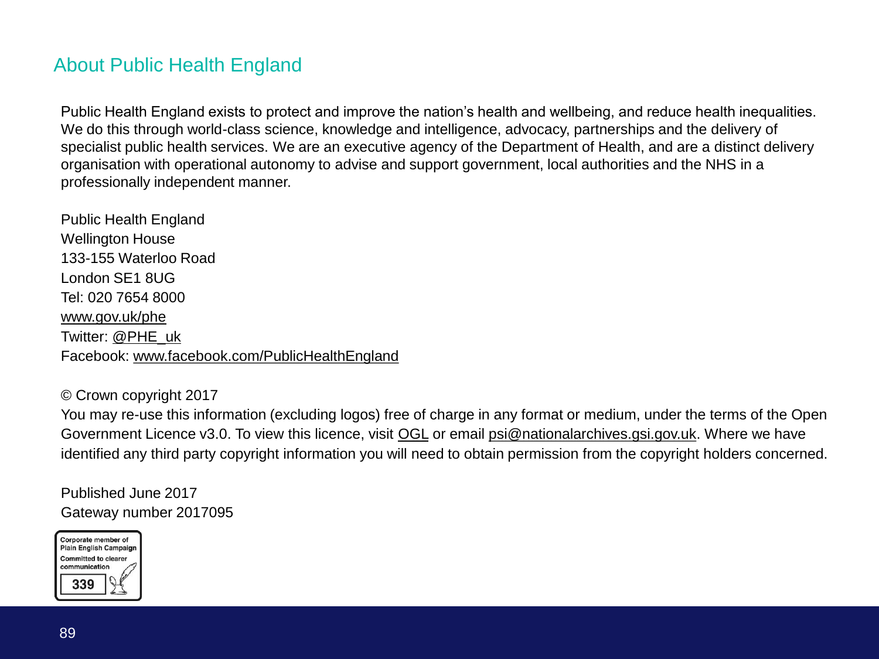## About Public Health England

Public Health England exists to protect and improve the nation's health and wellbeing, and reduce health inequalities. We do this through world-class science, knowledge and intelligence, advocacy, partnerships and the delivery of specialist public health services. We are an executive agency of the Department of Health, and are a distinct delivery organisation with operational autonomy to advise and support government, local authorities and the NHS in a professionally independent manner.

Public Health England
Wellington House
133-155 Waterloo Road
London SE1 8UG
Tel: 020 7654 8000
www.gov.uk/phe
Twitter: @PHE_uk
Facebook: www.facebook.com/PublicHealthEngland

© Crown copyright 2017
You may re-use this information (excluding logos) free of charge in any format or medium, under the terms of the Open Government Licence v3.0. To view this licence, visit OGL or email psi@nationalarchives.gsi.gov.uk. Where we have identified any third party copyright information you will need to obtain permission from the copyright holders concerned.

Published June 2017
Gateway number 2017095

Corporate member of Plain English Campaign
Committed to clearer communication
339